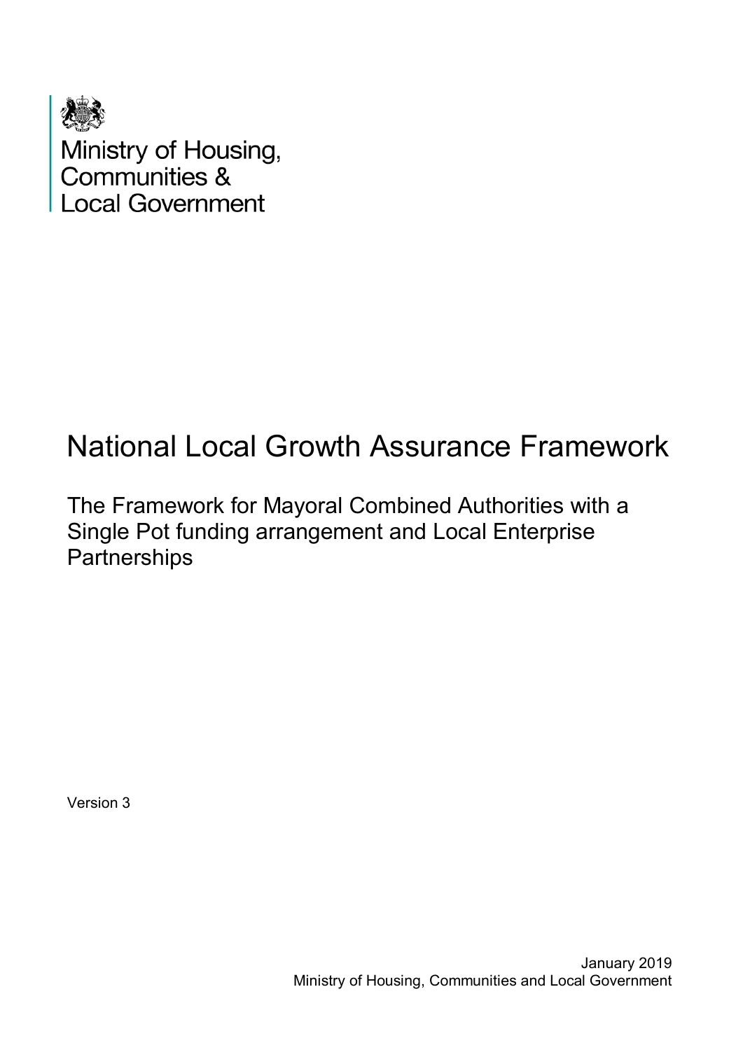Ministry of Housing, Communities & Local Government

# National Local Growth Assurance Framework

## The Framework for Mayoral Combined Authorities with a Single Pot funding arrangement and Local Enterprise Partnerships

Version 3

January 2019
Ministry of Housing, Communities and Local Government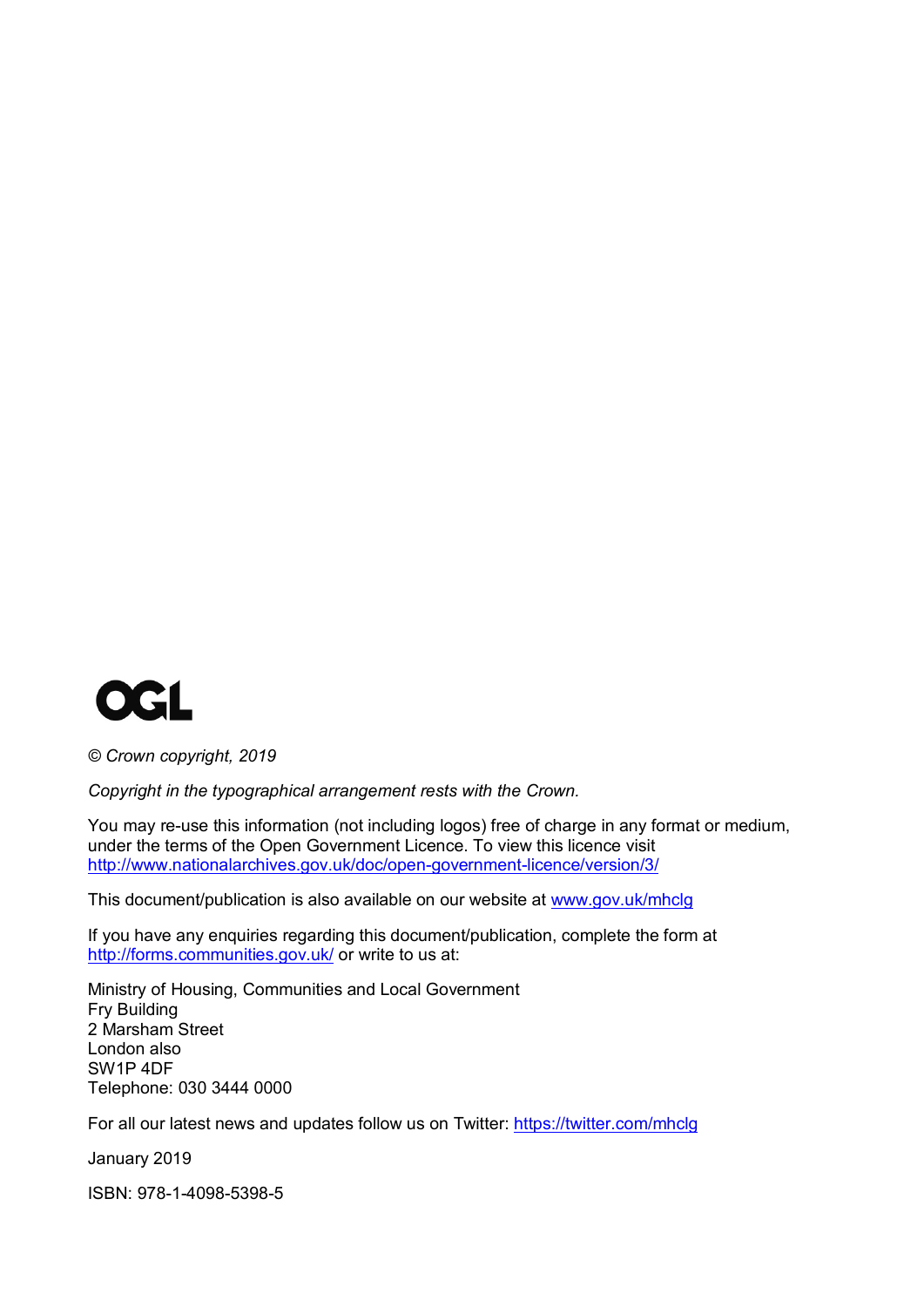OGL

*© Crown copyright, 2019*

*Copyright in the typographical arrangement rests with the Crown.*

You may re-use this information (not including logos) free of charge in any format or medium, under the terms of the Open Government Licence. To view this licence visit http://www.nationalarchives.gov.uk/doc/open-government-licence/version/3/

This document/publication is also available on our website at www.gov.uk/mhclg

If you have any enquiries regarding this document/publication, complete the form at http://forms.communities.gov.uk/ or write to us at:

Ministry of Housing, Communities and Local Government
Fry Building
2 Marsham Street
London also
SW1P 4DF
Telephone: 030 3444 0000

For all our latest news and updates follow us on Twitter: https://twitter.com/mhclg

January 2019

ISBN: 978-1-4098-5398-5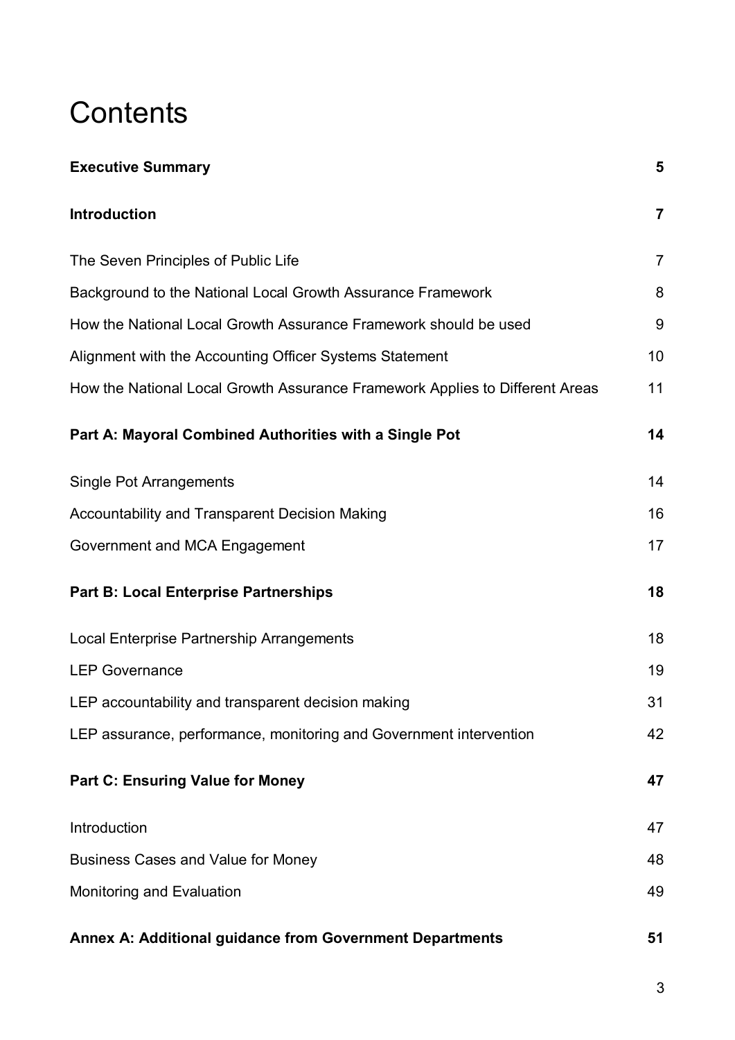# Contents

| | |
|---|---|
| **Executive Summary** | **5** |
| **Introduction** | **7** |
| The Seven Principles of Public Life | 7 |
| Background to the National Local Growth Assurance Framework | 8 |
| How the National Local Growth Assurance Framework should be used | 9 |
| Alignment with the Accounting Officer Systems Statement | 10 |
| How the National Local Growth Assurance Framework Applies to Different Areas | 11 |
| **Part A: Mayoral Combined Authorities with a Single Pot** | **14** |
| Single Pot Arrangements | 14 |
| Accountability and Transparent Decision Making | 16 |
| Government and MCA Engagement | 17 |
| **Part B: Local Enterprise Partnerships** | **18** |
| Local Enterprise Partnership Arrangements | 18 |
| LEP Governance | 19 |
| LEP accountability and transparent decision making | 31 |
| LEP assurance, performance, monitoring and Government intervention | 42 |
| **Part C: Ensuring Value for Money** | **47** |
| Introduction | 47 |
| Business Cases and Value for Money | 48 |
| Monitoring and Evaluation | 49 |
| **Annex A: Additional guidance from Government Departments** | **51** |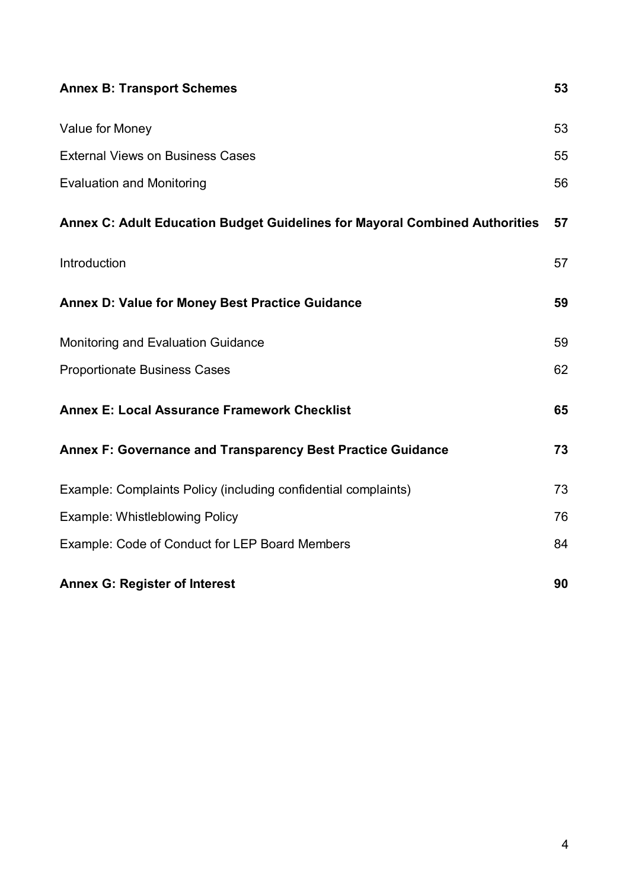**Annex B: Transport Schemes** 53

Value for Money 53

External Views on Business Cases 55

Evaluation and Monitoring 56

**Annex C: Adult Education Budget Guidelines for Mayoral Combined Authorities** 57

Introduction 57

**Annex D: Value for Money Best Practice Guidance** 59

Monitoring and Evaluation Guidance 59

Proportionate Business Cases 62

**Annex E: Local Assurance Framework Checklist** 65

**Annex F: Governance and Transparency Best Practice Guidance** 73

Example: Complaints Policy (including confidential complaints) 73

Example: Whistleblowing Policy 76

Example: Code of Conduct for LEP Board Members 84

**Annex G: Register of Interest** 90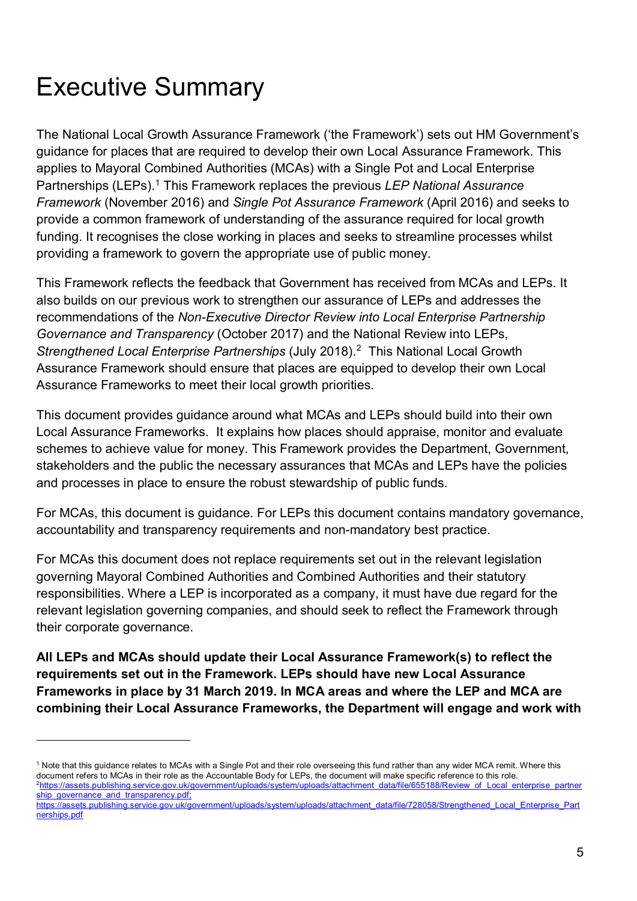# Executive Summary

The National Local Growth Assurance Framework ('the Framework') sets out HM Government's guidance for places that are required to develop their own Local Assurance Framework. This applies to Mayoral Combined Authorities (MCAs) with a Single Pot and Local Enterprise Partnerships (LEPs).[1] This Framework replaces the previous *LEP National Assurance Framework* (November 2016) and *Single Pot Assurance Framework* (April 2016) and seeks to provide a common framework of understanding of the assurance required for local growth funding. It recognises the close working in places and seeks to streamline processes whilst providing a framework to govern the appropriate use of public money.

This Framework reflects the feedback that Government has received from MCAs and LEPs. It also builds on our previous work to strengthen our assurance of LEPs and addresses the recommendations of the *Non-Executive Director Review into Local Enterprise Partnership Governance and Transparency* (October 2017) and the National Review into LEPs, *Strengthened Local Enterprise Partnerships* (July 2018).[2] This National Local Growth Assurance Framework should ensure that places are equipped to develop their own Local Assurance Frameworks to meet their local growth priorities.

This document provides guidance around what MCAs and LEPs should build into their own Local Assurance Frameworks. It explains how places should appraise, monitor and evaluate schemes to achieve value for money. This Framework provides the Department, Government, stakeholders and the public the necessary assurances that MCAs and LEPs have the policies and processes in place to ensure the robust stewardship of public funds.

For MCAs, this document is guidance. For LEPs this document contains mandatory governance, accountability and transparency requirements and non-mandatory best practice.

For MCAs this document does not replace requirements set out in the relevant legislation governing Mayoral Combined Authorities and Combined Authorities and their statutory responsibilities. Where a LEP is incorporated as a company, it must have due regard for the relevant legislation governing companies, and should seek to reflect the Framework through their corporate governance.

**All LEPs and MCAs should update their Local Assurance Framework(s) to reflect the requirements set out in the Framework. LEPs should have new Local Assurance Frameworks in place by 31 March 2019. In MCA areas and where the LEP and MCA are combining their Local Assurance Frameworks, the Department will engage and work with**

---

[1] Note that this guidance relates to MCAs with a Single Pot and their role overseeing this fund rather than any wider MCA remit. Where this document refers to MCAs in their role as the Accountable Body for LEPs, the document will make specific reference to this role.

[2] https://assets.publishing.service.gov.uk/government/uploads/system/uploads/attachment_data/file/655188/Review_of_Local_enterprise_partnership_governance_and_transparency.pdf; https://assets.publishing.service.gov.uk/government/uploads/system/uploads/attachment_data/file/728058/Strengthened_Local_Enterprise_Partnerships.pdf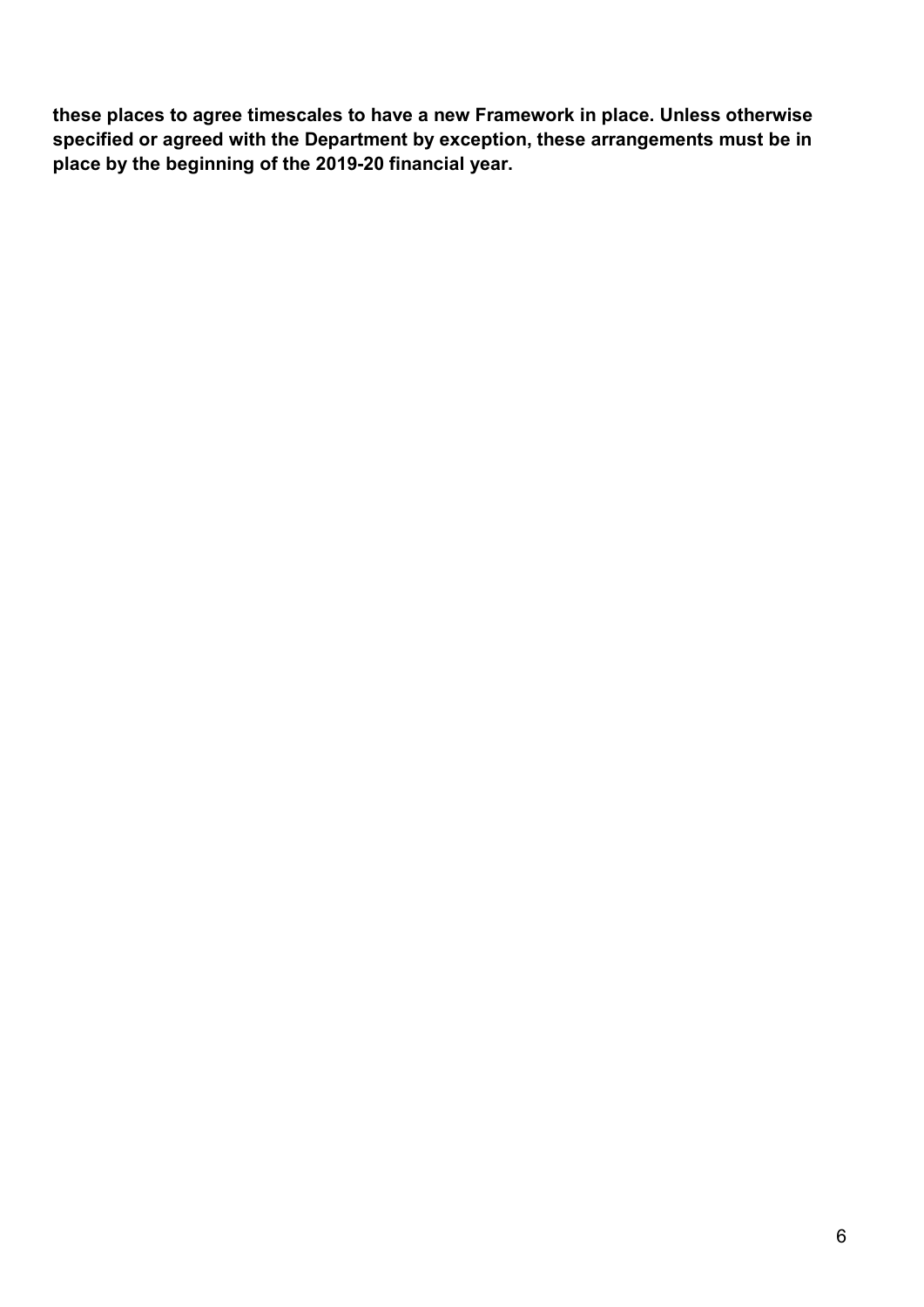**these places to agree timescales to have a new Framework in place. Unless otherwise specified or agreed with the Department by exception, these arrangements must be in place by the beginning of the 2019-20 financial year.**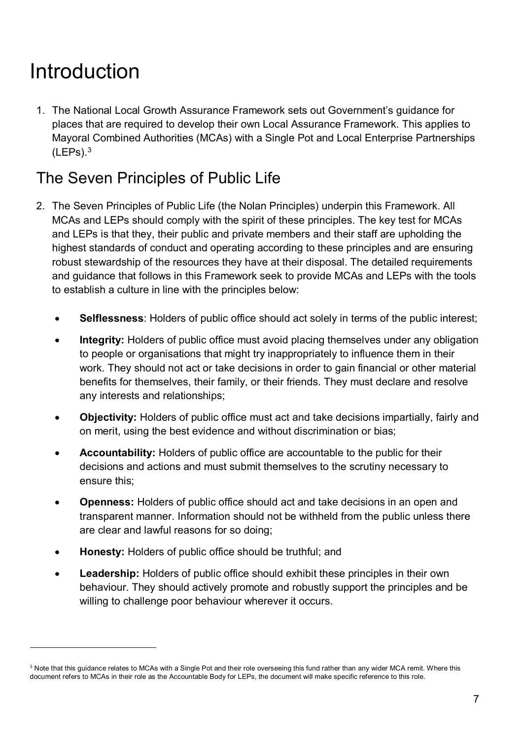# Introduction

1. The National Local Growth Assurance Framework sets out Government's guidance for places that are required to develop their own Local Assurance Framework. This applies to Mayoral Combined Authorities (MCAs) with a Single Pot and Local Enterprise Partnerships (LEPs).[3]

## The Seven Principles of Public Life

2. The Seven Principles of Public Life (the Nolan Principles) underpin this Framework. All MCAs and LEPs should comply with the spirit of these principles. The key test for MCAs and LEPs is that they, their public and private members and their staff are upholding the highest standards of conduct and operating according to these principles and are ensuring robust stewardship of the resources they have at their disposal. The detailed requirements and guidance that follows in this Framework seek to provide MCAs and LEPs with the tools to establish a culture in line with the principles below:

   - **Selflessness**: Holders of public office should act solely in terms of the public interest;
   - **Integrity:** Holders of public office must avoid placing themselves under any obligation to people or organisations that might try inappropriately to influence them in their work. They should not act or take decisions in order to gain financial or other material benefits for themselves, their family, or their friends. They must declare and resolve any interests and relationships;
   - **Objectivity:** Holders of public office must act and take decisions impartially, fairly and on merit, using the best evidence and without discrimination or bias;
   - **Accountability:** Holders of public office are accountable to the public for their decisions and actions and must submit themselves to the scrutiny necessary to ensure this;
   - **Openness:** Holders of public office should act and take decisions in an open and transparent manner. Information should not be withheld from the public unless there are clear and lawful reasons for so doing;
   - **Honesty:** Holders of public office should be truthful; and
   - **Leadership:** Holders of public office should exhibit these principles in their own behaviour. They should actively promote and robustly support the principles and be willing to challenge poor behaviour wherever it occurs.

---

[3] Note that this guidance relates to MCAs with a Single Pot and their role overseeing this fund rather than any wider MCA remit. Where this document refers to MCAs in their role as the Accountable Body for LEPs, the document will make specific reference to this role.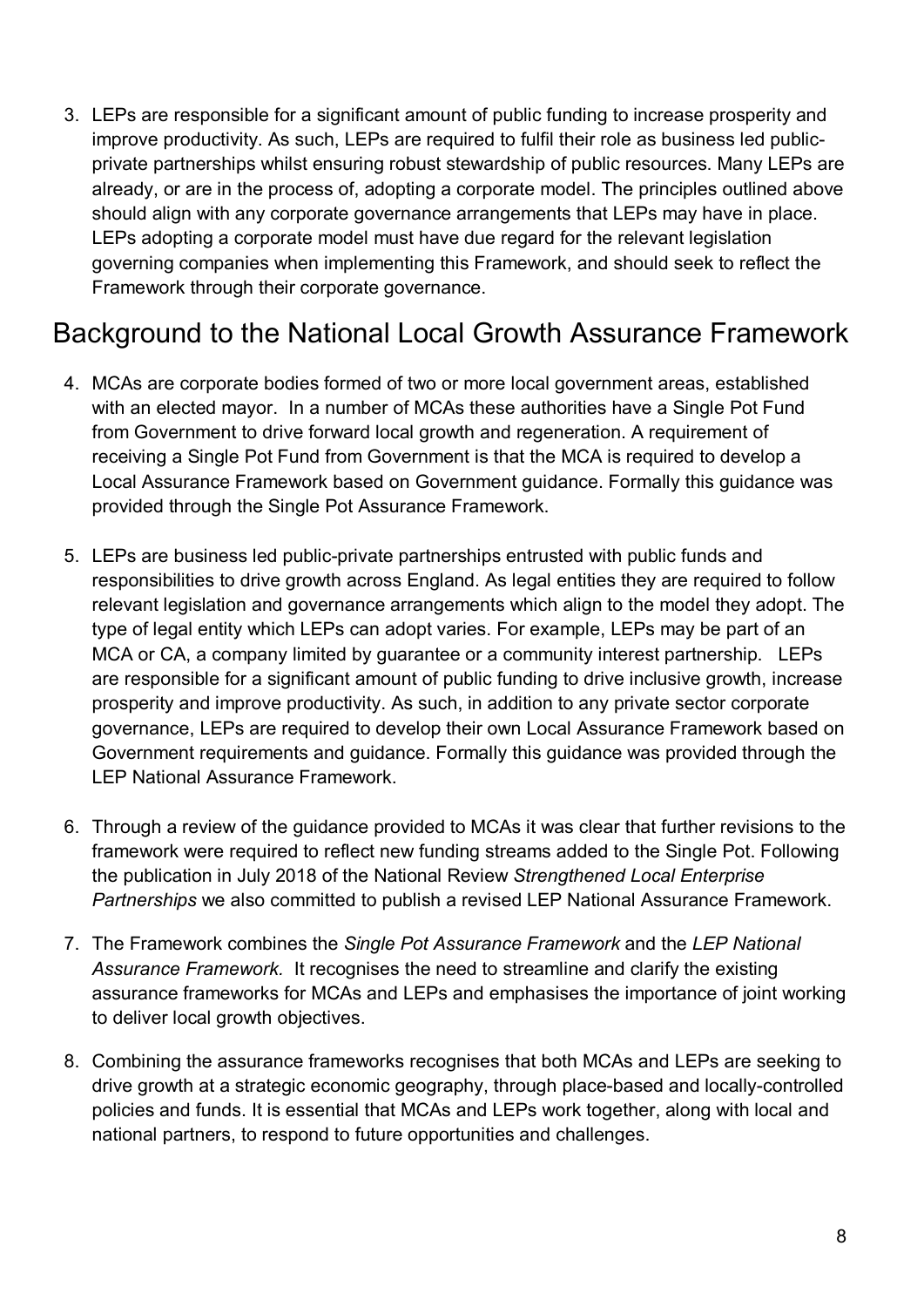3. LEPs are responsible for a significant amount of public funding to increase prosperity and improve productivity. As such, LEPs are required to fulfil their role as business led public-private partnerships whilst ensuring robust stewardship of public resources. Many LEPs are already, or are in the process of, adopting a corporate model. The principles outlined above should align with any corporate governance arrangements that LEPs may have in place. LEPs adopting a corporate model must have due regard for the relevant legislation governing companies when implementing this Framework, and should seek to reflect the Framework through their corporate governance.

## Background to the National Local Growth Assurance Framework

4. MCAs are corporate bodies formed of two or more local government areas, established with an elected mayor. In a number of MCAs these authorities have a Single Pot Fund from Government to drive forward local growth and regeneration. A requirement of receiving a Single Pot Fund from Government is that the MCA is required to develop a Local Assurance Framework based on Government guidance. Formally this guidance was provided through the Single Pot Assurance Framework.

5. LEPs are business led public-private partnerships entrusted with public funds and responsibilities to drive growth across England. As legal entities they are required to follow relevant legislation and governance arrangements which align to the model they adopt. The type of legal entity which LEPs can adopt varies. For example, LEPs may be part of an MCA or CA, a company limited by guarantee or a community interest partnership. LEPs are responsible for a significant amount of public funding to drive inclusive growth, increase prosperity and improve productivity. As such, in addition to any private sector corporate governance, LEPs are required to develop their own Local Assurance Framework based on Government requirements and guidance. Formally this guidance was provided through the LEP National Assurance Framework.

6. Through a review of the guidance provided to MCAs it was clear that further revisions to the framework were required to reflect new funding streams added to the Single Pot. Following the publication in July 2018 of the National Review *Strengthened Local Enterprise Partnerships* we also committed to publish a revised LEP National Assurance Framework.

7. The Framework combines the *Single Pot Assurance Framework* and the *LEP National Assurance Framework.* It recognises the need to streamline and clarify the existing assurance frameworks for MCAs and LEPs and emphasises the importance of joint working to deliver local growth objectives.

8. Combining the assurance frameworks recognises that both MCAs and LEPs are seeking to drive growth at a strategic economic geography, through place-based and locally-controlled policies and funds. It is essential that MCAs and LEPs work together, along with local and national partners, to respond to future opportunities and challenges.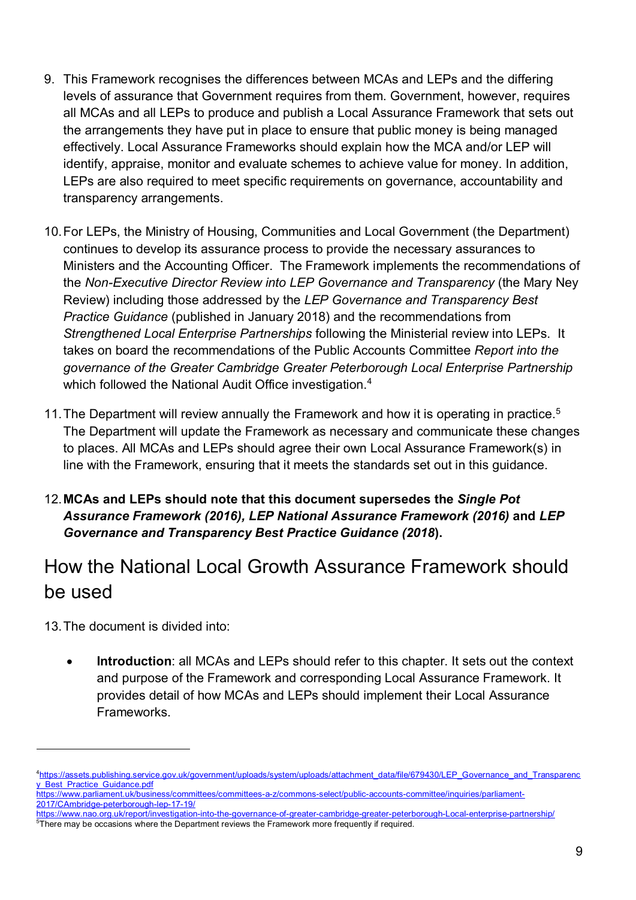9. This Framework recognises the differences between MCAs and LEPs and the differing levels of assurance that Government requires from them. Government, however, requires all MCAs and all LEPs to produce and publish a Local Assurance Framework that sets out the arrangements they have put in place to ensure that public money is being managed effectively. Local Assurance Frameworks should explain how the MCA and/or LEP will identify, appraise, monitor and evaluate schemes to achieve value for money. In addition, LEPs are also required to meet specific requirements on governance, accountability and transparency arrangements.

10. For LEPs, the Ministry of Housing, Communities and Local Government (the Department) continues to develop its assurance process to provide the necessary assurances to Ministers and the Accounting Officer. The Framework implements the recommendations of the *Non-Executive Director Review into LEP Governance and Transparency* (the Mary Ney Review) including those addressed by the *LEP Governance and Transparency Best Practice Guidance* (published in January 2018) and the recommendations from *Strengthened Local Enterprise Partnerships* following the Ministerial review into LEPs. It takes on board the recommendations of the Public Accounts Committee *Report into the governance of the Greater Cambridge Greater Peterborough Local Enterprise Partnership* which followed the National Audit Office investigation.[4]

11. The Department will review annually the Framework and how it is operating in practice.[5] The Department will update the Framework as necessary and communicate these changes to places. All MCAs and LEPs should agree their own Local Assurance Framework(s) in line with the Framework, ensuring that it meets the standards set out in this guidance.

12. **MCAs and LEPs should note that this document supersedes the *Single Pot Assurance Framework (2016), LEP National Assurance Framework (2016)* and *LEP Governance and Transparency Best Practice Guidance (2018)*.**

## How the National Local Growth Assurance Framework should be used

13. The document is divided into:

- **Introduction**: all MCAs and LEPs should refer to this chapter. It sets out the context and purpose of the Framework and corresponding Local Assurance Framework. It provides detail of how MCAs and LEPs should implement their Local Assurance Frameworks.

---

[4] https://assets.publishing.service.gov.uk/government/uploads/system/uploads/attachment_data/file/679430/LEP_Governance_and_Transparency_Best_Practice_Guidance.pdf
https://www.parliament.uk/business/committees/committees-a-z/commons-select/public-accounts-committee/inquiries/parliament-2017/CAmbridge-peterborough-lep-17-19/
https://www.nao.org.uk/report/investigation-into-the-governance-of-greater-cambridge-greater-peterborough-Local-enterprise-partnership/

[5] There may be occasions where the Department reviews the Framework more frequently if required.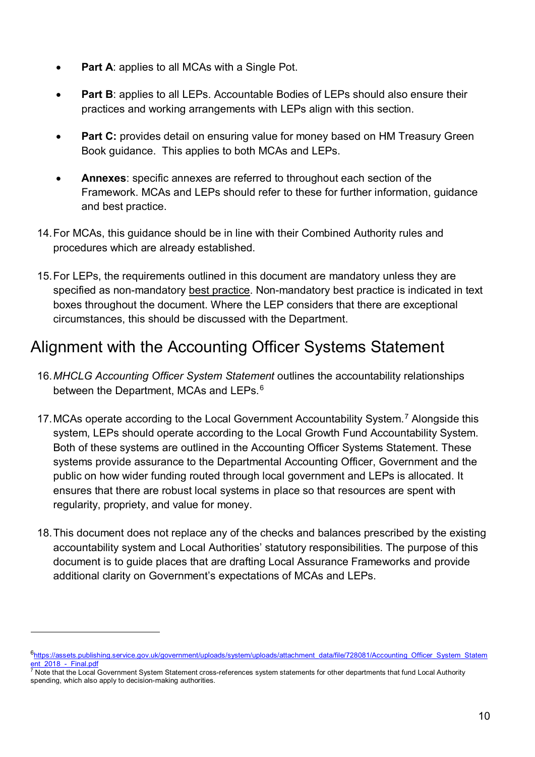- **Part A**: applies to all MCAs with a Single Pot.

- **Part B**: applies to all LEPs. Accountable Bodies of LEPs should also ensure their practices and working arrangements with LEPs align with this section.

- **Part C:** provides detail on ensuring value for money based on HM Treasury Green Book guidance. This applies to both MCAs and LEPs.

- **Annexes**: specific annexes are referred to throughout each section of the Framework. MCAs and LEPs should refer to these for further information, guidance and best practice.

14. For MCAs, this guidance should be in line with their Combined Authority rules and procedures which are already established.

15. For LEPs, the requirements outlined in this document are mandatory unless they are specified as non-mandatory best practice. Non-mandatory best practice is indicated in text boxes throughout the document. Where the LEP considers that there are exceptional circumstances, this should be discussed with the Department.

## Alignment with the Accounting Officer Systems Statement

16. *MHCLG Accounting Officer System Statement* outlines the accountability relationships between the Department, MCAs and LEPs.[6]

17. MCAs operate according to the Local Government Accountability System.[7] Alongside this system, LEPs should operate according to the Local Growth Fund Accountability System. Both of these systems are outlined in the Accounting Officer Systems Statement. These systems provide assurance to the Departmental Accounting Officer, Government and the public on how wider funding routed through local government and LEPs is allocated. It ensures that there are robust local systems in place so that resources are spent with regularity, propriety, and value for money.

18. This document does not replace any of the checks and balances prescribed by the existing accountability system and Local Authorities' statutory responsibilities. The purpose of this document is to guide places that are drafting Local Assurance Frameworks and provide additional clarity on Government's expectations of MCAs and LEPs.

---

[6] https://assets.publishing.service.gov.uk/government/uploads/system/uploads/attachment_data/file/728081/Accounting_Officer_System_Statement_2018_-_Final.pdf

[7] Note that the Local Government System Statement cross-references system statements for other departments that fund Local Authority spending, which also apply to decision-making authorities.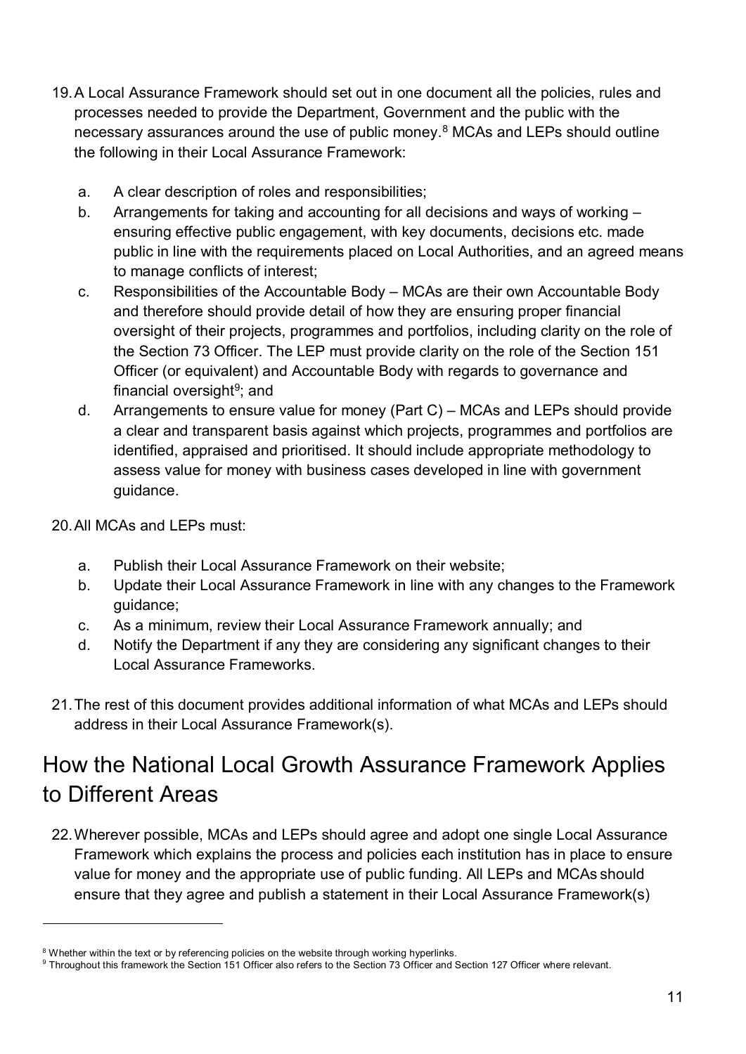19. A Local Assurance Framework should set out in one document all the policies, rules and processes needed to provide the Department, Government and the public with the necessary assurances around the use of public money.[8] MCAs and LEPs should outline the following in their Local Assurance Framework:

    a. A clear description of roles and responsibilities;
    b. Arrangements for taking and accounting for all decisions and ways of working – ensuring effective public engagement, with key documents, decisions etc. made public in line with the requirements placed on Local Authorities, and an agreed means to manage conflicts of interest;
    c. Responsibilities of the Accountable Body – MCAs are their own Accountable Body and therefore should provide detail of how they are ensuring proper financial oversight of their projects, programmes and portfolios, including clarity on the role of the Section 73 Officer. The LEP must provide clarity on the role of the Section 151 Officer (or equivalent) and Accountable Body with regards to governance and financial oversight[9]; and
    d. Arrangements to ensure value for money (Part C) – MCAs and LEPs should provide a clear and transparent basis against which projects, programmes and portfolios are identified, appraised and prioritised. It should include appropriate methodology to assess value for money with business cases developed in line with government guidance.

20. All MCAs and LEPs must:

    a. Publish their Local Assurance Framework on their website;
    b. Update their Local Assurance Framework in line with any changes to the Framework guidance;
    c. As a minimum, review their Local Assurance Framework annually; and
    d. Notify the Department if any they are considering any significant changes to their Local Assurance Frameworks.

21. The rest of this document provides additional information of what MCAs and LEPs should address in their Local Assurance Framework(s).

## How the National Local Growth Assurance Framework Applies to Different Areas

22. Wherever possible, MCAs and LEPs should agree and adopt one single Local Assurance Framework which explains the process and policies each institution has in place to ensure value for money and the appropriate use of public funding. All LEPs and MCAs should ensure that they agree and publish a statement in their Local Assurance Framework(s)

---

[8] Whether within the text or by referencing policies on the website through working hyperlinks.

[9] Throughout this framework the Section 151 Officer also refers to the Section 73 Officer and Section 127 Officer where relevant.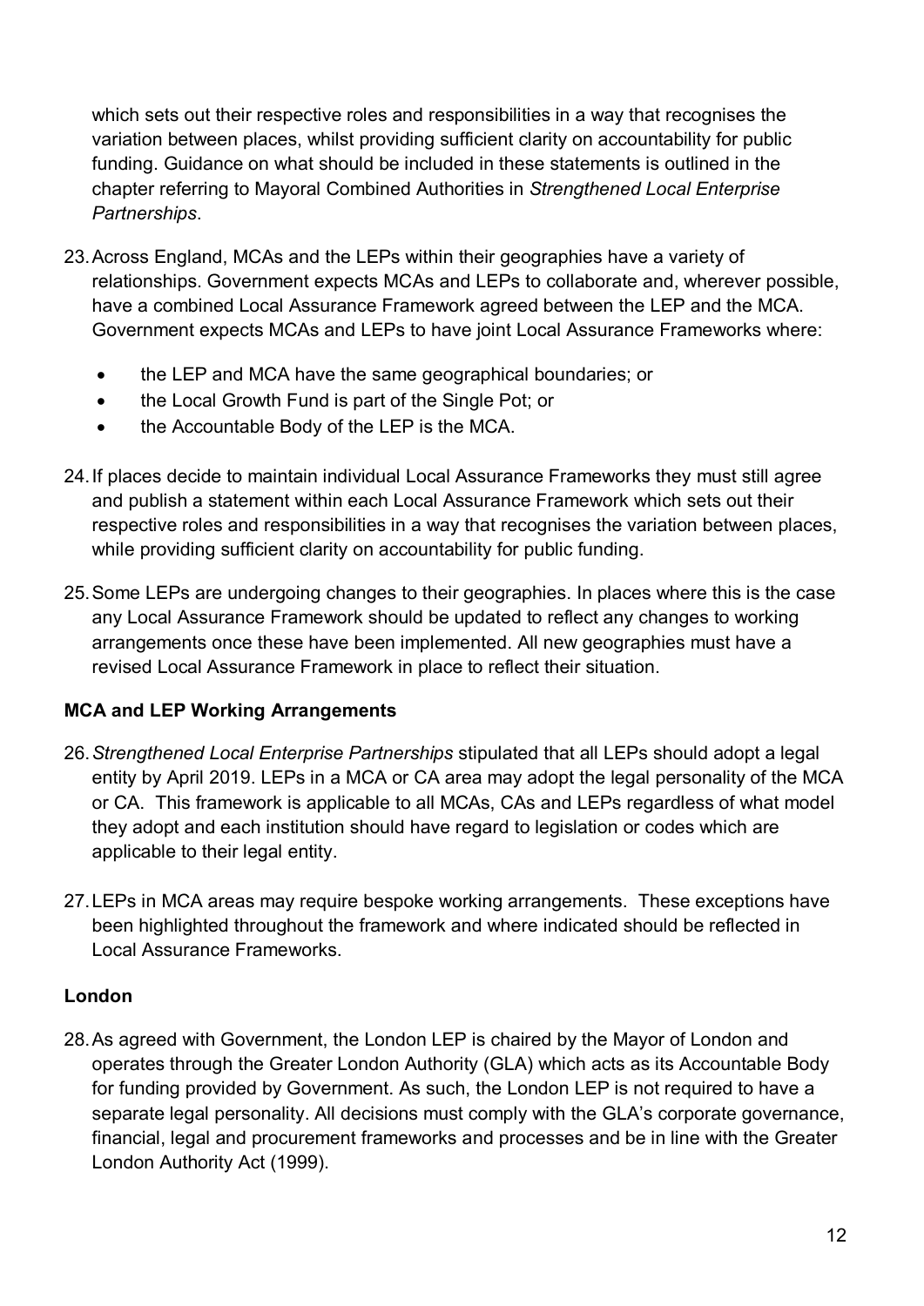which sets out their respective roles and responsibilities in a way that recognises the variation between places, whilst providing sufficient clarity on accountability for public funding. Guidance on what should be included in these statements is outlined in the chapter referring to Mayoral Combined Authorities in *Strengthened Local Enterprise Partnerships*.

23. Across England, MCAs and the LEPs within their geographies have a variety of relationships. Government expects MCAs and LEPs to collaborate and, wherever possible, have a combined Local Assurance Framework agreed between the LEP and the MCA. Government expects MCAs and LEPs to have joint Local Assurance Frameworks where:

   - the LEP and MCA have the same geographical boundaries; or
   - the Local Growth Fund is part of the Single Pot; or
   - the Accountable Body of the LEP is the MCA.

24. If places decide to maintain individual Local Assurance Frameworks they must still agree and publish a statement within each Local Assurance Framework which sets out their respective roles and responsibilities in a way that recognises the variation between places, while providing sufficient clarity on accountability for public funding.

25. Some LEPs are undergoing changes to their geographies. In places where this is the case any Local Assurance Framework should be updated to reflect any changes to working arrangements once these have been implemented. All new geographies must have a revised Local Assurance Framework in place to reflect their situation.

**MCA and LEP Working Arrangements**

26. *Strengthened Local Enterprise Partnerships* stipulated that all LEPs should adopt a legal entity by April 2019. LEPs in a MCA or CA area may adopt the legal personality of the MCA or CA. This framework is applicable to all MCAs, CAs and LEPs regardless of what model they adopt and each institution should have regard to legislation or codes which are applicable to their legal entity.

27. LEPs in MCA areas may require bespoke working arrangements. These exceptions have been highlighted throughout the framework and where indicated should be reflected in Local Assurance Frameworks.

**London**

28. As agreed with Government, the London LEP is chaired by the Mayor of London and operates through the Greater London Authority (GLA) which acts as its Accountable Body for funding provided by Government. As such, the London LEP is not required to have a separate legal personality. All decisions must comply with the GLA's corporate governance, financial, legal and procurement frameworks and processes and be in line with the Greater London Authority Act (1999).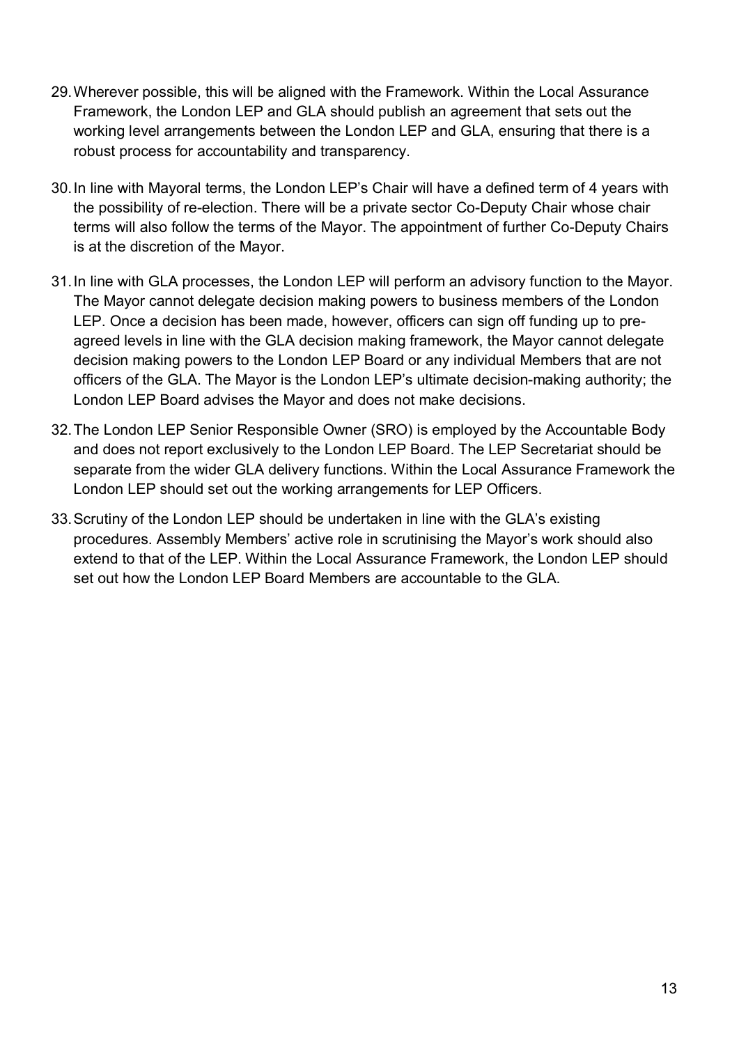29. Wherever possible, this will be aligned with the Framework. Within the Local Assurance Framework, the London LEP and GLA should publish an agreement that sets out the working level arrangements between the London LEP and GLA, ensuring that there is a robust process for accountability and transparency.

30. In line with Mayoral terms, the London LEP's Chair will have a defined term of 4 years with the possibility of re-election. There will be a private sector Co-Deputy Chair whose chair terms will also follow the terms of the Mayor. The appointment of further Co-Deputy Chairs is at the discretion of the Mayor.

31. In line with GLA processes, the London LEP will perform an advisory function to the Mayor. The Mayor cannot delegate decision making powers to business members of the London LEP. Once a decision has been made, however, officers can sign off funding up to pre-agreed levels in line with the GLA decision making framework, the Mayor cannot delegate decision making powers to the London LEP Board or any individual Members that are not officers of the GLA. The Mayor is the London LEP's ultimate decision-making authority; the London LEP Board advises the Mayor and does not make decisions.

32. The London LEP Senior Responsible Owner (SRO) is employed by the Accountable Body and does not report exclusively to the London LEP Board. The LEP Secretariat should be separate from the wider GLA delivery functions. Within the Local Assurance Framework the London LEP should set out the working arrangements for LEP Officers.

33. Scrutiny of the London LEP should be undertaken in line with the GLA's existing procedures. Assembly Members' active role in scrutinising the Mayor's work should also extend to that of the LEP. Within the Local Assurance Framework, the London LEP should set out how the London LEP Board Members are accountable to the GLA.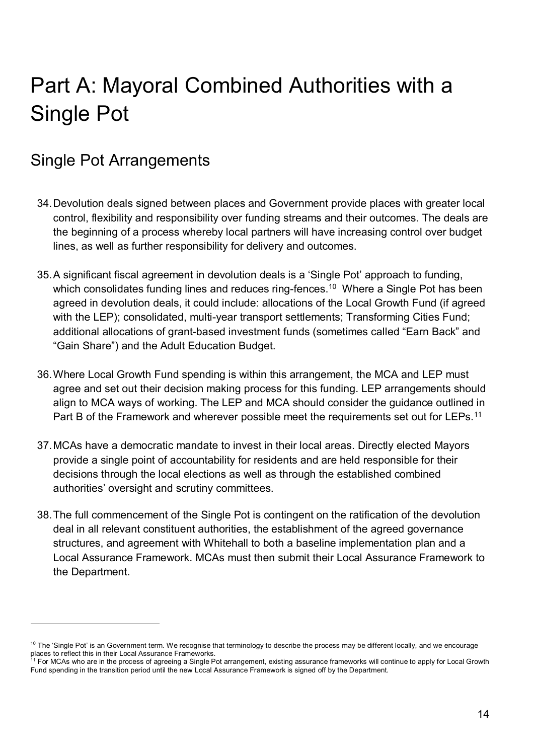# Part A: Mayoral Combined Authorities with a Single Pot

## Single Pot Arrangements

34. Devolution deals signed between places and Government provide places with greater local control, flexibility and responsibility over funding streams and their outcomes. The deals are the beginning of a process whereby local partners will have increasing control over budget lines, as well as further responsibility for delivery and outcomes.

35. A significant fiscal agreement in devolution deals is a 'Single Pot' approach to funding, which consolidates funding lines and reduces ring-fences.[10] Where a Single Pot has been agreed in devolution deals, it could include: allocations of the Local Growth Fund (if agreed with the LEP); consolidated, multi-year transport settlements; Transforming Cities Fund; additional allocations of grant-based investment funds (sometimes called "Earn Back" and "Gain Share") and the Adult Education Budget.

36. Where Local Growth Fund spending is within this arrangement, the MCA and LEP must agree and set out their decision making process for this funding. LEP arrangements should align to MCA ways of working. The LEP and MCA should consider the guidance outlined in Part B of the Framework and wherever possible meet the requirements set out for LEPs.[11]

37. MCAs have a democratic mandate to invest in their local areas. Directly elected Mayors provide a single point of accountability for residents and are held responsible for their decisions through the local elections as well as through the established combined authorities' oversight and scrutiny committees.

38. The full commencement of the Single Pot is contingent on the ratification of the devolution deal in all relevant constituent authorities, the establishment of the agreed governance structures, and agreement with Whitehall to both a baseline implementation plan and a Local Assurance Framework. MCAs must then submit their Local Assurance Framework to the Department.

---

[10] The 'Single Pot' is an Government term. We recognise that terminology to describe the process may be different locally, and we encourage places to reflect this in their Local Assurance Frameworks.

[11] For MCAs who are in the process of agreeing a Single Pot arrangement, existing assurance frameworks will continue to apply for Local Growth Fund spending in the transition period until the new Local Assurance Framework is signed off by the Department.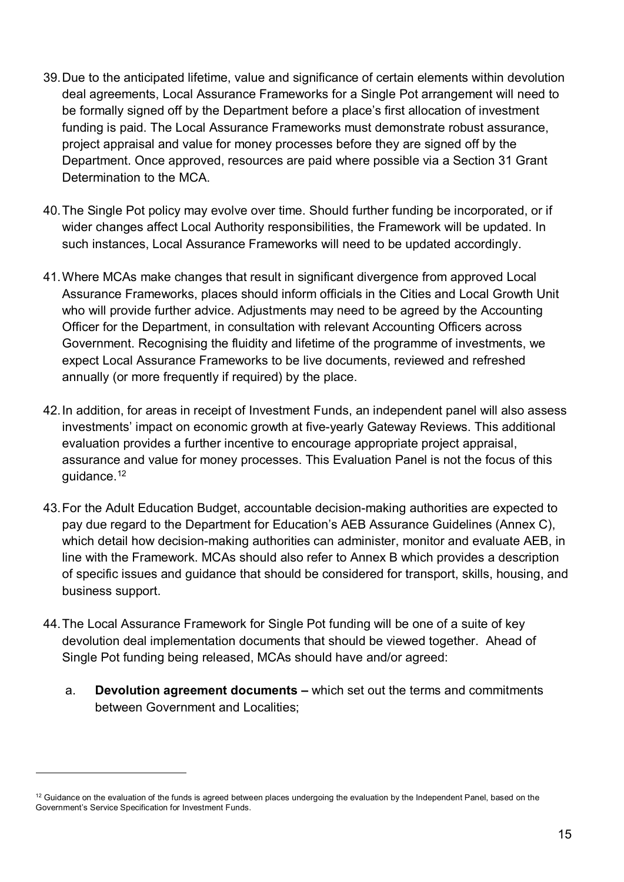39. Due to the anticipated lifetime, value and significance of certain elements within devolution deal agreements, Local Assurance Frameworks for a Single Pot arrangement will need to be formally signed off by the Department before a place's first allocation of investment funding is paid. The Local Assurance Frameworks must demonstrate robust assurance, project appraisal and value for money processes before they are signed off by the Department. Once approved, resources are paid where possible via a Section 31 Grant Determination to the MCA.

40. The Single Pot policy may evolve over time. Should further funding be incorporated, or if wider changes affect Local Authority responsibilities, the Framework will be updated. In such instances, Local Assurance Frameworks will need to be updated accordingly.

41. Where MCAs make changes that result in significant divergence from approved Local Assurance Frameworks, places should inform officials in the Cities and Local Growth Unit who will provide further advice. Adjustments may need to be agreed by the Accounting Officer for the Department, in consultation with relevant Accounting Officers across Government. Recognising the fluidity and lifetime of the programme of investments, we expect Local Assurance Frameworks to be live documents, reviewed and refreshed annually (or more frequently if required) by the place.

42. In addition, for areas in receipt of Investment Funds, an independent panel will also assess investments' impact on economic growth at five-yearly Gateway Reviews. This additional evaluation provides a further incentive to encourage appropriate project appraisal, assurance and value for money processes. This Evaluation Panel is not the focus of this guidance.[12]

43. For the Adult Education Budget, accountable decision-making authorities are expected to pay due regard to the Department for Education's AEB Assurance Guidelines (Annex C), which detail how decision-making authorities can administer, monitor and evaluate AEB, in line with the Framework. MCAs should also refer to Annex B which provides a description of specific issues and guidance that should be considered for transport, skills, housing, and business support.

44. The Local Assurance Framework for Single Pot funding will be one of a suite of key devolution deal implementation documents that should be viewed together. Ahead of Single Pot funding being released, MCAs should have and/or agreed:

    a. **Devolution agreement documents –** which set out the terms and commitments between Government and Localities;

---

[12] Guidance on the evaluation of the funds is agreed between places undergoing the evaluation by the Independent Panel, based on the Government's Service Specification for Investment Funds.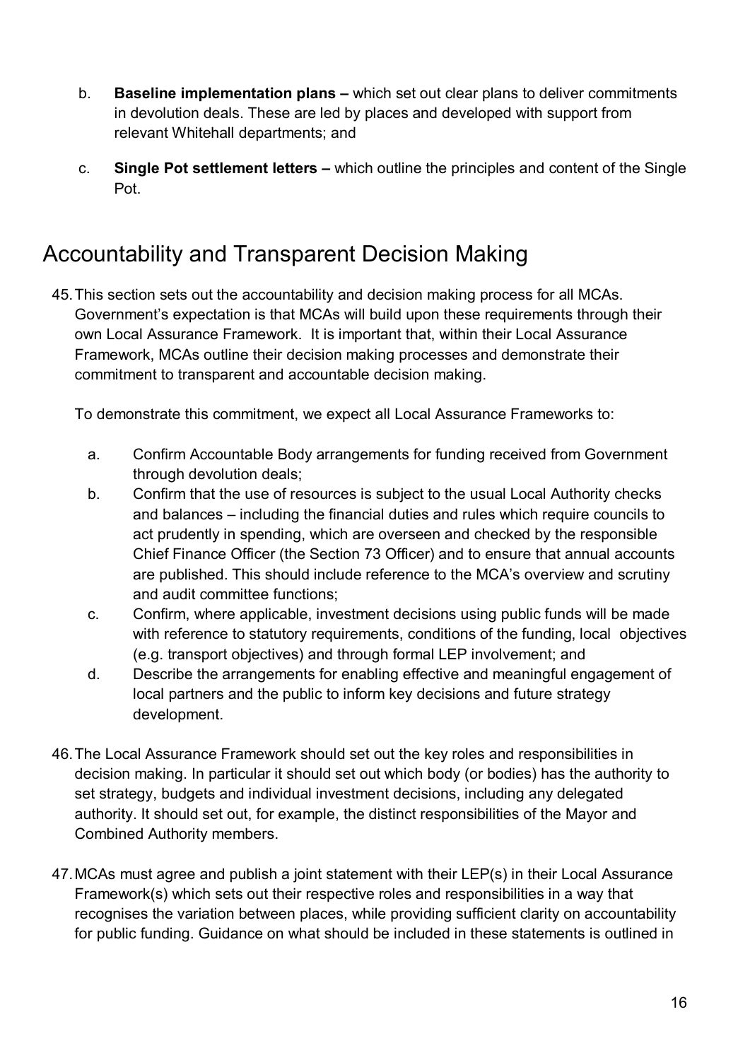b. **Baseline implementation plans –** which set out clear plans to deliver commitments in devolution deals. These are led by places and developed with support from relevant Whitehall departments; and

c. **Single Pot settlement letters –** which outline the principles and content of the Single Pot.

## Accountability and Transparent Decision Making

45. This section sets out the accountability and decision making process for all MCAs. Government's expectation is that MCAs will build upon these requirements through their own Local Assurance Framework. It is important that, within their Local Assurance Framework, MCAs outline their decision making processes and demonstrate their commitment to transparent and accountable decision making.

    To demonstrate this commitment, we expect all Local Assurance Frameworks to:

    a. Confirm Accountable Body arrangements for funding received from Government through devolution deals;
    b. Confirm that the use of resources is subject to the usual Local Authority checks and balances – including the financial duties and rules which require councils to act prudently in spending, which are overseen and checked by the responsible Chief Finance Officer (the Section 73 Officer) and to ensure that annual accounts are published. This should include reference to the MCA's overview and scrutiny and audit committee functions;
    c. Confirm, where applicable, investment decisions using public funds will be made with reference to statutory requirements, conditions of the funding, local objectives (e.g. transport objectives) and through formal LEP involvement; and
    d. Describe the arrangements for enabling effective and meaningful engagement of local partners and the public to inform key decisions and future strategy development.

46. The Local Assurance Framework should set out the key roles and responsibilities in decision making. In particular it should set out which body (or bodies) has the authority to set strategy, budgets and individual investment decisions, including any delegated authority. It should set out, for example, the distinct responsibilities of the Mayor and Combined Authority members.

47. MCAs must agree and publish a joint statement with their LEP(s) in their Local Assurance Framework(s) which sets out their respective roles and responsibilities in a way that recognises the variation between places, while providing sufficient clarity on accountability for public funding. Guidance on what should be included in these statements is outlined in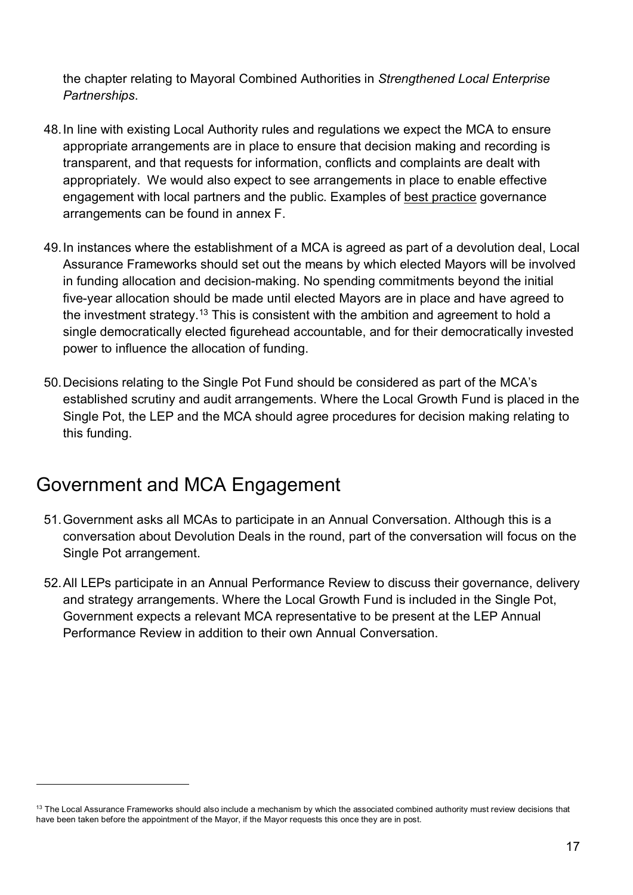the chapter relating to Mayoral Combined Authorities in *Strengthened Local Enterprise Partnerships*.

48. In line with existing Local Authority rules and regulations we expect the MCA to ensure appropriate arrangements are in place to ensure that decision making and recording is transparent, and that requests for information, conflicts and complaints are dealt with appropriately. We would also expect to see arrangements in place to enable effective engagement with local partners and the public. Examples of best practice governance arrangements can be found in annex F.

49. In instances where the establishment of a MCA is agreed as part of a devolution deal, Local Assurance Frameworks should set out the means by which elected Mayors will be involved in funding allocation and decision-making. No spending commitments beyond the initial five-year allocation should be made until elected Mayors are in place and have agreed to the investment strategy.[13] This is consistent with the ambition and agreement to hold a single democratically elected figurehead accountable, and for their democratically invested power to influence the allocation of funding.

50. Decisions relating to the Single Pot Fund should be considered as part of the MCA's established scrutiny and audit arrangements. Where the Local Growth Fund is placed in the Single Pot, the LEP and the MCA should agree procedures for decision making relating to this funding.

## Government and MCA Engagement

51. Government asks all MCAs to participate in an Annual Conversation. Although this is a conversation about Devolution Deals in the round, part of the conversation will focus on the Single Pot arrangement.

52. All LEPs participate in an Annual Performance Review to discuss their governance, delivery and strategy arrangements. Where the Local Growth Fund is included in the Single Pot, Government expects a relevant MCA representative to be present at the LEP Annual Performance Review in addition to their own Annual Conversation.

[13] The Local Assurance Frameworks should also include a mechanism by which the associated combined authority must review decisions that have been taken before the appointment of the Mayor, if the Mayor requests this once they are in post.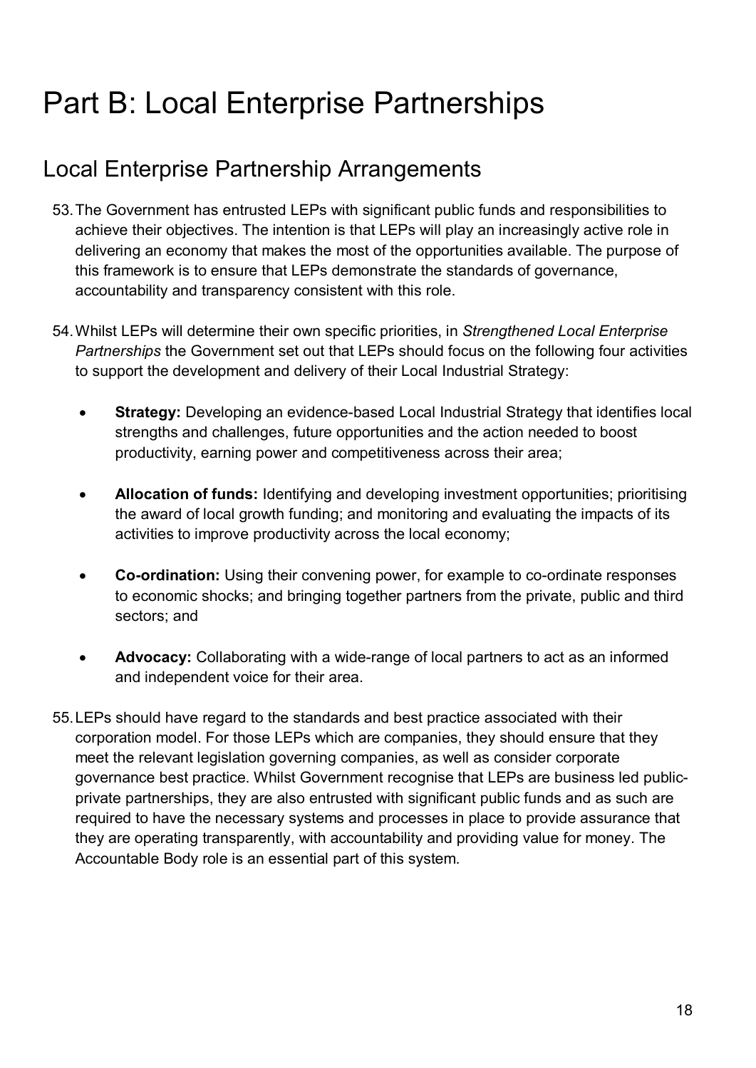# Part B: Local Enterprise Partnerships

## Local Enterprise Partnership Arrangements

53. The Government has entrusted LEPs with significant public funds and responsibilities to achieve their objectives. The intention is that LEPs will play an increasingly active role in delivering an economy that makes the most of the opportunities available. The purpose of this framework is to ensure that LEPs demonstrate the standards of governance, accountability and transparency consistent with this role.

54. Whilst LEPs will determine their own specific priorities, in *Strengthened Local Enterprise Partnerships* the Government set out that LEPs should focus on the following four activities to support the development and delivery of their Local Industrial Strategy:

    - **Strategy:** Developing an evidence-based Local Industrial Strategy that identifies local strengths and challenges, future opportunities and the action needed to boost productivity, earning power and competitiveness across their area;

    - **Allocation of funds:** Identifying and developing investment opportunities; prioritising the award of local growth funding; and monitoring and evaluating the impacts of its activities to improve productivity across the local economy;

    - **Co-ordination:** Using their convening power, for example to co-ordinate responses to economic shocks; and bringing together partners from the private, public and third sectors; and

    - **Advocacy:** Collaborating with a wide-range of local partners to act as an informed and independent voice for their area.

55. LEPs should have regard to the standards and best practice associated with their corporation model. For those LEPs which are companies, they should ensure that they meet the relevant legislation governing companies, as well as consider corporate governance best practice. Whilst Government recognise that LEPs are business led public-private partnerships, they are also entrusted with significant public funds and as such are required to have the necessary systems and processes in place to provide assurance that they are operating transparently, with accountability and providing value for money. The Accountable Body role is an essential part of this system.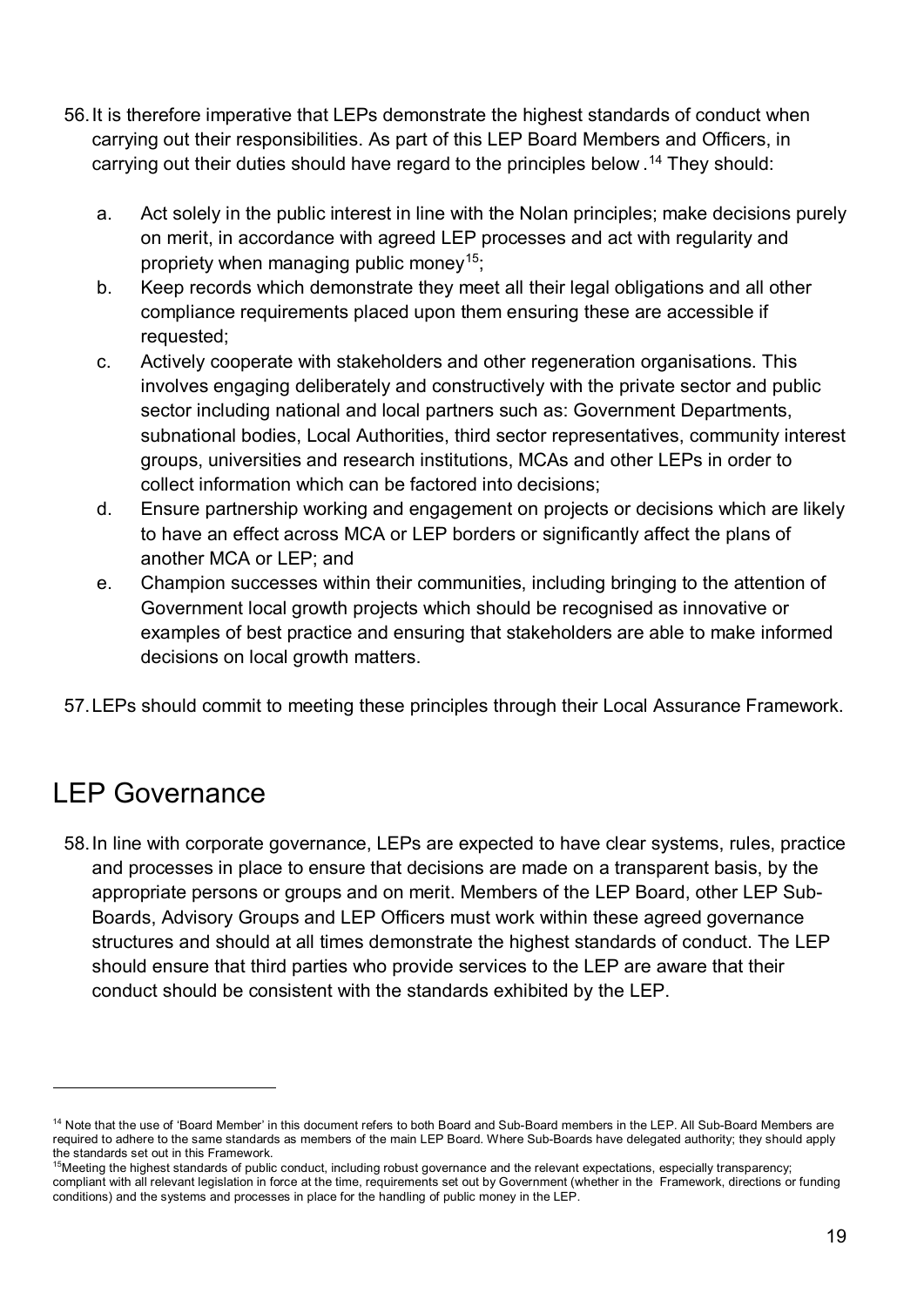56. It is therefore imperative that LEPs demonstrate the highest standards of conduct when carrying out their responsibilities. As part of this LEP Board Members and Officers, in carrying out their duties should have regard to the principles below.[14] They should:

    a. Act solely in the public interest in line with the Nolan principles; make decisions purely on merit, in accordance with agreed LEP processes and act with regularity and propriety when managing public money[15];
    b. Keep records which demonstrate they meet all their legal obligations and all other compliance requirements placed upon them ensuring these are accessible if requested;
    c. Actively cooperate with stakeholders and other regeneration organisations. This involves engaging deliberately and constructively with the private sector and public sector including national and local partners such as: Government Departments, subnational bodies, Local Authorities, third sector representatives, community interest groups, universities and research institutions, MCAs and other LEPs in order to collect information which can be factored into decisions;
    d. Ensure partnership working and engagement on projects or decisions which are likely to have an effect across MCA or LEP borders or significantly affect the plans of another MCA or LEP; and
    e. Champion successes within their communities, including bringing to the attention of Government local growth projects which should be recognised as innovative or examples of best practice and ensuring that stakeholders are able to make informed decisions on local growth matters.

57. LEPs should commit to meeting these principles through their Local Assurance Framework.

## LEP Governance

58. In line with corporate governance, LEPs are expected to have clear systems, rules, practice and processes in place to ensure that decisions are made on a transparent basis, by the appropriate persons or groups and on merit. Members of the LEP Board, other LEP Sub-Boards, Advisory Groups and LEP Officers must work within these agreed governance structures and should at all times demonstrate the highest standards of conduct. The LEP should ensure that third parties who provide services to the LEP are aware that their conduct should be consistent with the standards exhibited by the LEP.

---

[14] Note that the use of 'Board Member' in this document refers to both Board and Sub-Board members in the LEP. All Sub-Board Members are required to adhere to the same standards as members of the main LEP Board. Where Sub-Boards have delegated authority; they should apply the standards set out in this Framework.

[15] Meeting the highest standards of public conduct, including robust governance and the relevant expectations, especially transparency; compliant with all relevant legislation in force at the time, requirements set out by Government (whether in the Framework, directions or funding conditions) and the systems and processes in place for the handling of public money in the LEP.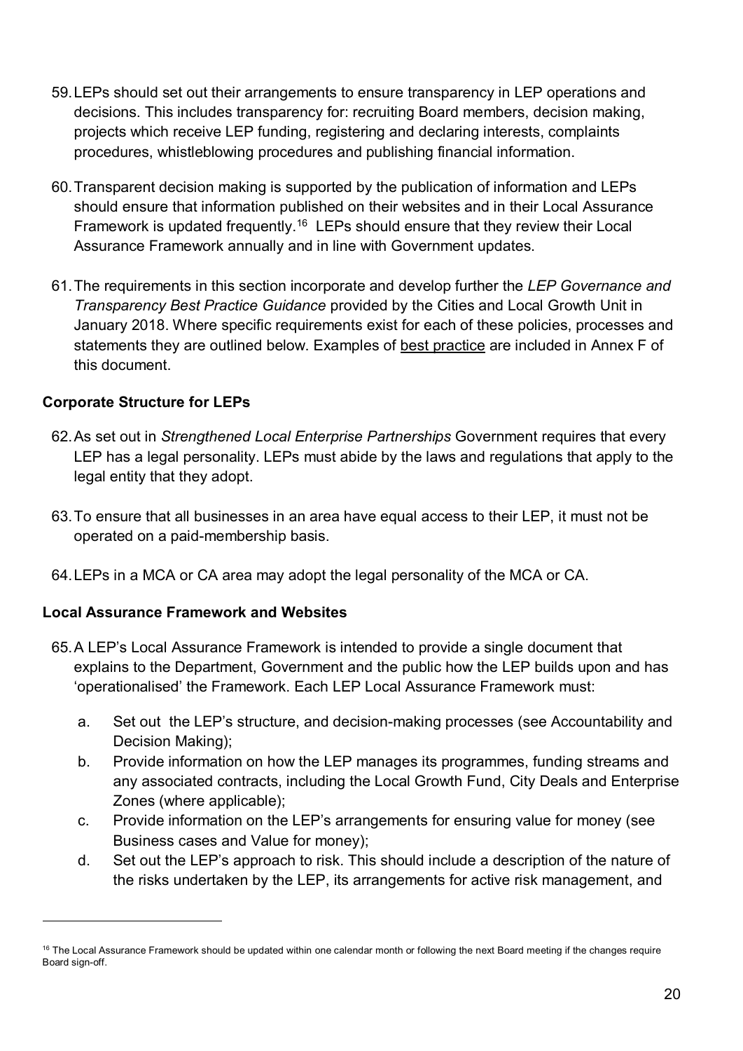59. LEPs should set out their arrangements to ensure transparency in LEP operations and decisions. This includes transparency for: recruiting Board members, decision making, projects which receive LEP funding, registering and declaring interests, complaints procedures, whistleblowing procedures and publishing financial information.

60. Transparent decision making is supported by the publication of information and LEPs should ensure that information published on their websites and in their Local Assurance Framework is updated frequently.[16] LEPs should ensure that they review their Local Assurance Framework annually and in line with Government updates.

61. The requirements in this section incorporate and develop further the *LEP Governance and Transparency Best Practice Guidance* provided by the Cities and Local Growth Unit in January 2018. Where specific requirements exist for each of these policies, processes and statements they are outlined below. Examples of best practice are included in Annex F of this document.

**Corporate Structure for LEPs**

62. As set out in *Strengthened Local Enterprise Partnerships* Government requires that every LEP has a legal personality. LEPs must abide by the laws and regulations that apply to the legal entity that they adopt.

63. To ensure that all businesses in an area have equal access to their LEP, it must not be operated on a paid-membership basis.

64. LEPs in a MCA or CA area may adopt the legal personality of the MCA or CA.

**Local Assurance Framework and Websites**

65. A LEP's Local Assurance Framework is intended to provide a single document that explains to the Department, Government and the public how the LEP builds upon and has 'operationalised' the Framework. Each LEP Local Assurance Framework must:

    a. Set out the LEP's structure, and decision-making processes (see Accountability and Decision Making);
    b. Provide information on how the LEP manages its programmes, funding streams and any associated contracts, including the Local Growth Fund, City Deals and Enterprise Zones (where applicable);
    c. Provide information on the LEP's arrangements for ensuring value for money (see Business cases and Value for money);
    d. Set out the LEP's approach to risk. This should include a description of the nature of the risks undertaken by the LEP, its arrangements for active risk management, and

[16] The Local Assurance Framework should be updated within one calendar month or following the next Board meeting if the changes require Board sign-off.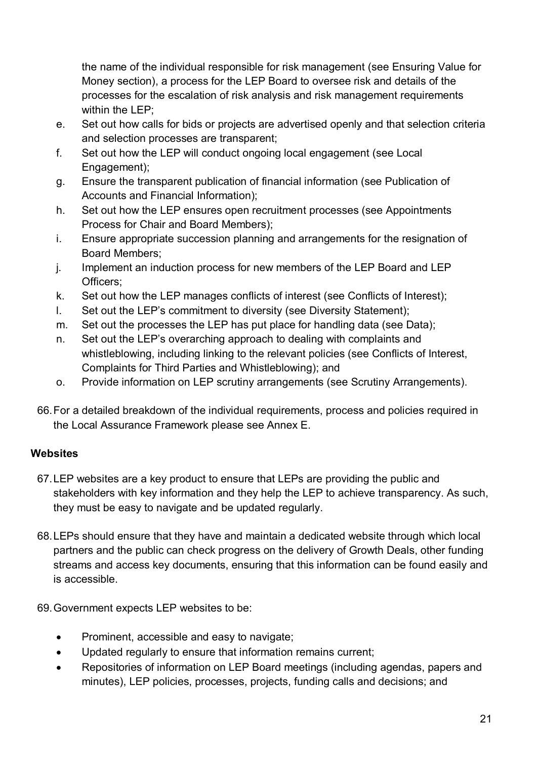the name of the individual responsible for risk management (see Ensuring Value for Money section), a process for the LEP Board to oversee risk and details of the processes for the escalation of risk analysis and risk management requirements within the LEP;

e. Set out how calls for bids or projects are advertised openly and that selection criteria and selection processes are transparent;
f. Set out how the LEP will conduct ongoing local engagement (see Local Engagement);
g. Ensure the transparent publication of financial information (see Publication of Accounts and Financial Information);
h. Set out how the LEP ensures open recruitment processes (see Appointments Process for Chair and Board Members);
i. Ensure appropriate succession planning and arrangements for the resignation of Board Members;
j. Implement an induction process for new members of the LEP Board and LEP Officers;
k. Set out how the LEP manages conflicts of interest (see Conflicts of Interest);
l. Set out the LEP's commitment to diversity (see Diversity Statement);
m. Set out the processes the LEP has put place for handling data (see Data);
n. Set out the LEP's overarching approach to dealing with complaints and whistleblowing, including linking to the relevant policies (see Conflicts of Interest, Complaints for Third Parties and Whistleblowing); and
o. Provide information on LEP scrutiny arrangements (see Scrutiny Arrangements).

66. For a detailed breakdown of the individual requirements, process and policies required in the Local Assurance Framework please see Annex E.

**Websites**

67. LEP websites are a key product to ensure that LEPs are providing the public and stakeholders with key information and they help the LEP to achieve transparency. As such, they must be easy to navigate and be updated regularly.

68. LEPs should ensure that they have and maintain a dedicated website through which local partners and the public can check progress on the delivery of Growth Deals, other funding streams and access key documents, ensuring that this information can be found easily and is accessible.

69. Government expects LEP websites to be:

- Prominent, accessible and easy to navigate;
- Updated regularly to ensure that information remains current;
- Repositories of information on LEP Board meetings (including agendas, papers and minutes), LEP policies, processes, projects, funding calls and decisions; and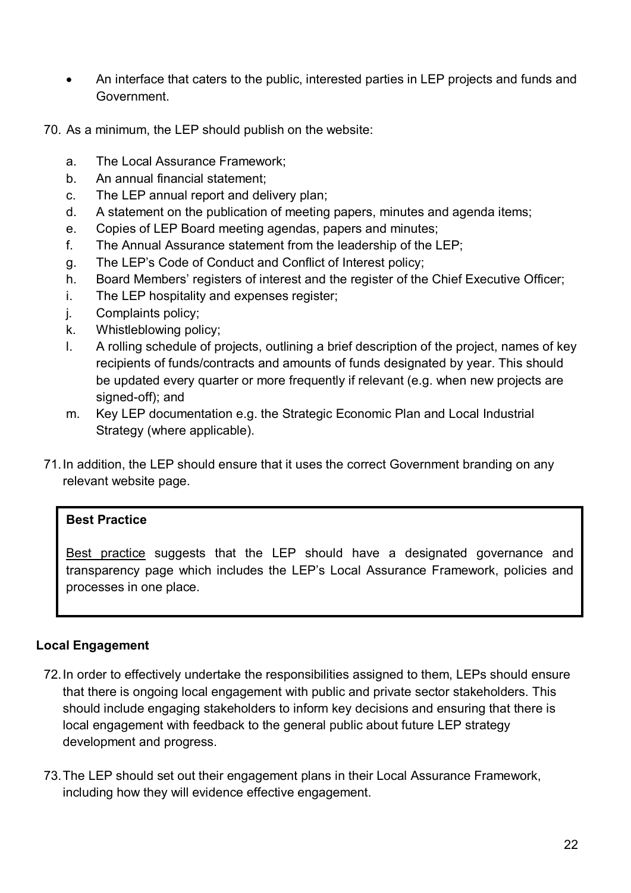- An interface that caters to the public, interested parties in LEP projects and funds and Government.

70. As a minimum, the LEP should publish on the website:

    a. The Local Assurance Framework;
    b. An annual financial statement;
    c. The LEP annual report and delivery plan;
    d. A statement on the publication of meeting papers, minutes and agenda items;
    e. Copies of LEP Board meeting agendas, papers and minutes;
    f. The Annual Assurance statement from the leadership of the LEP;
    g. The LEP's Code of Conduct and Conflict of Interest policy;
    h. Board Members' registers of interest and the register of the Chief Executive Officer;
    i. The LEP hospitality and expenses register;
    j. Complaints policy;
    k. Whistleblowing policy;
    l. A rolling schedule of projects, outlining a brief description of the project, names of key recipients of funds/contracts and amounts of funds designated by year. This should be updated every quarter or more frequently if relevant (e.g. when new projects are signed-off); and
    m. Key LEP documentation e.g. the Strategic Economic Plan and Local Industrial Strategy (where applicable).

71. In addition, the LEP should ensure that it uses the correct Government branding on any relevant website page.

> **Best Practice**
>
> Best practice suggests that the LEP should have a designated governance and transparency page which includes the LEP's Local Assurance Framework, policies and processes in one place.

**Local Engagement**

72. In order to effectively undertake the responsibilities assigned to them, LEPs should ensure that there is ongoing local engagement with public and private sector stakeholders. This should include engaging stakeholders to inform key decisions and ensuring that there is local engagement with feedback to the general public about future LEP strategy development and progress.

73. The LEP should set out their engagement plans in their Local Assurance Framework, including how they will evidence effective engagement.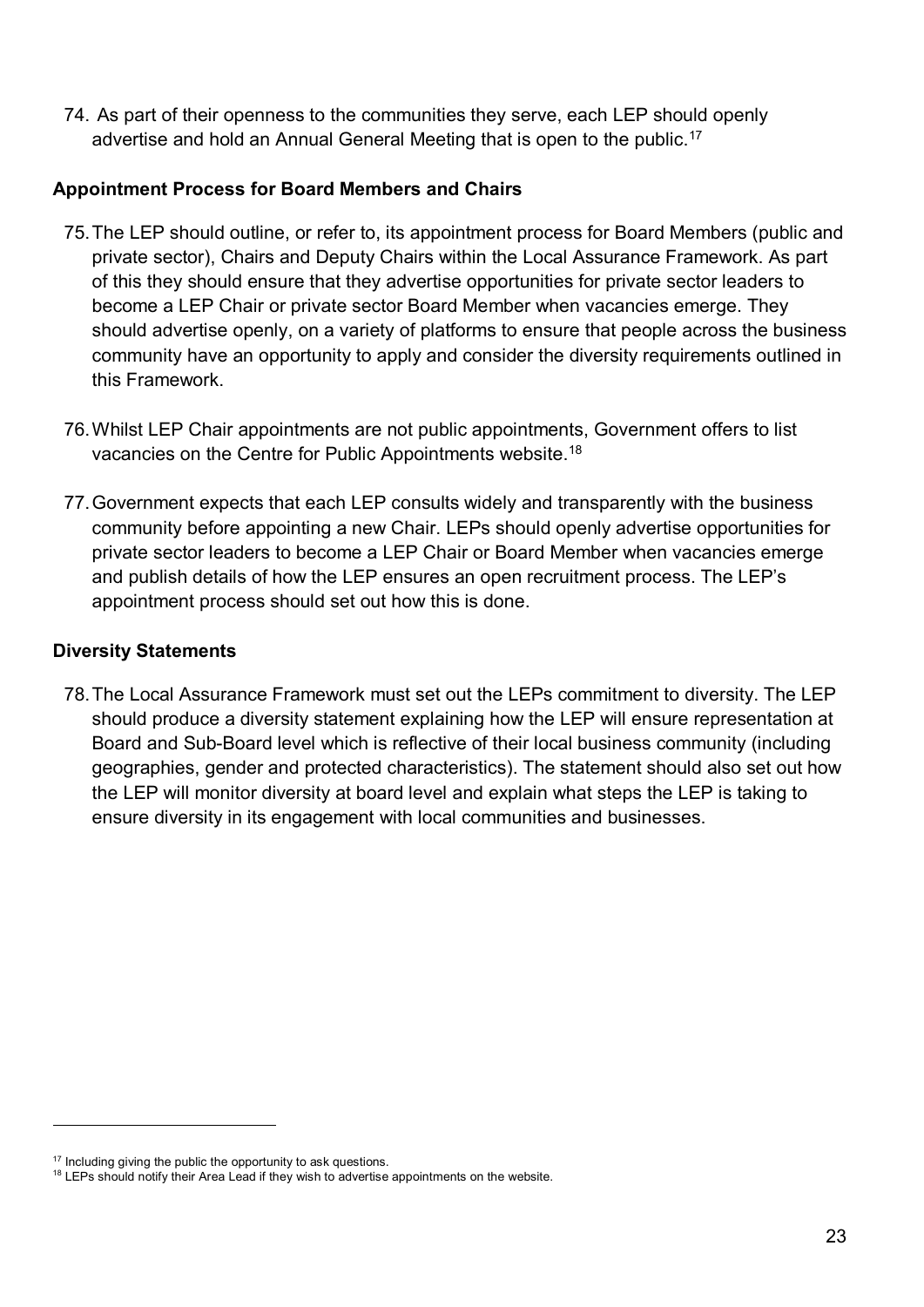74. As part of their openness to the communities they serve, each LEP should openly advertise and hold an Annual General Meeting that is open to the public.[17]

**Appointment Process for Board Members and Chairs**

75. The LEP should outline, or refer to, its appointment process for Board Members (public and private sector), Chairs and Deputy Chairs within the Local Assurance Framework. As part of this they should ensure that they advertise opportunities for private sector leaders to become a LEP Chair or private sector Board Member when vacancies emerge. They should advertise openly, on a variety of platforms to ensure that people across the business community have an opportunity to apply and consider the diversity requirements outlined in this Framework.

76. Whilst LEP Chair appointments are not public appointments, Government offers to list vacancies on the Centre for Public Appointments website.[18]

77. Government expects that each LEP consults widely and transparently with the business community before appointing a new Chair. LEPs should openly advertise opportunities for private sector leaders to become a LEP Chair or Board Member when vacancies emerge and publish details of how the LEP ensures an open recruitment process. The LEP's appointment process should set out how this is done.

**Diversity Statements**

78. The Local Assurance Framework must set out the LEPs commitment to diversity. The LEP should produce a diversity statement explaining how the LEP will ensure representation at Board and Sub-Board level which is reflective of their local business community (including geographies, gender and protected characteristics). The statement should also set out how the LEP will monitor diversity at board level and explain what steps the LEP is taking to ensure diversity in its engagement with local communities and businesses.

---

[17] Including giving the public the opportunity to ask questions.

[18] LEPs should notify their Area Lead if they wish to advertise appointments on the website.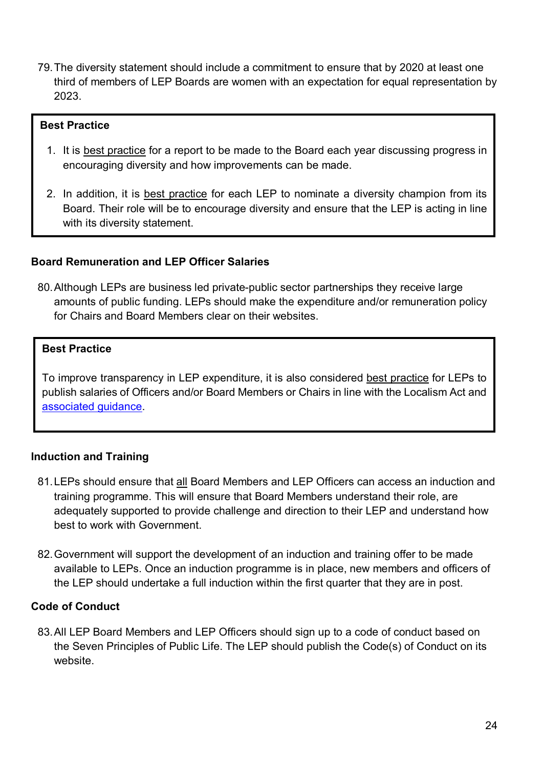79. The diversity statement should include a commitment to ensure that by 2020 at least one third of members of LEP Boards are women with an expectation for equal representation by 2023.

> **Best Practice**
>
> 1. It is best practice for a report to be made to the Board each year discussing progress in encouraging diversity and how improvements can be made.
>
> 2. In addition, it is best practice for each LEP to nominate a diversity champion from its Board. Their role will be to encourage diversity and ensure that the LEP is acting in line with its diversity statement.

**Board Remuneration and LEP Officer Salaries**

80. Although LEPs are business led private-public sector partnerships they receive large amounts of public funding. LEPs should make the expenditure and/or remuneration policy for Chairs and Board Members clear on their websites.

> **Best Practice**
>
> To improve transparency in LEP expenditure, it is also considered best practice for LEPs to publish salaries of Officers and/or Board Members or Chairs in line with the Localism Act and associated guidance.

**Induction and Training**

81. LEPs should ensure that all Board Members and LEP Officers can access an induction and training programme. This will ensure that Board Members understand their role, are adequately supported to provide challenge and direction to their LEP and understand how best to work with Government.

82. Government will support the development of an induction and training offer to be made available to LEPs. Once an induction programme is in place, new members and officers of the LEP should undertake a full induction within the first quarter that they are in post.

**Code of Conduct**

83. All LEP Board Members and LEP Officers should sign up to a code of conduct based on the Seven Principles of Public Life. The LEP should publish the Code(s) of Conduct on its website.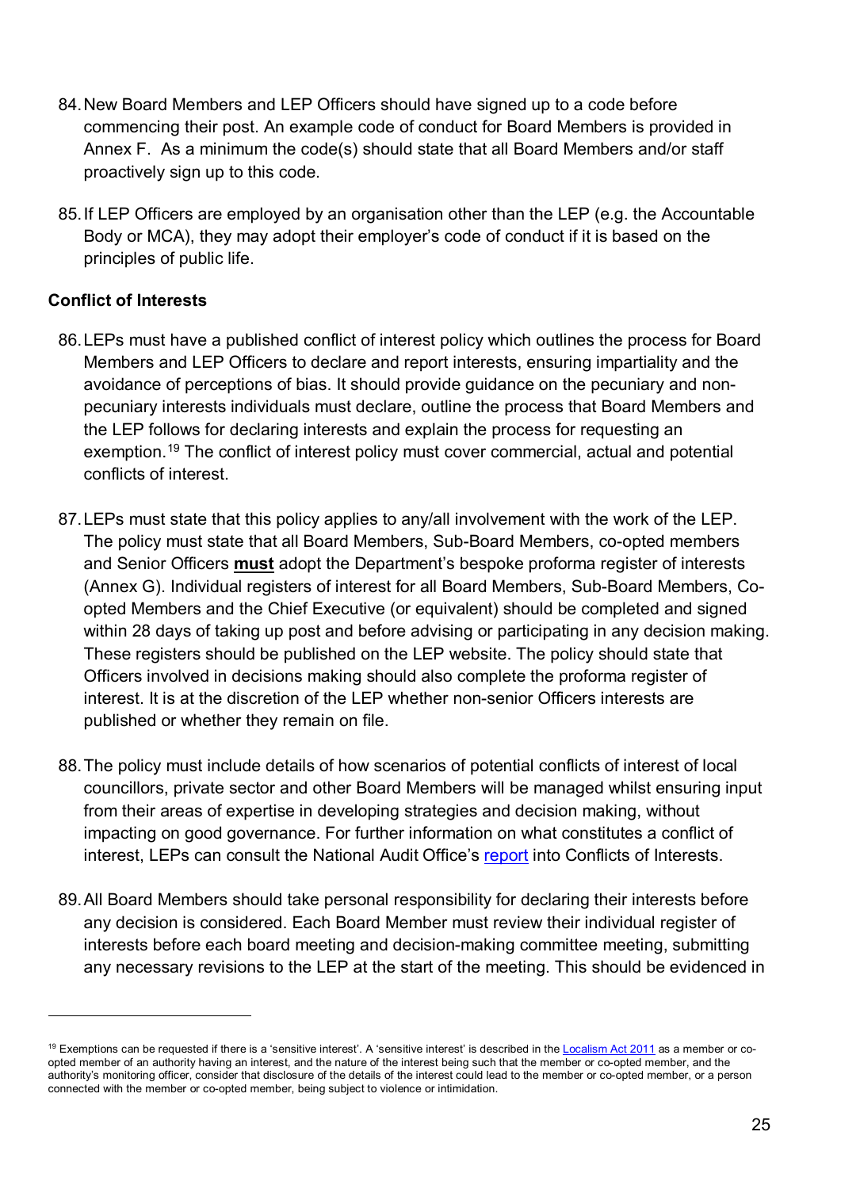84. New Board Members and LEP Officers should have signed up to a code before commencing their post. An example code of conduct for Board Members is provided in Annex F. As a minimum the code(s) should state that all Board Members and/or staff proactively sign up to this code.

85. If LEP Officers are employed by an organisation other than the LEP (e.g. the Accountable Body or MCA), they may adopt their employer's code of conduct if it is based on the principles of public life.

**Conflict of Interests**

86. LEPs must have a published conflict of interest policy which outlines the process for Board Members and LEP Officers to declare and report interests, ensuring impartiality and the avoidance of perceptions of bias. It should provide guidance on the pecuniary and non-pecuniary interests individuals must declare, outline the process that Board Members and the LEP follows for declaring interests and explain the process for requesting an exemption.[19] The conflict of interest policy must cover commercial, actual and potential conflicts of interest.

87. LEPs must state that this policy applies to any/all involvement with the work of the LEP. The policy must state that all Board Members, Sub-Board Members, co-opted members and Senior Officers **must** adopt the Department's bespoke proforma register of interests (Annex G). Individual registers of interest for all Board Members, Sub-Board Members, Co-opted Members and the Chief Executive (or equivalent) should be completed and signed within 28 days of taking up post and before advising or participating in any decision making. These registers should be published on the LEP website. The policy should state that Officers involved in decisions making should also complete the proforma register of interest. It is at the discretion of the LEP whether non-senior Officers interests are published or whether they remain on file.

88. The policy must include details of how scenarios of potential conflicts of interest of local councillors, private sector and other Board Members will be managed whilst ensuring input from their areas of expertise in developing strategies and decision making, without impacting on good governance. For further information on what constitutes a conflict of interest, LEPs can consult the National Audit Office's report into Conflicts of Interests.

89. All Board Members should take personal responsibility for declaring their interests before any decision is considered. Each Board Member must review their individual register of interests before each board meeting and decision-making committee meeting, submitting any necessary revisions to the LEP at the start of the meeting. This should be evidenced in

---

[19] Exemptions can be requested if there is a 'sensitive interest'. A 'sensitive interest' is described in the Localism Act 2011 as a member or co-opted member of an authority having an interest, and the nature of the interest being such that the member or co-opted member, and the authority's monitoring officer, consider that disclosure of the details of the interest could lead to the member or co-opted member, or a person connected with the member or co-opted member, being subject to violence or intimidation.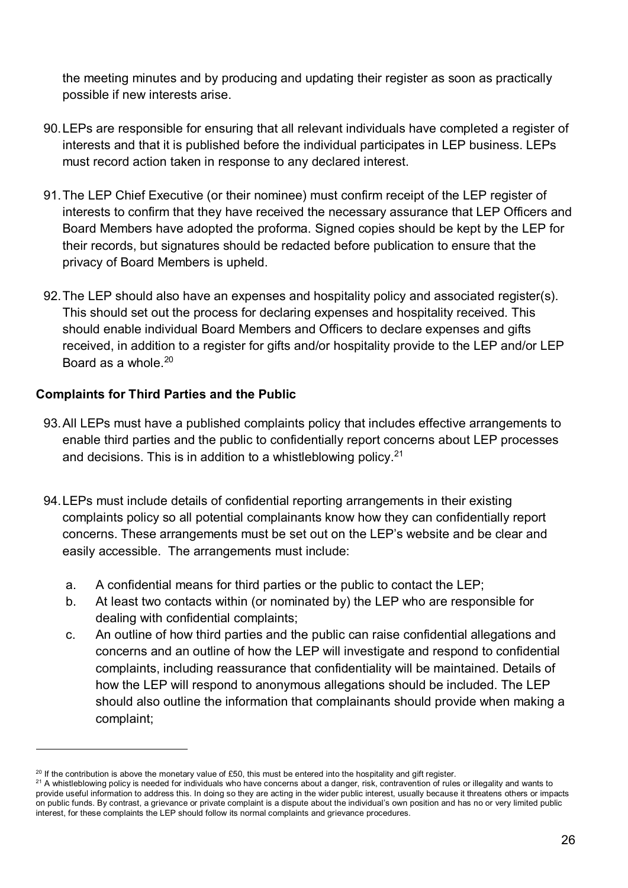the meeting minutes and by producing and updating their register as soon as practically possible if new interests arise.

90. LEPs are responsible for ensuring that all relevant individuals have completed a register of interests and that it is published before the individual participates in LEP business. LEPs must record action taken in response to any declared interest.

91. The LEP Chief Executive (or their nominee) must confirm receipt of the LEP register of interests to confirm that they have received the necessary assurance that LEP Officers and Board Members have adopted the proforma. Signed copies should be kept by the LEP for their records, but signatures should be redacted before publication to ensure that the privacy of Board Members is upheld.

92. The LEP should also have an expenses and hospitality policy and associated register(s). This should set out the process for declaring expenses and hospitality received. This should enable individual Board Members and Officers to declare expenses and gifts received, in addition to a register for gifts and/or hospitality provide to the LEP and/or LEP Board as a whole.[20]

### Complaints for Third Parties and the Public

93. All LEPs must have a published complaints policy that includes effective arrangements to enable third parties and the public to confidentially report concerns about LEP processes and decisions. This is in addition to a whistleblowing policy.[21]

94. LEPs must include details of confidential reporting arrangements in their existing complaints policy so all potential complainants know how they can confidentially report concerns. These arrangements must be set out on the LEP's website and be clear and easily accessible. The arrangements must include:

    a. A confidential means for third parties or the public to contact the LEP;
    b. At least two contacts within (or nominated by) the LEP who are responsible for dealing with confidential complaints;
    c. An outline of how third parties and the public can raise confidential allegations and concerns and an outline of how the LEP will investigate and respond to confidential complaints, including reassurance that confidentiality will be maintained. Details of how the LEP will respond to anonymous allegations should be included. The LEP should also outline the information that complainants should provide when making a complaint;

---

[20] If the contribution is above the monetary value of £50, this must be entered into the hospitality and gift register.

[21] A whistleblowing policy is needed for individuals who have concerns about a danger, risk, contravention of rules or illegality and wants to provide useful information to address this. In doing so they are acting in the wider public interest, usually because it threatens others or impacts on public funds. By contrast, a grievance or private complaint is a dispute about the individual's own position and has no or very limited public interest, for these complaints the LEP should follow its normal complaints and grievance procedures.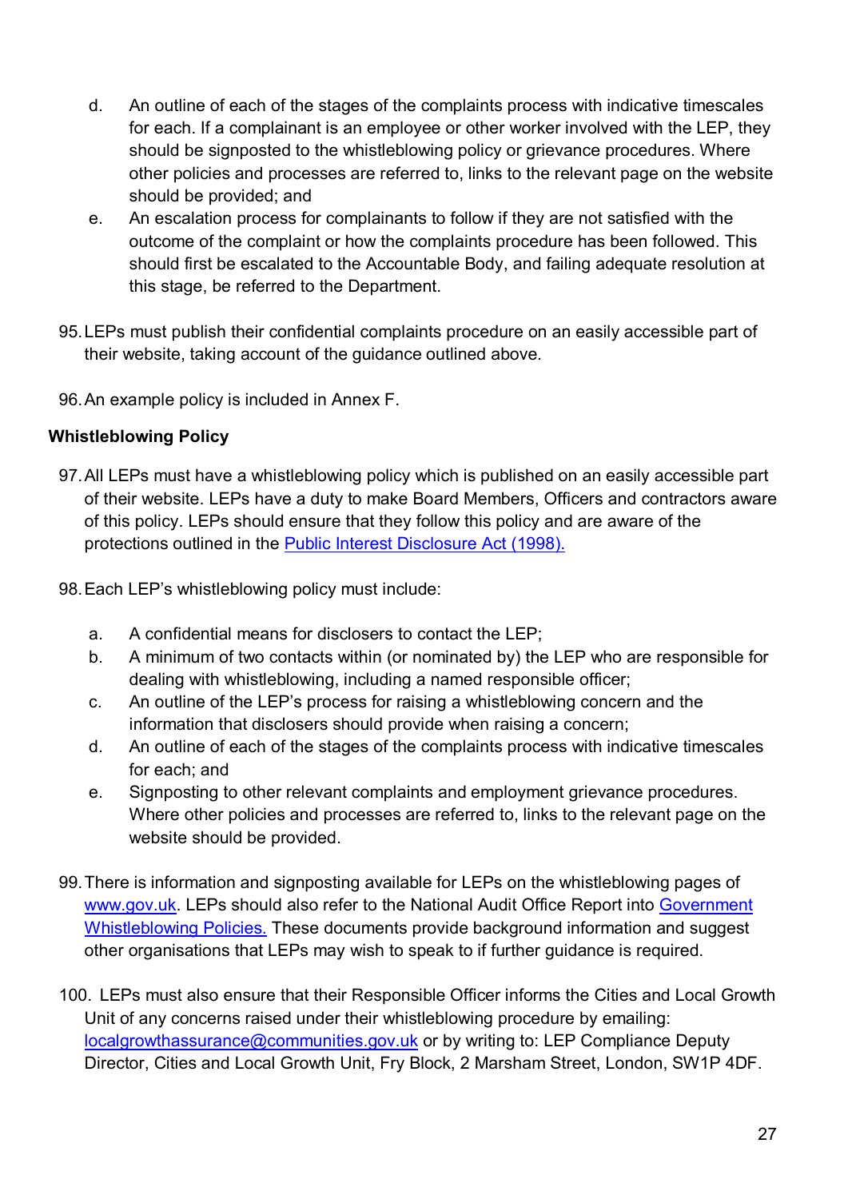d. An outline of each of the stages of the complaints process with indicative timescales for each. If a complainant is an employee or other worker involved with the LEP, they should be signposted to the whistleblowing policy or grievance procedures. Where other policies and processes are referred to, links to the relevant page on the website should be provided; and
e. An escalation process for complainants to follow if they are not satisfied with the outcome of the complaint or how the complaints procedure has been followed. This should first be escalated to the Accountable Body, and failing adequate resolution at this stage, be referred to the Department.

95. LEPs must publish their confidential complaints procedure on an easily accessible part of their website, taking account of the guidance outlined above.

96. An example policy is included in Annex F.

**Whistleblowing Policy**

97. All LEPs must have a whistleblowing policy which is published on an easily accessible part of their website. LEPs have a duty to make Board Members, Officers and contractors aware of this policy. LEPs should ensure that they follow this policy and are aware of the protections outlined in the Public Interest Disclosure Act (1998).

98. Each LEP's whistleblowing policy must include:

a. A confidential means for disclosers to contact the LEP;
b. A minimum of two contacts within (or nominated by) the LEP who are responsible for dealing with whistleblowing, including a named responsible officer;
c. An outline of the LEP's process for raising a whistleblowing concern and the information that disclosers should provide when raising a concern;
d. An outline of each of the stages of the complaints process with indicative timescales for each; and
e. Signposting to other relevant complaints and employment grievance procedures. Where other policies and processes are referred to, links to the relevant page on the website should be provided.

99. There is information and signposting available for LEPs on the whistleblowing pages of www.gov.uk. LEPs should also refer to the National Audit Office Report into Government Whistleblowing Policies. These documents provide background information and suggest other organisations that LEPs may wish to speak to if further guidance is required.

100. LEPs must also ensure that their Responsible Officer informs the Cities and Local Growth Unit of any concerns raised under their whistleblowing procedure by emailing: localgrowthassurance@communities.gov.uk or by writing to: LEP Compliance Deputy Director, Cities and Local Growth Unit, Fry Block, 2 Marsham Street, London, SW1P 4DF.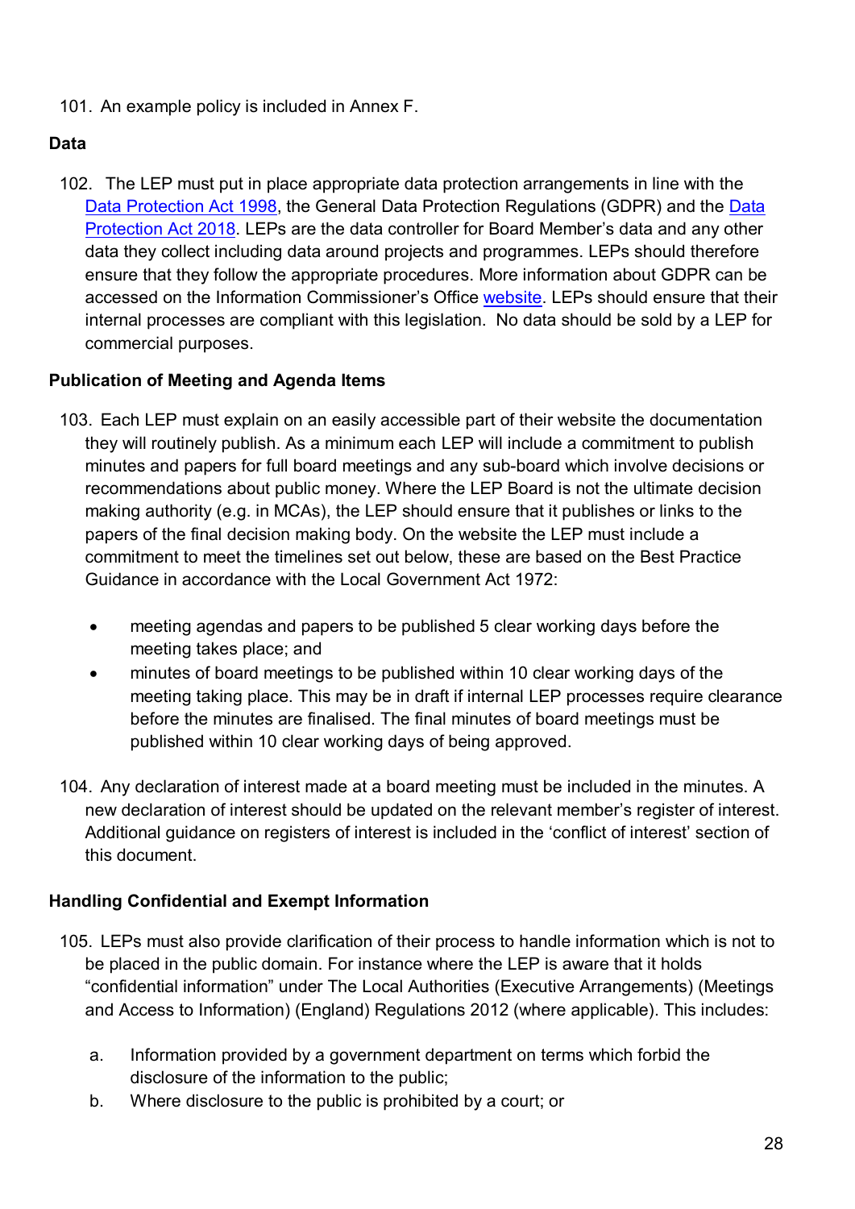101. An example policy is included in Annex F.

**Data**

102. The LEP must put in place appropriate data protection arrangements in line with the Data Protection Act 1998, the General Data Protection Regulations (GDPR) and the Data Protection Act 2018. LEPs are the data controller for Board Member's data and any other data they collect including data around projects and programmes. LEPs should therefore ensure that they follow the appropriate procedures. More information about GDPR can be accessed on the Information Commissioner's Office website. LEPs should ensure that their internal processes are compliant with this legislation. No data should be sold by a LEP for commercial purposes.

**Publication of Meeting and Agenda Items**

103. Each LEP must explain on an easily accessible part of their website the documentation they will routinely publish. As a minimum each LEP will include a commitment to publish minutes and papers for full board meetings and any sub-board which involve decisions or recommendations about public money. Where the LEP Board is not the ultimate decision making authority (e.g. in MCAs), the LEP should ensure that it publishes or links to the papers of the final decision making body. On the website the LEP must include a commitment to meet the timelines set out below, these are based on the Best Practice Guidance in accordance with the Local Government Act 1972:

- meeting agendas and papers to be published 5 clear working days before the meeting takes place; and
- minutes of board meetings to be published within 10 clear working days of the meeting taking place. This may be in draft if internal LEP processes require clearance before the minutes are finalised. The final minutes of board meetings must be published within 10 clear working days of being approved.

104. Any declaration of interest made at a board meeting must be included in the minutes. A new declaration of interest should be updated on the relevant member's register of interest. Additional guidance on registers of interest is included in the 'conflict of interest' section of this document.

**Handling Confidential and Exempt Information**

105. LEPs must also provide clarification of their process to handle information which is not to be placed in the public domain. For instance where the LEP is aware that it holds "confidential information" under The Local Authorities (Executive Arrangements) (Meetings and Access to Information) (England) Regulations 2012 (where applicable). This includes:

a. Information provided by a government department on terms which forbid the disclosure of the information to the public;
b. Where disclosure to the public is prohibited by a court; or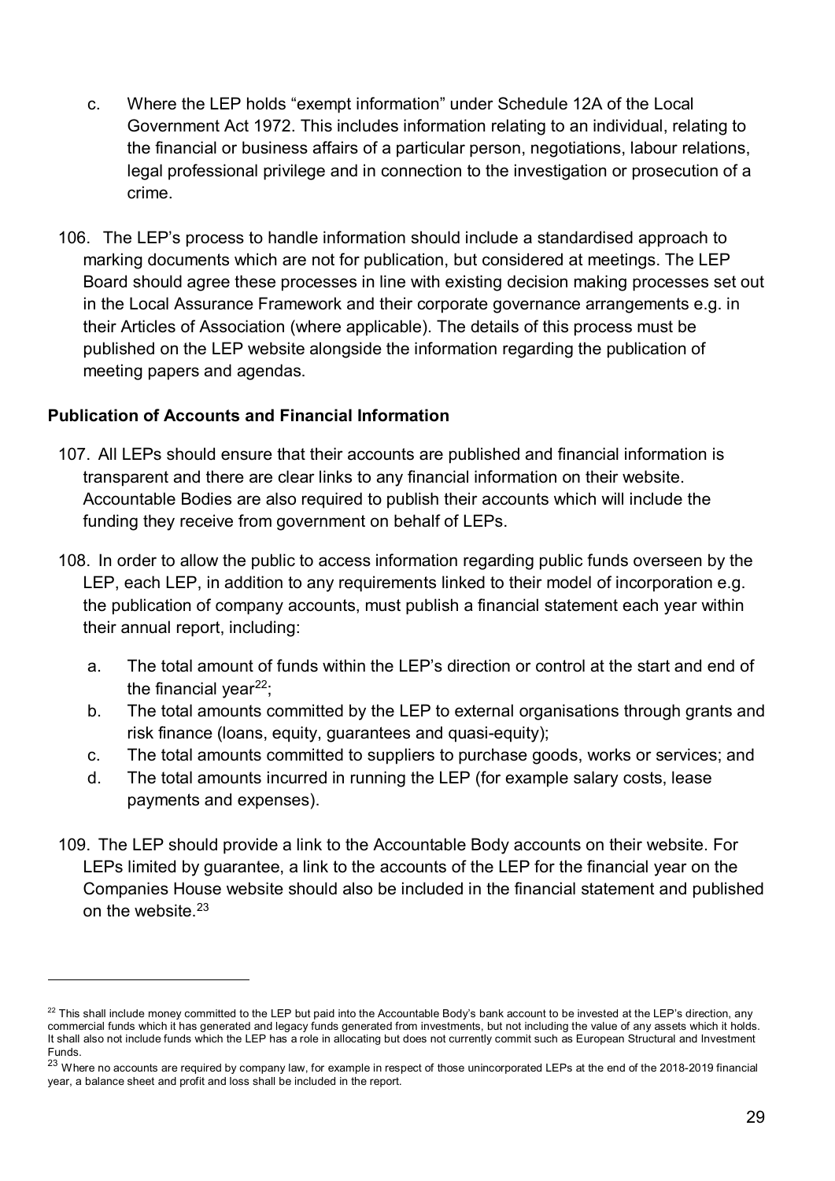c. Where the LEP holds "exempt information" under Schedule 12A of the Local Government Act 1972. This includes information relating to an individual, relating to the financial or business affairs of a particular person, negotiations, labour relations, legal professional privilege and in connection to the investigation or prosecution of a crime.

106. The LEP's process to handle information should include a standardised approach to marking documents which are not for publication, but considered at meetings. The LEP Board should agree these processes in line with existing decision making processes set out in the Local Assurance Framework and their corporate governance arrangements e.g. in their Articles of Association (where applicable). The details of this process must be published on the LEP website alongside the information regarding the publication of meeting papers and agendas.

**Publication of Accounts and Financial Information**

107. All LEPs should ensure that their accounts are published and financial information is transparent and there are clear links to any financial information on their website. Accountable Bodies are also required to publish their accounts which will include the funding they receive from government on behalf of LEPs.

108. In order to allow the public to access information regarding public funds overseen by the LEP, each LEP, in addition to any requirements linked to their model of incorporation e.g. the publication of company accounts, must publish a financial statement each year within their annual report, including:

a. The total amount of funds within the LEP's direction or control at the start and end of the financial year[22];
b. The total amounts committed by the LEP to external organisations through grants and risk finance (loans, equity, guarantees and quasi-equity);
c. The total amounts committed to suppliers to purchase goods, works or services; and
d. The total amounts incurred in running the LEP (for example salary costs, lease payments and expenses).

109. The LEP should provide a link to the Accountable Body accounts on their website. For LEPs limited by guarantee, a link to the accounts of the LEP for the financial year on the Companies House website should also be included in the financial statement and published on the website.[23]

---

[22] This shall include money committed to the LEP but paid into the Accountable Body's bank account to be invested at the LEP's direction, any commercial funds which it has generated and legacy funds generated from investments, but not including the value of any assets which it holds. It shall also not include funds which the LEP has a role in allocating but does not currently commit such as European Structural and Investment Funds.

[23] Where no accounts are required by company law, for example in respect of those unincorporated LEPs at the end of the 2018-2019 financial year, a balance sheet and profit and loss shall be included in the report.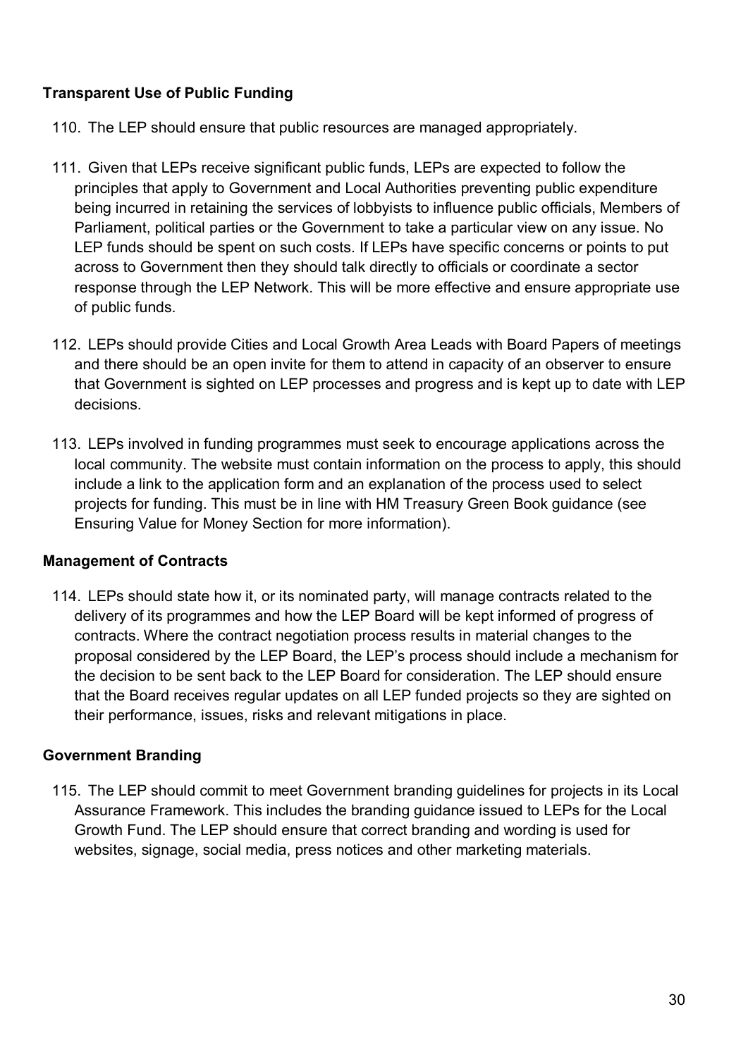**Transparent Use of Public Funding**

110. The LEP should ensure that public resources are managed appropriately.

111. Given that LEPs receive significant public funds, LEPs are expected to follow the principles that apply to Government and Local Authorities preventing public expenditure being incurred in retaining the services of lobbyists to influence public officials, Members of Parliament, political parties or the Government to take a particular view on any issue. No LEP funds should be spent on such costs. If LEPs have specific concerns or points to put across to Government then they should talk directly to officials or coordinate a sector response through the LEP Network. This will be more effective and ensure appropriate use of public funds.

112. LEPs should provide Cities and Local Growth Area Leads with Board Papers of meetings and there should be an open invite for them to attend in capacity of an observer to ensure that Government is sighted on LEP processes and progress and is kept up to date with LEP decisions.

113. LEPs involved in funding programmes must seek to encourage applications across the local community. The website must contain information on the process to apply, this should include a link to the application form and an explanation of the process used to select projects for funding. This must be in line with HM Treasury Green Book guidance (see Ensuring Value for Money Section for more information).

**Management of Contracts**

114. LEPs should state how it, or its nominated party, will manage contracts related to the delivery of its programmes and how the LEP Board will be kept informed of progress of contracts. Where the contract negotiation process results in material changes to the proposal considered by the LEP Board, the LEP's process should include a mechanism for the decision to be sent back to the LEP Board for consideration. The LEP should ensure that the Board receives regular updates on all LEP funded projects so they are sighted on their performance, issues, risks and relevant mitigations in place.

**Government Branding**

115. The LEP should commit to meet Government branding guidelines for projects in its Local Assurance Framework. This includes the branding guidance issued to LEPs for the Local Growth Fund. The LEP should ensure that correct branding and wording is used for websites, signage, social media, press notices and other marketing materials.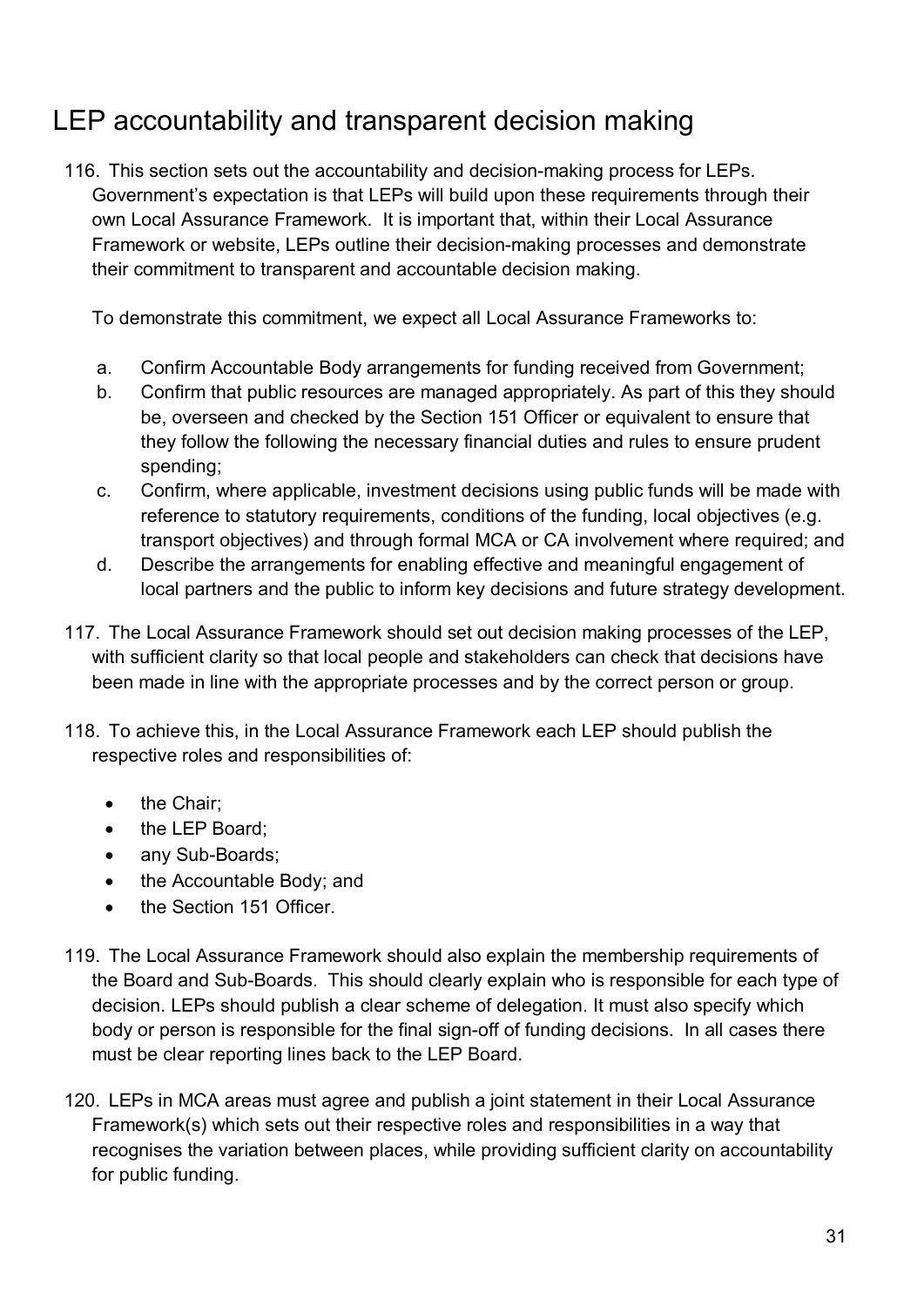## LEP accountability and transparent decision making

116. This section sets out the accountability and decision-making process for LEPs. Government's expectation is that LEPs will build upon these requirements through their own Local Assurance Framework. It is important that, within their Local Assurance Framework or website, LEPs outline their decision-making processes and demonstrate their commitment to transparent and accountable decision making.

     To demonstrate this commitment, we expect all Local Assurance Frameworks to:

     a. Confirm Accountable Body arrangements for funding received from Government;
     b. Confirm that public resources are managed appropriately. As part of this they should be, overseen and checked by the Section 151 Officer or equivalent to ensure that they follow the following the necessary financial duties and rules to ensure prudent spending;
     c. Confirm, where applicable, investment decisions using public funds will be made with reference to statutory requirements, conditions of the funding, local objectives (e.g. transport objectives) and through formal MCA or CA involvement where required; and
     d. Describe the arrangements for enabling effective and meaningful engagement of local partners and the public to inform key decisions and future strategy development.

117. The Local Assurance Framework should set out decision making processes of the LEP, with sufficient clarity so that local people and stakeholders can check that decisions have been made in line with the appropriate processes and by the correct person or group.

118. To achieve this, in the Local Assurance Framework each LEP should publish the respective roles and responsibilities of:

     - the Chair;
     - the LEP Board;
     - any Sub-Boards;
     - the Accountable Body; and
     - the Section 151 Officer.

119. The Local Assurance Framework should also explain the membership requirements of the Board and Sub-Boards. This should clearly explain who is responsible for each type of decision. LEPs should publish a clear scheme of delegation. It must also specify which body or person is responsible for the final sign-off of funding decisions. In all cases there must be clear reporting lines back to the LEP Board.

120. LEPs in MCA areas must agree and publish a joint statement in their Local Assurance Framework(s) which sets out their respective roles and responsibilities in a way that recognises the variation between places, while providing sufficient clarity on accountability for public funding.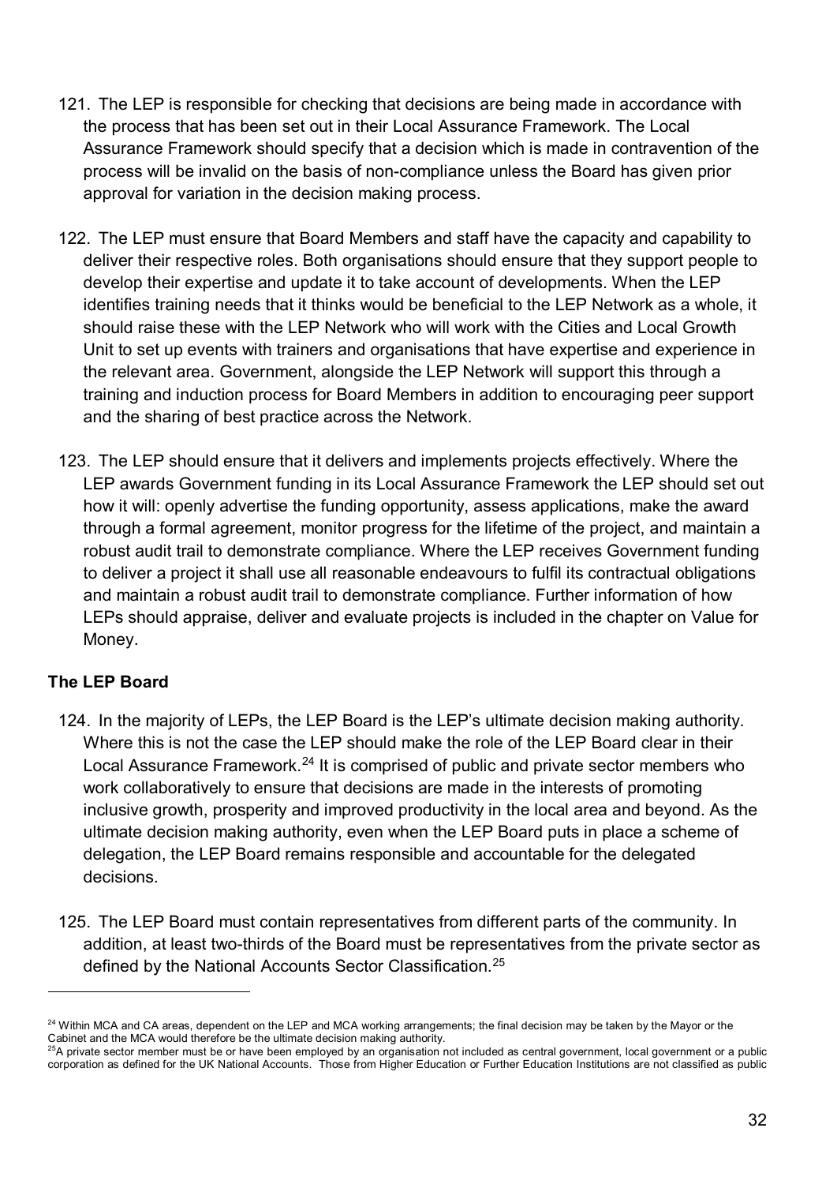121. The LEP is responsible for checking that decisions are being made in accordance with the process that has been set out in their Local Assurance Framework. The Local Assurance Framework should specify that a decision which is made in contravention of the process will be invalid on the basis of non-compliance unless the Board has given prior approval for variation in the decision making process.

122. The LEP must ensure that Board Members and staff have the capacity and capability to deliver their respective roles. Both organisations should ensure that they support people to develop their expertise and update it to take account of developments. When the LEP identifies training needs that it thinks would be beneficial to the LEP Network as a whole, it should raise these with the LEP Network who will work with the Cities and Local Growth Unit to set up events with trainers and organisations that have expertise and experience in the relevant area. Government, alongside the LEP Network will support this through a training and induction process for Board Members in addition to encouraging peer support and the sharing of best practice across the Network.

123. The LEP should ensure that it delivers and implements projects effectively. Where the LEP awards Government funding in its Local Assurance Framework the LEP should set out how it will: openly advertise the funding opportunity, assess applications, make the award through a formal agreement, monitor progress for the lifetime of the project, and maintain a robust audit trail to demonstrate compliance. Where the LEP receives Government funding to deliver a project it shall use all reasonable endeavours to fulfil its contractual obligations and maintain a robust audit trail to demonstrate compliance. Further information of how LEPs should appraise, deliver and evaluate projects is included in the chapter on Value for Money.

**The LEP Board**

124. In the majority of LEPs, the LEP Board is the LEP's ultimate decision making authority. Where this is not the case the LEP should make the role of the LEP Board clear in their Local Assurance Framework.[24] It is comprised of public and private sector members who work collaboratively to ensure that decisions are made in the interests of promoting inclusive growth, prosperity and improved productivity in the local area and beyond. As the ultimate decision making authority, even when the LEP Board puts in place a scheme of delegation, the LEP Board remains responsible and accountable for the delegated decisions.

125. The LEP Board must contain representatives from different parts of the community. In addition, at least two-thirds of the Board must be representatives from the private sector as defined by the National Accounts Sector Classification.[25]

---

[24] Within MCA and CA areas, dependent on the LEP and MCA working arrangements; the final decision may be taken by the Mayor or the Cabinet and the MCA would therefore be the ultimate decision making authority.

[25] A private sector member must be or have been employed by an organisation not included as central government, local government or a public corporation as defined for the UK National Accounts. Those from Higher Education or Further Education Institutions are not classified as public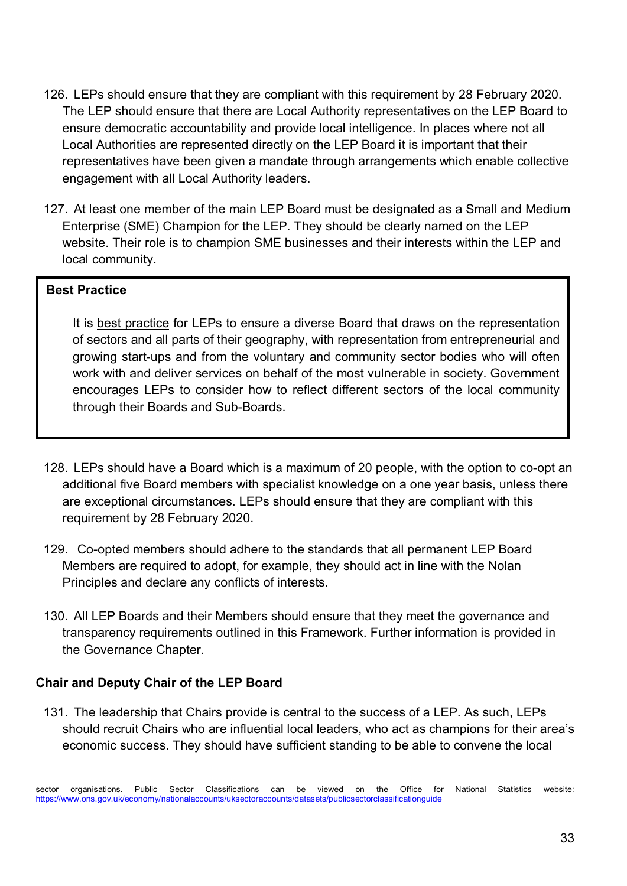126. LEPs should ensure that they are compliant with this requirement by 28 February 2020. The LEP should ensure that there are Local Authority representatives on the LEP Board to ensure democratic accountability and provide local intelligence. In places where not all Local Authorities are represented directly on the LEP Board it is important that their representatives have been given a mandate through arrangements which enable collective engagement with all Local Authority leaders.

127. At least one member of the main LEP Board must be designated as a Small and Medium Enterprise (SME) Champion for the LEP. They should be clearly named on the LEP website. Their role is to champion SME businesses and their interests within the LEP and local community.

> **Best Practice**
>
> It is best practice for LEPs to ensure a diverse Board that draws on the representation of sectors and all parts of their geography, with representation from entrepreneurial and growing start-ups and from the voluntary and community sector bodies who will often work with and deliver services on behalf of the most vulnerable in society. Government encourages LEPs to consider how to reflect different sectors of the local community through their Boards and Sub-Boards.

128. LEPs should have a Board which is a maximum of 20 people, with the option to co-opt an additional five Board members with specialist knowledge on a one year basis, unless there are exceptional circumstances. LEPs should ensure that they are compliant with this requirement by 28 February 2020.

129. Co-opted members should adhere to the standards that all permanent LEP Board Members are required to adopt, for example, they should act in line with the Nolan Principles and declare any conflicts of interests.

130. All LEP Boards and their Members should ensure that they meet the governance and transparency requirements outlined in this Framework. Further information is provided in the Governance Chapter.

**Chair and Deputy Chair of the LEP Board**

131. The leadership that Chairs provide is central to the success of a LEP. As such, LEPs should recruit Chairs who are influential local leaders, who act as champions for their area's economic success. They should have sufficient standing to be able to convene the local

---

sector organisations. Public Sector Classifications can be viewed on the Office for National Statistics website: https://www.ons.gov.uk/economy/nationalaccounts/uksectoraccounts/datasets/publicsectorclassificationguide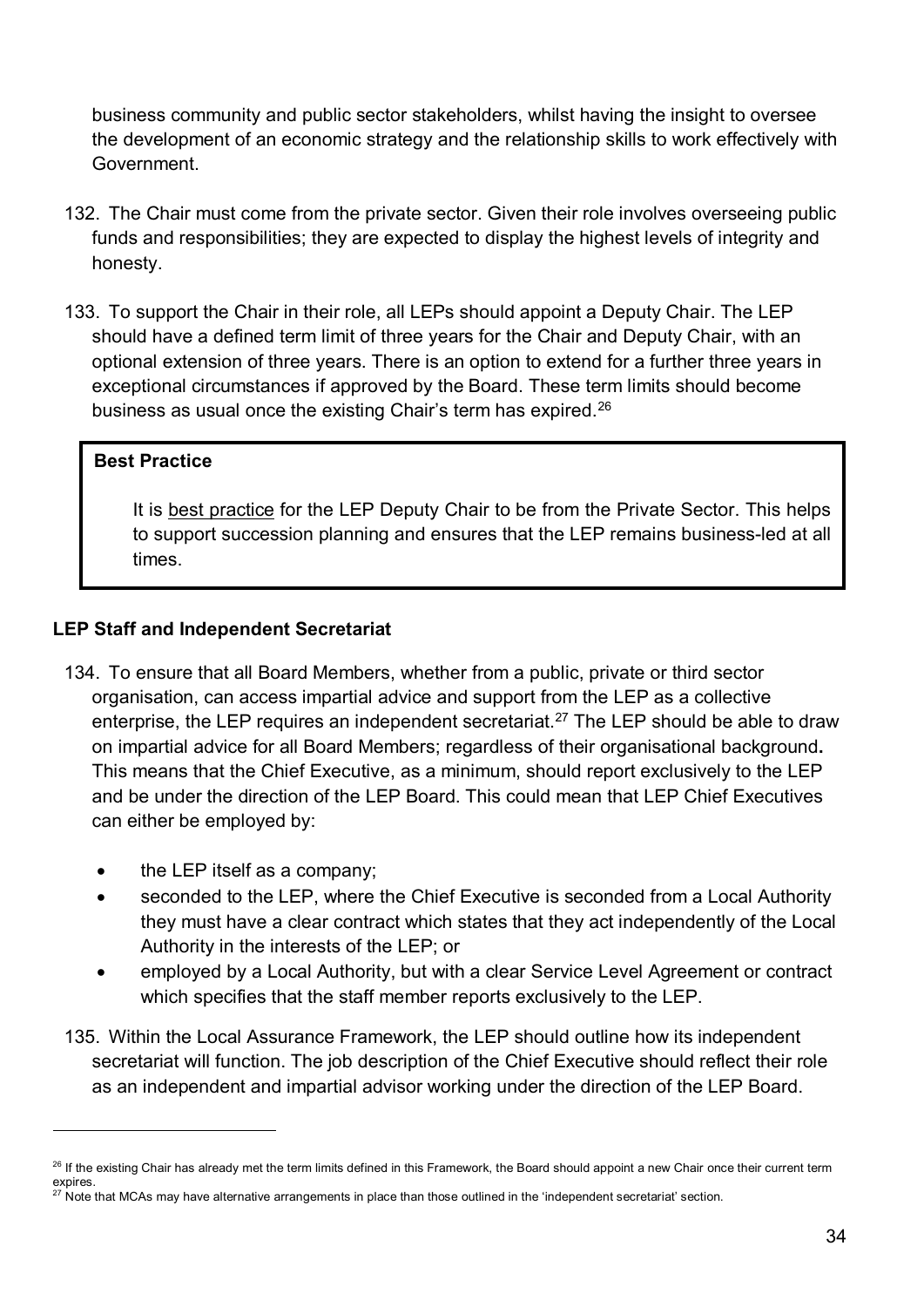business community and public sector stakeholders, whilst having the insight to oversee the development of an economic strategy and the relationship skills to work effectively with Government.

132. The Chair must come from the private sector. Given their role involves overseeing public funds and responsibilities; they are expected to display the highest levels of integrity and honesty.

133. To support the Chair in their role, all LEPs should appoint a Deputy Chair. The LEP should have a defined term limit of three years for the Chair and Deputy Chair, with an optional extension of three years. There is an option to extend for a further three years in exceptional circumstances if approved by the Board. These term limits should become business as usual once the existing Chair's term has expired.[26]

> **Best Practice**
>
> It is best practice for the LEP Deputy Chair to be from the Private Sector. This helps to support succession planning and ensures that the LEP remains business-led at all times.

**LEP Staff and Independent Secretariat**

134. To ensure that all Board Members, whether from a public, private or third sector organisation, can access impartial advice and support from the LEP as a collective enterprise, the LEP requires an independent secretariat.[27] The LEP should be able to draw on impartial advice for all Board Members; regardless of their organisational background**.** This means that the Chief Executive, as a minimum, should report exclusively to the LEP and be under the direction of the LEP Board. This could mean that LEP Chief Executives can either be employed by:

- the LEP itself as a company;
- seconded to the LEP, where the Chief Executive is seconded from a Local Authority they must have a clear contract which states that they act independently of the Local Authority in the interests of the LEP; or
- employed by a Local Authority, but with a clear Service Level Agreement or contract which specifies that the staff member reports exclusively to the LEP.

135. Within the Local Assurance Framework, the LEP should outline how its independent secretariat will function. The job description of the Chief Executive should reflect their role as an independent and impartial advisor working under the direction of the LEP Board.

---

[26] If the existing Chair has already met the term limits defined in this Framework, the Board should appoint a new Chair once their current term expires.

[27] Note that MCAs may have alternative arrangements in place than those outlined in the 'independent secretariat' section.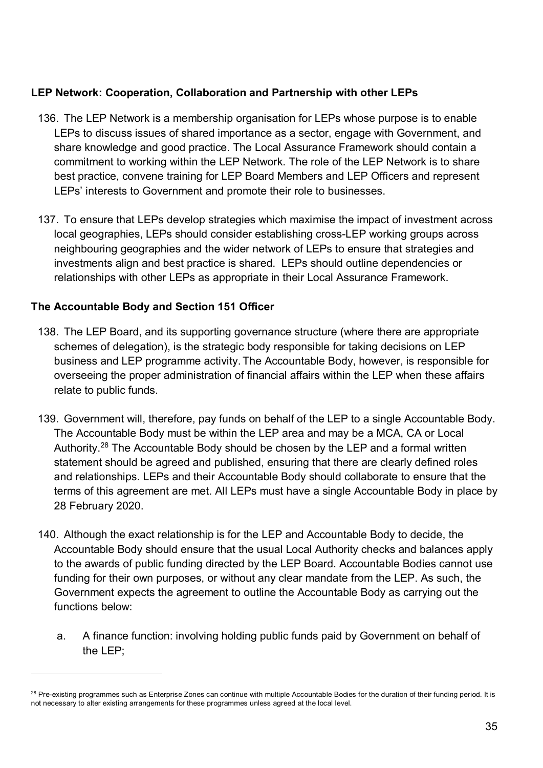**LEP Network: Cooperation, Collaboration and Partnership with other LEPs**

136. The LEP Network is a membership organisation for LEPs whose purpose is to enable LEPs to discuss issues of shared importance as a sector, engage with Government, and share knowledge and good practice. The Local Assurance Framework should contain a commitment to working within the LEP Network. The role of the LEP Network is to share best practice, convene training for LEP Board Members and LEP Officers and represent LEPs' interests to Government and promote their role to businesses.

137. To ensure that LEPs develop strategies which maximise the impact of investment across local geographies, LEPs should consider establishing cross-LEP working groups across neighbouring geographies and the wider network of LEPs to ensure that strategies and investments align and best practice is shared. LEPs should outline dependencies or relationships with other LEPs as appropriate in their Local Assurance Framework.

**The Accountable Body and Section 151 Officer**

138. The LEP Board, and its supporting governance structure (where there are appropriate schemes of delegation), is the strategic body responsible for taking decisions on LEP business and LEP programme activity. The Accountable Body, however, is responsible for overseeing the proper administration of financial affairs within the LEP when these affairs relate to public funds.

139. Government will, therefore, pay funds on behalf of the LEP to a single Accountable Body. The Accountable Body must be within the LEP area and may be a MCA, CA or Local Authority.[28] The Accountable Body should be chosen by the LEP and a formal written statement should be agreed and published, ensuring that there are clearly defined roles and relationships. LEPs and their Accountable Body should collaborate to ensure that the terms of this agreement are met. All LEPs must have a single Accountable Body in place by 28 February 2020.

140. Although the exact relationship is for the LEP and Accountable Body to decide, the Accountable Body should ensure that the usual Local Authority checks and balances apply to the awards of public funding directed by the LEP Board. Accountable Bodies cannot use funding for their own purposes, or without any clear mandate from the LEP. As such, the Government expects the agreement to outline the Accountable Body as carrying out the functions below:

    a. A finance function: involving holding public funds paid by Government on behalf of the LEP;

[28] Pre-existing programmes such as Enterprise Zones can continue with multiple Accountable Bodies for the duration of their funding period. It is not necessary to alter existing arrangements for these programmes unless agreed at the local level.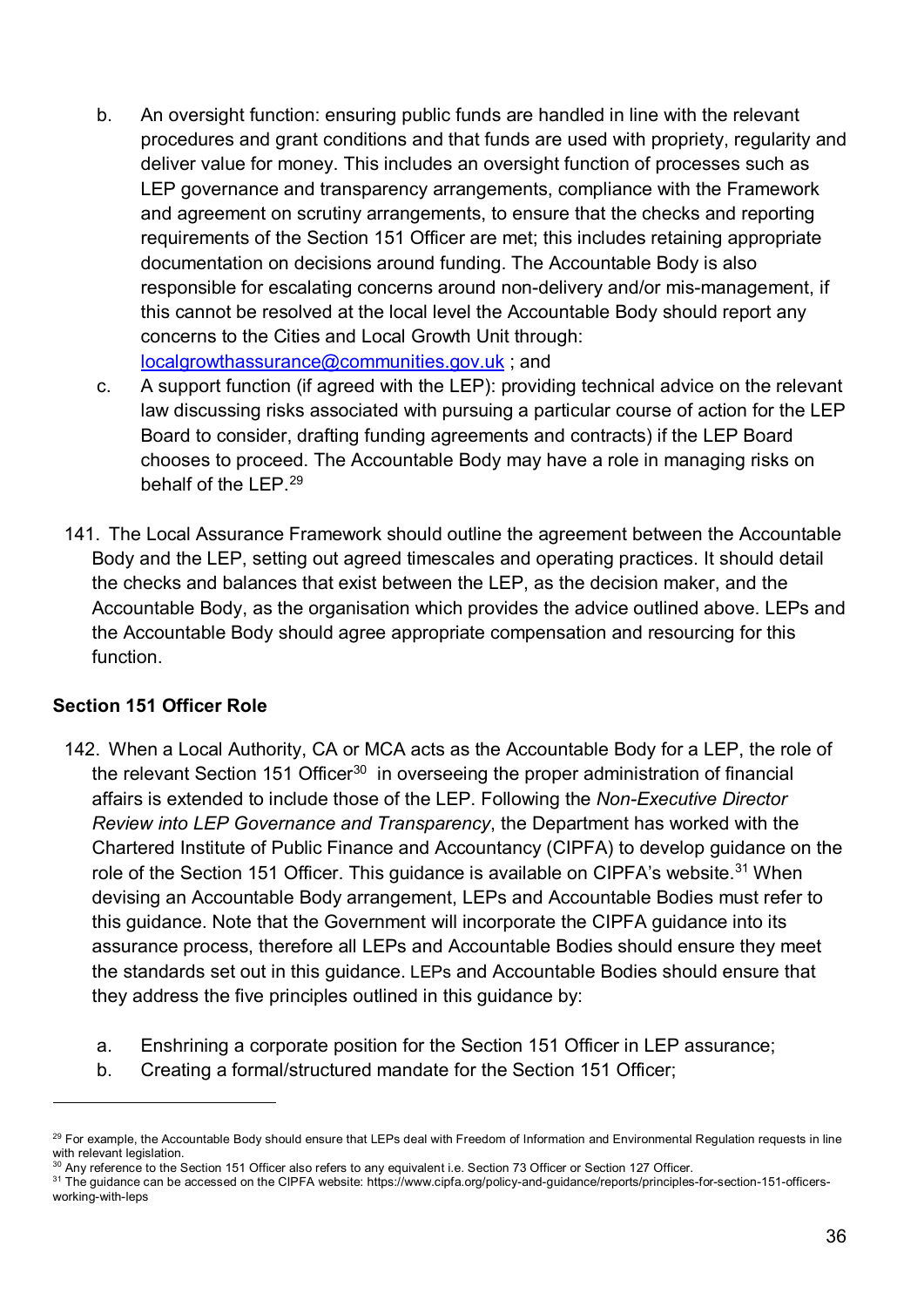b. An oversight function: ensuring public funds are handled in line with the relevant procedures and grant conditions and that funds are used with propriety, regularity and deliver value for money. This includes an oversight function of processes such as LEP governance and transparency arrangements, compliance with the Framework and agreement on scrutiny arrangements, to ensure that the checks and reporting requirements of the Section 151 Officer are met; this includes retaining appropriate documentation on decisions around funding. The Accountable Body is also responsible for escalating concerns around non-delivery and/or mis-management, if this cannot be resolved at the local level the Accountable Body should report any concerns to the Cities and Local Growth Unit through: localgrowthassurance@communities.gov.uk ; and

c. A support function (if agreed with the LEP): providing technical advice on the relevant law discussing risks associated with pursuing a particular course of action for the LEP Board to consider, drafting funding agreements and contracts) if the LEP Board chooses to proceed. The Accountable Body may have a role in managing risks on behalf of the LEP.[29]

141. The Local Assurance Framework should outline the agreement between the Accountable Body and the LEP, setting out agreed timescales and operating practices. It should detail the checks and balances that exist between the LEP, as the decision maker, and the Accountable Body, as the organisation which provides the advice outlined above. LEPs and the Accountable Body should agree appropriate compensation and resourcing for this function.

**Section 151 Officer Role**

142. When a Local Authority, CA or MCA acts as the Accountable Body for a LEP, the role of the relevant Section 151 Officer[30] in overseeing the proper administration of financial affairs is extended to include those of the LEP. Following the *Non-Executive Director Review into LEP Governance and Transparency*, the Department has worked with the Chartered Institute of Public Finance and Accountancy (CIPFA) to develop guidance on the role of the Section 151 Officer. This guidance is available on CIPFA's website.[31] When devising an Accountable Body arrangement, LEPs and Accountable Bodies must refer to this guidance. Note that the Government will incorporate the CIPFA guidance into its assurance process, therefore all LEPs and Accountable Bodies should ensure they meet the standards set out in this guidance. LEPs and Accountable Bodies should ensure that they address the five principles outlined in this guidance by:

a. Enshrining a corporate position for the Section 151 Officer in LEP assurance;

b. Creating a formal/structured mandate for the Section 151 Officer;

---

[29] For example, the Accountable Body should ensure that LEPs deal with Freedom of Information and Environmental Regulation requests in line with relevant legislation.

[30] Any reference to the Section 151 Officer also refers to any equivalent i.e. Section 73 Officer or Section 127 Officer.

[31] The guidance can be accessed on the CIPFA website: https://www.cipfa.org/policy-and-guidance/reports/principles-for-section-151-officers-working-with-leps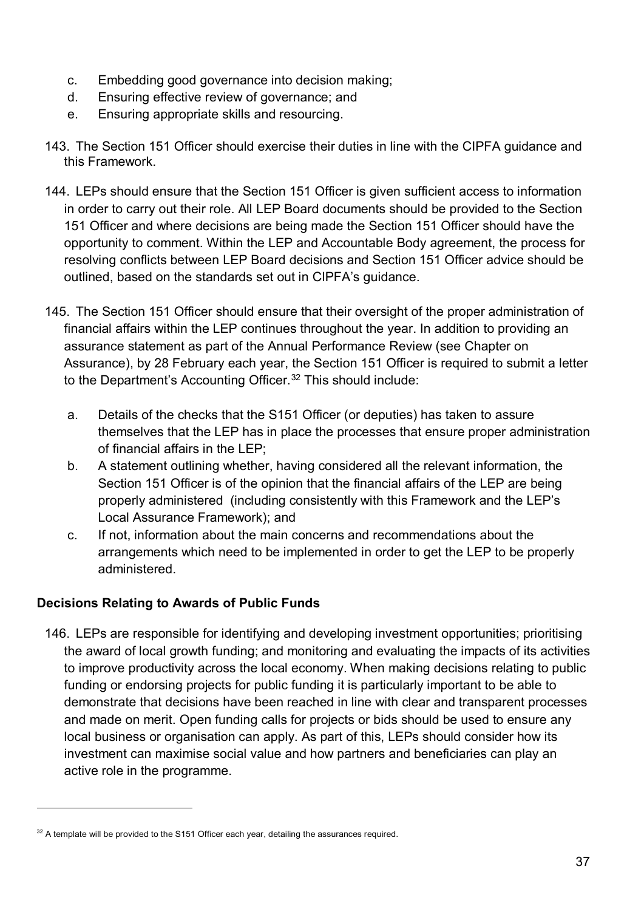c. Embedding good governance into decision making;
d. Ensuring effective review of governance; and
e. Ensuring appropriate skills and resourcing.

143. The Section 151 Officer should exercise their duties in line with the CIPFA guidance and this Framework.

144. LEPs should ensure that the Section 151 Officer is given sufficient access to information in order to carry out their role. All LEP Board documents should be provided to the Section 151 Officer and where decisions are being made the Section 151 Officer should have the opportunity to comment. Within the LEP and Accountable Body agreement, the process for resolving conflicts between LEP Board decisions and Section 151 Officer advice should be outlined, based on the standards set out in CIPFA's guidance.

145. The Section 151 Officer should ensure that their oversight of the proper administration of financial affairs within the LEP continues throughout the year. In addition to providing an assurance statement as part of the Annual Performance Review (see Chapter on Assurance), by 28 February each year, the Section 151 Officer is required to submit a letter to the Department's Accounting Officer.[32] This should include:

a. Details of the checks that the S151 Officer (or deputies) has taken to assure themselves that the LEP has in place the processes that ensure proper administration of financial affairs in the LEP;
b. A statement outlining whether, having considered all the relevant information, the Section 151 Officer is of the opinion that the financial affairs of the LEP are being properly administered (including consistently with this Framework and the LEP's Local Assurance Framework); and
c. If not, information about the main concerns and recommendations about the arrangements which need to be implemented in order to get the LEP to be properly administered.

**Decisions Relating to Awards of Public Funds**

146. LEPs are responsible for identifying and developing investment opportunities; prioritising the award of local growth funding; and monitoring and evaluating the impacts of its activities to improve productivity across the local economy. When making decisions relating to public funding or endorsing projects for public funding it is particularly important to be able to demonstrate that decisions have been reached in line with clear and transparent processes and made on merit. Open funding calls for projects or bids should be used to ensure any local business or organisation can apply. As part of this, LEPs should consider how its investment can maximise social value and how partners and beneficiaries can play an active role in the programme.

[32] A template will be provided to the S151 Officer each year, detailing the assurances required.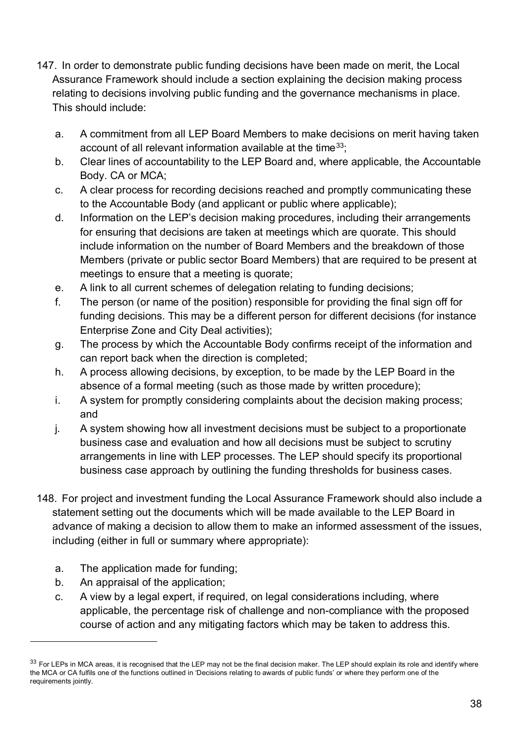147. In order to demonstrate public funding decisions have been made on merit, the Local Assurance Framework should include a section explaining the decision making process relating to decisions involving public funding and the governance mechanisms in place. This should include:

   a. A commitment from all LEP Board Members to make decisions on merit having taken account of all relevant information available at the time[33];
   b. Clear lines of accountability to the LEP Board and, where applicable, the Accountable Body. CA or MCA;
   c. A clear process for recording decisions reached and promptly communicating these to the Accountable Body (and applicant or public where applicable);
   d. Information on the LEP's decision making procedures, including their arrangements for ensuring that decisions are taken at meetings which are quorate. This should include information on the number of Board Members and the breakdown of those Members (private or public sector Board Members) that are required to be present at meetings to ensure that a meeting is quorate;
   e. A link to all current schemes of delegation relating to funding decisions;
   f. The person (or name of the position) responsible for providing the final sign off for funding decisions. This may be a different person for different decisions (for instance Enterprise Zone and City Deal activities);
   g. The process by which the Accountable Body confirms receipt of the information and can report back when the direction is completed;
   h. A process allowing decisions, by exception, to be made by the LEP Board in the absence of a formal meeting (such as those made by written procedure);
   i. A system for promptly considering complaints about the decision making process; and
   j. A system showing how all investment decisions must be subject to a proportionate business case and evaluation and how all decisions must be subject to scrutiny arrangements in line with LEP processes. The LEP should specify its proportional business case approach by outlining the funding thresholds for business cases.

148. For project and investment funding the Local Assurance Framework should also include a statement setting out the documents which will be made available to the LEP Board in advance of making a decision to allow them to make an informed assessment of the issues, including (either in full or summary where appropriate):

   a. The application made for funding;
   b. An appraisal of the application;
   c. A view by a legal expert, if required, on legal considerations including, where applicable, the percentage risk of challenge and non-compliance with the proposed course of action and any mitigating factors which may be taken to address this.

---

[33] For LEPs in MCA areas, it is recognised that the LEP may not be the final decision maker. The LEP should explain its role and identify where the MCA or CA fulfils one of the functions outlined in 'Decisions relating to awards of public funds' or where they perform one of the requirements jointly.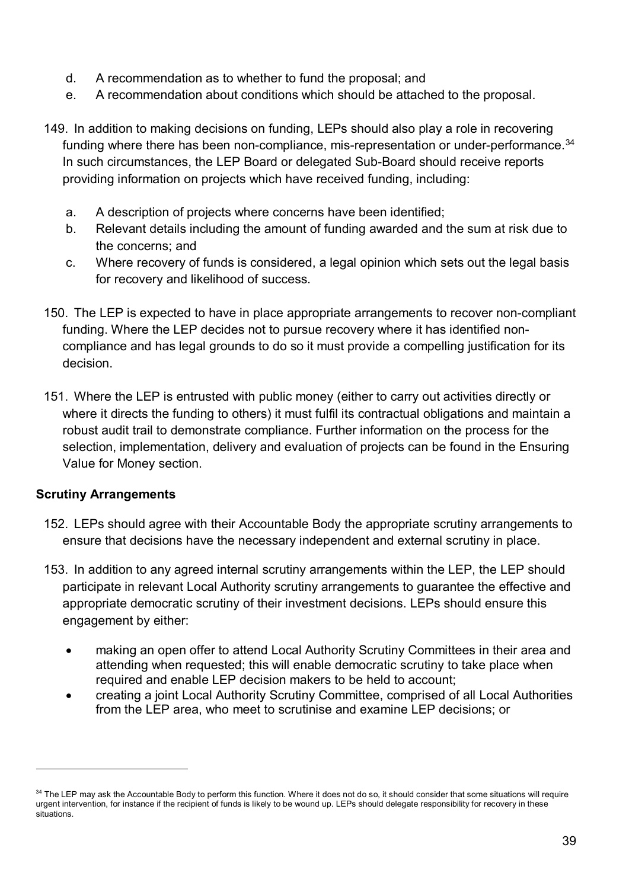d. A recommendation as to whether to fund the proposal; and
e. A recommendation about conditions which should be attached to the proposal.

149. In addition to making decisions on funding, LEPs should also play a role in recovering funding where there has been non-compliance, mis-representation or under-performance.[34] In such circumstances, the LEP Board or delegated Sub-Board should receive reports providing information on projects which have received funding, including:

   a. A description of projects where concerns have been identified;
   b. Relevant details including the amount of funding awarded and the sum at risk due to the concerns; and
   c. Where recovery of funds is considered, a legal opinion which sets out the legal basis for recovery and likelihood of success.

150. The LEP is expected to have in place appropriate arrangements to recover non-compliant funding. Where the LEP decides not to pursue recovery where it has identified non-compliance and has legal grounds to do so it must provide a compelling justification for its decision.

151. Where the LEP is entrusted with public money (either to carry out activities directly or where it directs the funding to others) it must fulfil its contractual obligations and maintain a robust audit trail to demonstrate compliance. Further information on the process for the selection, implementation, delivery and evaluation of projects can be found in the Ensuring Value for Money section.

**Scrutiny Arrangements**

152. LEPs should agree with their Accountable Body the appropriate scrutiny arrangements to ensure that decisions have the necessary independent and external scrutiny in place.

153. In addition to any agreed internal scrutiny arrangements within the LEP, the LEP should participate in relevant Local Authority scrutiny arrangements to guarantee the effective and appropriate democratic scrutiny of their investment decisions. LEPs should ensure this engagement by either:

   - making an open offer to attend Local Authority Scrutiny Committees in their area and attending when requested; this will enable democratic scrutiny to take place when required and enable LEP decision makers to be held to account;
   - creating a joint Local Authority Scrutiny Committee, comprised of all Local Authorities from the LEP area, who meet to scrutinise and examine LEP decisions; or

[34] The LEP may ask the Accountable Body to perform this function. Where it does not do so, it should consider that some situations will require urgent intervention, for instance if the recipient of funds is likely to be wound up. LEPs should delegate responsibility for recovery in these situations.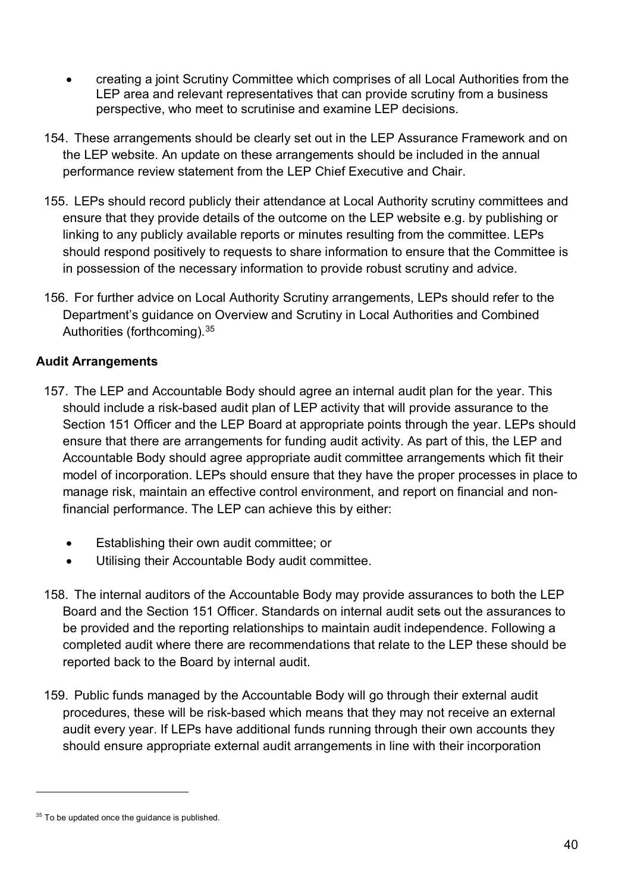- creating a joint Scrutiny Committee which comprises of all Local Authorities from the LEP area and relevant representatives that can provide scrutiny from a business perspective, who meet to scrutinise and examine LEP decisions.

154. These arrangements should be clearly set out in the LEP Assurance Framework and on the LEP website. An update on these arrangements should be included in the annual performance review statement from the LEP Chief Executive and Chair.

155. LEPs should record publicly their attendance at Local Authority scrutiny committees and ensure that they provide details of the outcome on the LEP website e.g. by publishing or linking to any publicly available reports or minutes resulting from the committee. LEPs should respond positively to requests to share information to ensure that the Committee is in possession of the necessary information to provide robust scrutiny and advice.

156. For further advice on Local Authority Scrutiny arrangements, LEPs should refer to the Department's guidance on Overview and Scrutiny in Local Authorities and Combined Authorities (forthcoming).[35]

**Audit Arrangements**

157. The LEP and Accountable Body should agree an internal audit plan for the year. This should include a risk-based audit plan of LEP activity that will provide assurance to the Section 151 Officer and the LEP Board at appropriate points through the year. LEPs should ensure that there are arrangements for funding audit activity. As part of this, the LEP and Accountable Body should agree appropriate audit committee arrangements which fit their model of incorporation. LEPs should ensure that they have the proper processes in place to manage risk, maintain an effective control environment, and report on financial and non-financial performance. The LEP can achieve this by either:

    - Establishing their own audit committee; or
    - Utilising their Accountable Body audit committee.

158. The internal auditors of the Accountable Body may provide assurances to both the LEP Board and the Section 151 Officer. Standards on internal audit sets out the assurances to be provided and the reporting relationships to maintain audit independence. Following a completed audit where there are recommendations that relate to the LEP these should be reported back to the Board by internal audit.

159. Public funds managed by the Accountable Body will go through their external audit procedures, these will be risk-based which means that they may not receive an external audit every year. If LEPs have additional funds running through their own accounts they should ensure appropriate external audit arrangements in line with their incorporation

[35] To be updated once the guidance is published.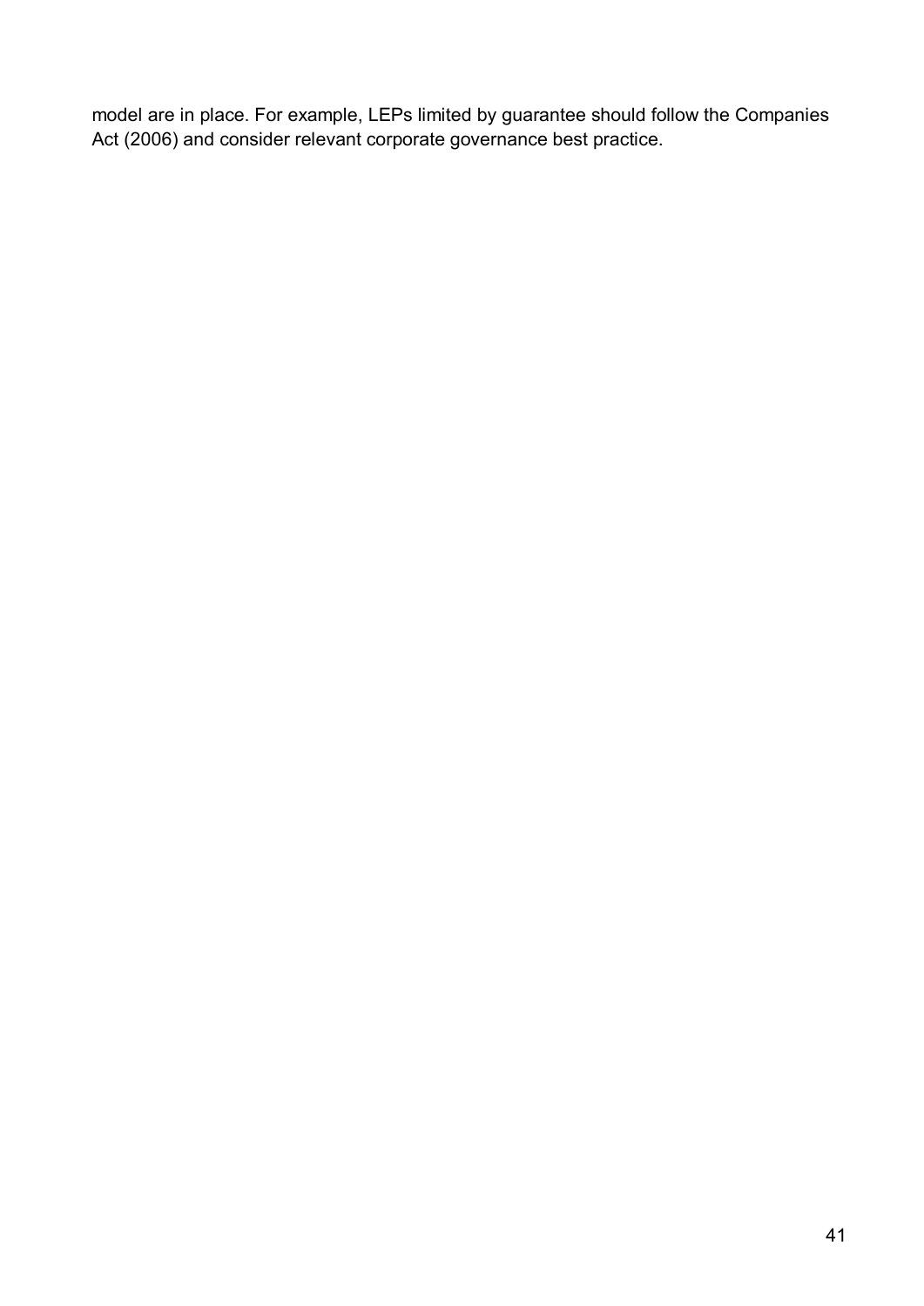model are in place. For example, LEPs limited by guarantee should follow the Companies Act (2006) and consider relevant corporate governance best practice.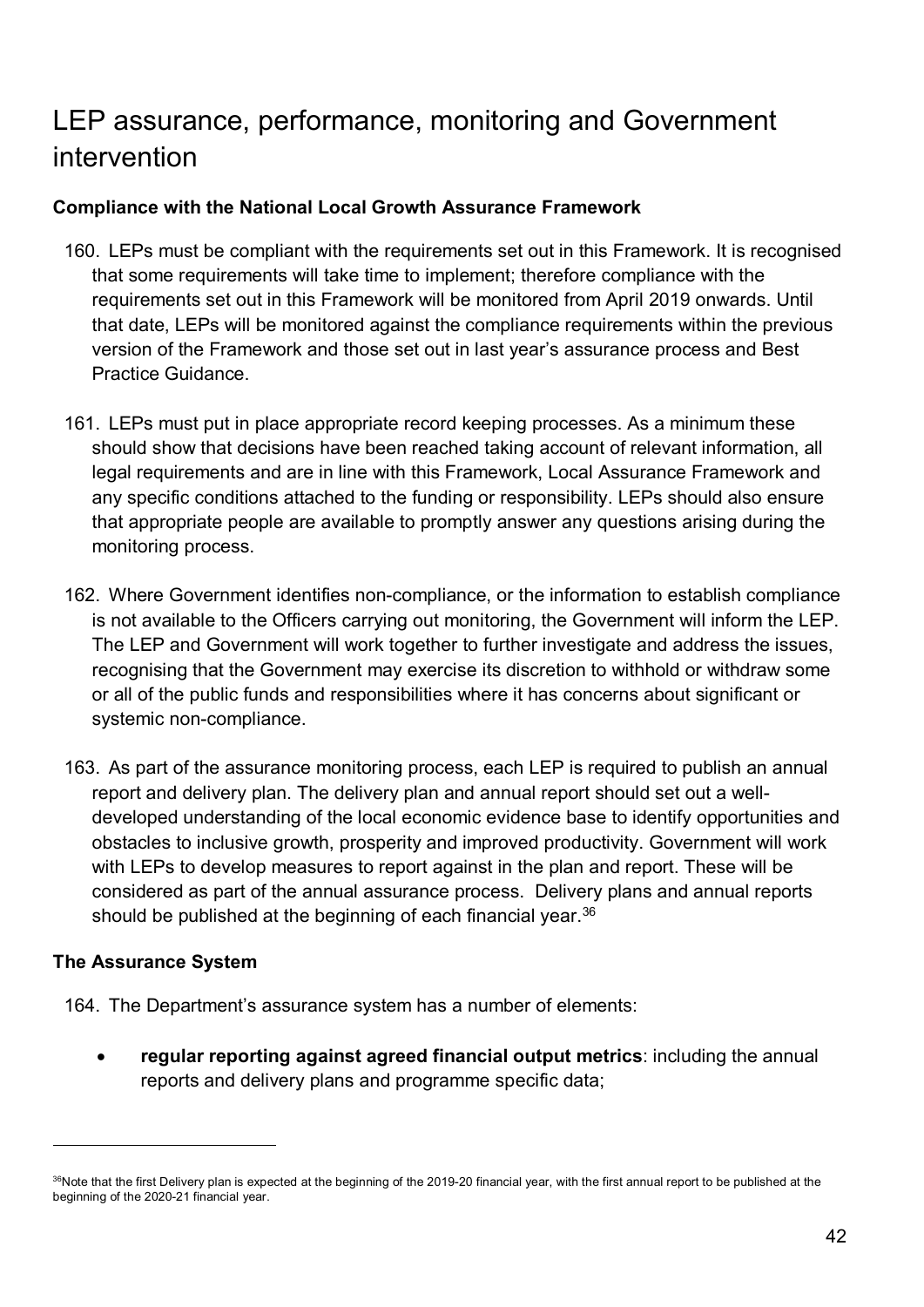# LEP assurance, performance, monitoring and Government intervention

**Compliance with the National Local Growth Assurance Framework**

160. LEPs must be compliant with the requirements set out in this Framework. It is recognised that some requirements will take time to implement; therefore compliance with the requirements set out in this Framework will be monitored from April 2019 onwards. Until that date, LEPs will be monitored against the compliance requirements within the previous version of the Framework and those set out in last year's assurance process and Best Practice Guidance.

161. LEPs must put in place appropriate record keeping processes. As a minimum these should show that decisions have been reached taking account of relevant information, all legal requirements and are in line with this Framework, Local Assurance Framework and any specific conditions attached to the funding or responsibility. LEPs should also ensure that appropriate people are available to promptly answer any questions arising during the monitoring process.

162. Where Government identifies non-compliance, or the information to establish compliance is not available to the Officers carrying out monitoring, the Government will inform the LEP. The LEP and Government will work together to further investigate and address the issues, recognising that the Government may exercise its discretion to withhold or withdraw some or all of the public funds and responsibilities where it has concerns about significant or systemic non-compliance.

163. As part of the assurance monitoring process, each LEP is required to publish an annual report and delivery plan. The delivery plan and annual report should set out a well-developed understanding of the local economic evidence base to identify opportunities and obstacles to inclusive growth, prosperity and improved productivity. Government will work with LEPs to develop measures to report against in the plan and report. These will be considered as part of the annual assurance process. Delivery plans and annual reports should be published at the beginning of each financial year.[36]

**The Assurance System**

164. The Department's assurance system has a number of elements:

- **regular reporting against agreed financial output metrics**: including the annual reports and delivery plans and programme specific data;

[36] Note that the first Delivery plan is expected at the beginning of the 2019-20 financial year, with the first annual report to be published at the beginning of the 2020-21 financial year.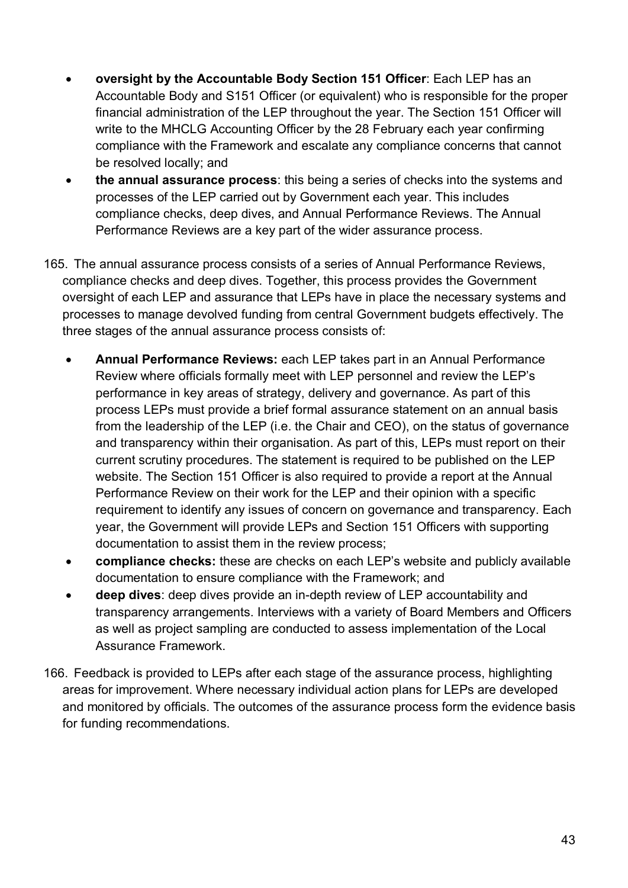- **oversight by the Accountable Body Section 151 Officer**: Each LEP has an Accountable Body and S151 Officer (or equivalent) who is responsible for the proper financial administration of the LEP throughout the year. The Section 151 Officer will write to the MHCLG Accounting Officer by the 28 February each year confirming compliance with the Framework and escalate any compliance concerns that cannot be resolved locally; and
- **the annual assurance process**: this being a series of checks into the systems and processes of the LEP carried out by Government each year. This includes compliance checks, deep dives, and Annual Performance Reviews. The Annual Performance Reviews are a key part of the wider assurance process.

165. The annual assurance process consists of a series of Annual Performance Reviews, compliance checks and deep dives. Together, this process provides the Government oversight of each LEP and assurance that LEPs have in place the necessary systems and processes to manage devolved funding from central Government budgets effectively. The three stages of the annual assurance process consists of:

    - **Annual Performance Reviews:** each LEP takes part in an Annual Performance Review where officials formally meet with LEP personnel and review the LEP's performance in key areas of strategy, delivery and governance. As part of this process LEPs must provide a brief formal assurance statement on an annual basis from the leadership of the LEP (i.e. the Chair and CEO), on the status of governance and transparency within their organisation. As part of this, LEPs must report on their current scrutiny procedures. The statement is required to be published on the LEP website. The Section 151 Officer is also required to provide a report at the Annual Performance Review on their work for the LEP and their opinion with a specific requirement to identify any issues of concern on governance and transparency. Each year, the Government will provide LEPs and Section 151 Officers with supporting documentation to assist them in the review process;
    - **compliance checks:** these are checks on each LEP's website and publicly available documentation to ensure compliance with the Framework; and
    - **deep dives**: deep dives provide an in-depth review of LEP accountability and transparency arrangements. Interviews with a variety of Board Members and Officers as well as project sampling are conducted to assess implementation of the Local Assurance Framework.

166. Feedback is provided to LEPs after each stage of the assurance process, highlighting areas for improvement. Where necessary individual action plans for LEPs are developed and monitored by officials. The outcomes of the assurance process form the evidence basis for funding recommendations.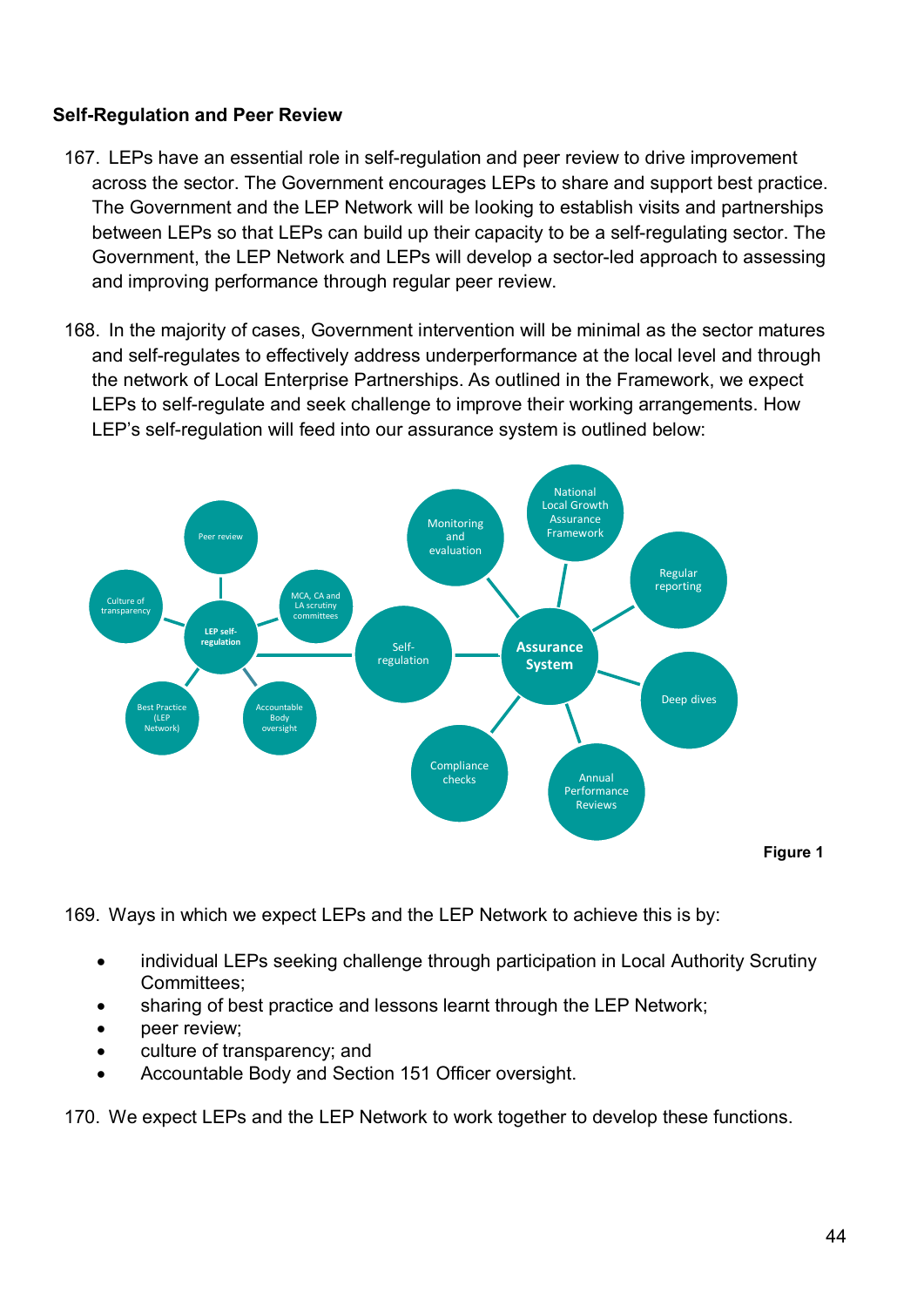**Self-Regulation and Peer Review**

167. LEPs have an essential role in self-regulation and peer review to drive improvement across the sector. The Government encourages LEPs to share and support best practice. The Government and the LEP Network will be looking to establish visits and partnerships between LEPs so that LEPs can build up their capacity to be a self-regulating sector. The Government, the LEP Network and LEPs will develop a sector-led approach to assessing and improving performance through regular peer review.

168. In the majority of cases, Government intervention will be minimal as the sector matures and self-regulates to effectively address underperformance at the local level and through the network of Local Enterprise Partnerships. As outlined in the Framework, we expect LEPs to self-regulate and seek challenge to improve their working arrangements. How LEP's self-regulation will feed into our assurance system is outlined below:

Peer review
Culture of transparency
LEP self-regulation
MCA, CA and LA scrutiny committees
Best Practice (LEP Network)
Accountable Body oversight
Self-regulation
Monitoring and evaluation
National Local Growth Assurance Framework
Regular reporting
Assurance System
Deep dives
Compliance checks
Annual Performance Reviews

Figure 1

169. Ways in which we expect LEPs and the LEP Network to achieve this is by:

- individual LEPs seeking challenge through participation in Local Authority Scrutiny Committees;
- sharing of best practice and lessons learnt through the LEP Network;
- peer review;
- culture of transparency; and
- Accountable Body and Section 151 Officer oversight.

170. We expect LEPs and the LEP Network to work together to develop these functions.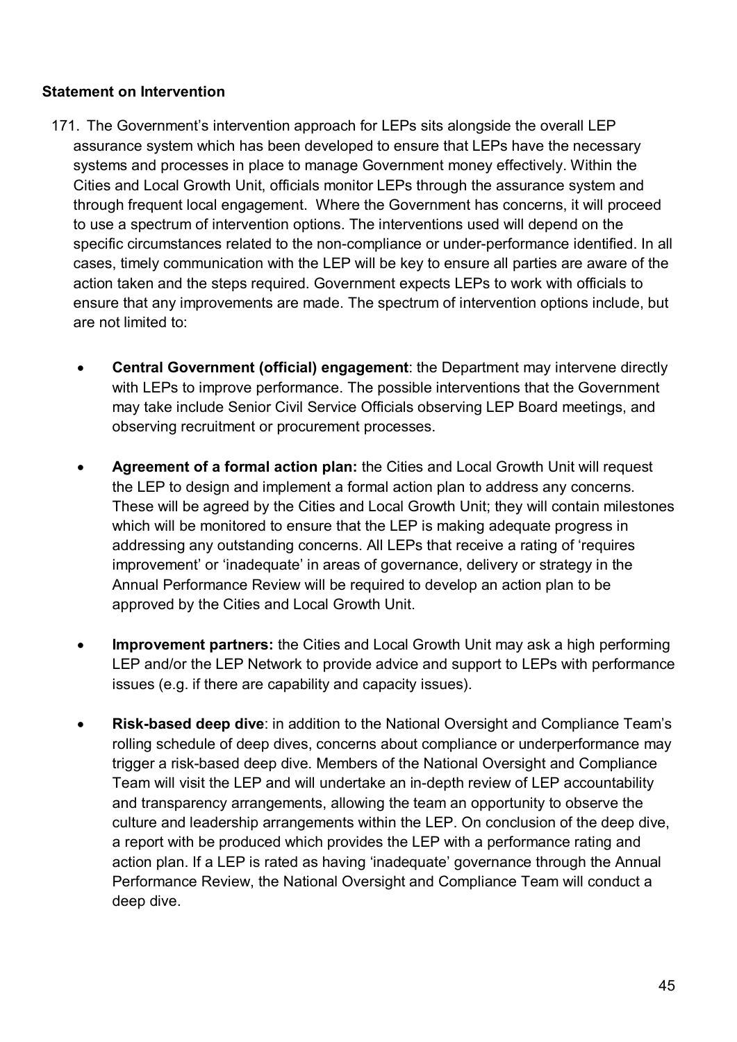**Statement on Intervention**

171. The Government's intervention approach for LEPs sits alongside the overall LEP assurance system which has been developed to ensure that LEPs have the necessary systems and processes in place to manage Government money effectively. Within the Cities and Local Growth Unit, officials monitor LEPs through the assurance system and through frequent local engagement. Where the Government has concerns, it will proceed to use a spectrum of intervention options. The interventions used will depend on the specific circumstances related to the non-compliance or under-performance identified. In all cases, timely communication with the LEP will be key to ensure all parties are aware of the action taken and the steps required. Government expects LEPs to work with officials to ensure that any improvements are made. The spectrum of intervention options include, but are not limited to:

   - **Central Government (official) engagement**: the Department may intervene directly with LEPs to improve performance. The possible interventions that the Government may take include Senior Civil Service Officials observing LEP Board meetings, and observing recruitment or procurement processes.

   - **Agreement of a formal action plan:** the Cities and Local Growth Unit will request the LEP to design and implement a formal action plan to address any concerns. These will be agreed by the Cities and Local Growth Unit; they will contain milestones which will be monitored to ensure that the LEP is making adequate progress in addressing any outstanding concerns. All LEPs that receive a rating of 'requires improvement' or 'inadequate' in areas of governance, delivery or strategy in the Annual Performance Review will be required to develop an action plan to be approved by the Cities and Local Growth Unit.

   - **Improvement partners:** the Cities and Local Growth Unit may ask a high performing LEP and/or the LEP Network to provide advice and support to LEPs with performance issues (e.g. if there are capability and capacity issues).

   - **Risk-based deep dive**: in addition to the National Oversight and Compliance Team's rolling schedule of deep dives, concerns about compliance or underperformance may trigger a risk-based deep dive. Members of the National Oversight and Compliance Team will visit the LEP and will undertake an in-depth review of LEP accountability and transparency arrangements, allowing the team an opportunity to observe the culture and leadership arrangements within the LEP. On conclusion of the deep dive, a report with be produced which provides the LEP with a performance rating and action plan. If a LEP is rated as having 'inadequate' governance through the Annual Performance Review, the National Oversight and Compliance Team will conduct a deep dive.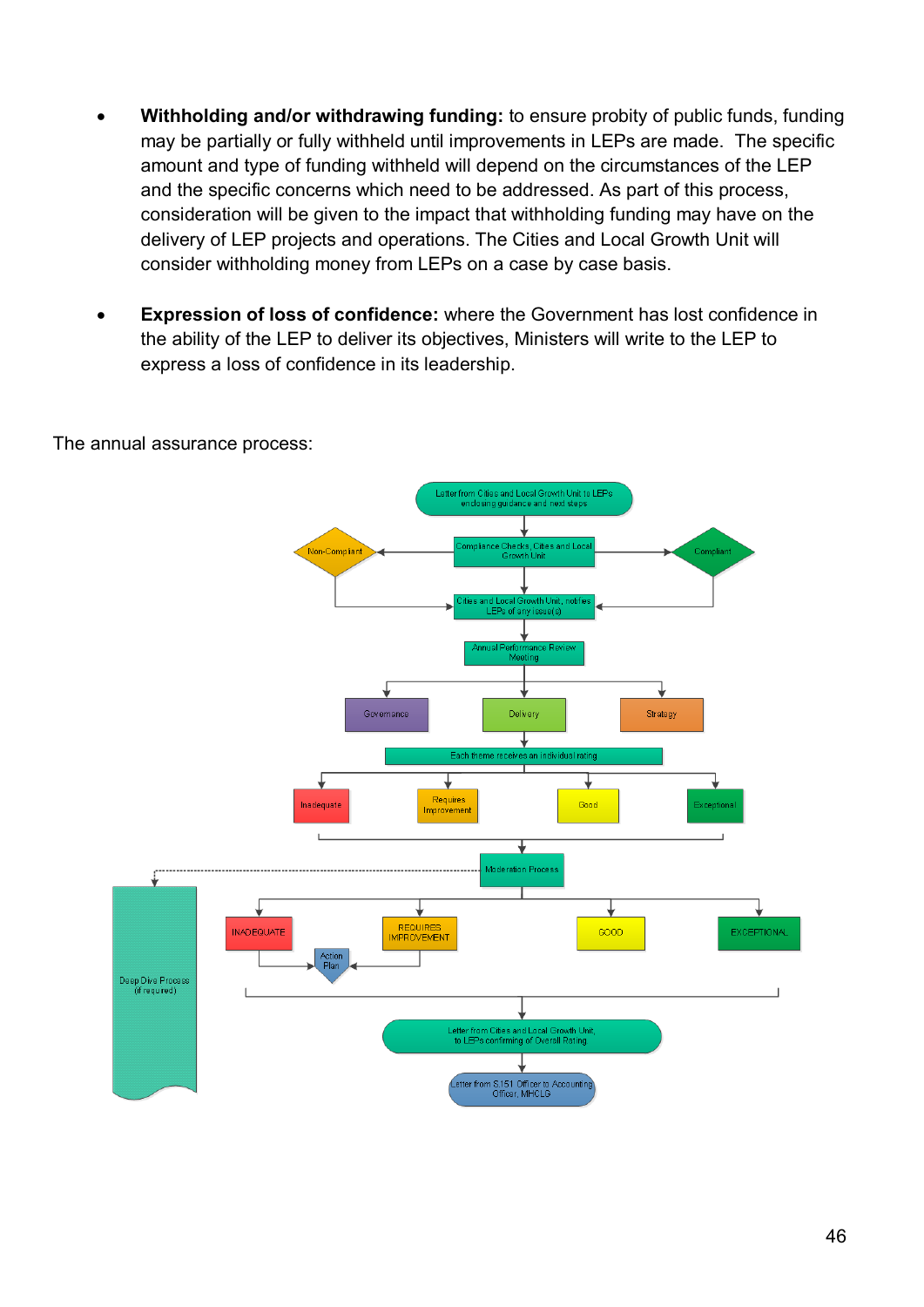- **Withholding and/or withdrawing funding:** to ensure probity of public funds, funding may be partially or fully withheld until improvements in LEPs are made. The specific amount and type of funding withheld will depend on the circumstances of the LEP and the specific concerns which need to be addressed. As part of this process, consideration will be given to the impact that withholding funding may have on the delivery of LEP projects and operations. The Cities and Local Growth Unit will consider withholding money from LEPs on a case by case basis.

- **Expression of loss of confidence:** where the Government has lost confidence in the ability of the LEP to deliver its objectives, Ministers will write to the LEP to express a loss of confidence in its leadership.

The annual assurance process:

Letter from Cities and Local Growth Unit to LEPs enclosing guidance and next steps

Compliance Checks, Cities and Local Growth Unit

Non-Compliant

Compliant

Cities and Local Growth Unit, notifies LEPs of any issue(s)

Annual Performance Review Meeting

Governance

Delivery

Strategy

Each theme receives an individual rating

Inadequate

Requires Improvement

Good

Exceptional

Moderation Process

Deep Dive Process (if required)

INADEQUATE

REQUIRES IMPROVEMENT

GOOD

EXCEPTIONAL

Action Plan

Letter from Cities and Local Growth Unit, to LEPs confirming of Overall Rating

Letter from S151 Officer to Accounting Officer, MHCLG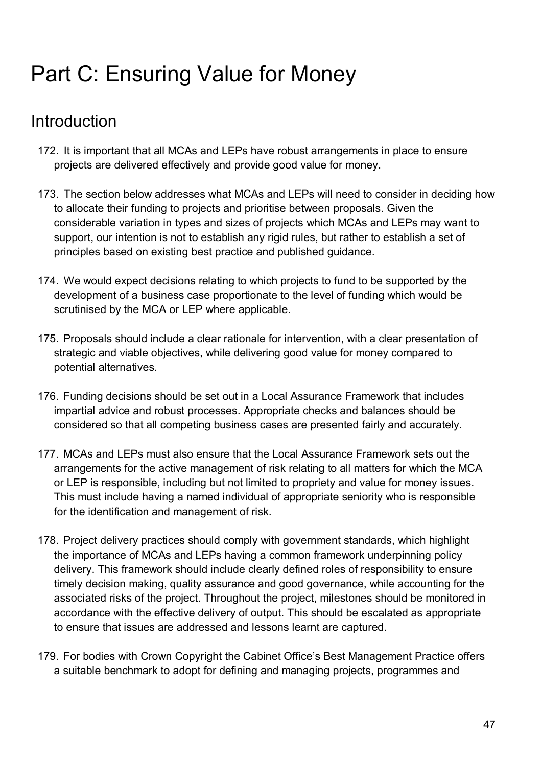# Part C: Ensuring Value for Money

## Introduction

172. It is important that all MCAs and LEPs have robust arrangements in place to ensure projects are delivered effectively and provide good value for money.

173. The section below addresses what MCAs and LEPs will need to consider in deciding how to allocate their funding to projects and prioritise between proposals. Given the considerable variation in types and sizes of projects which MCAs and LEPs may want to support, our intention is not to establish any rigid rules, but rather to establish a set of principles based on existing best practice and published guidance.

174. We would expect decisions relating to which projects to fund to be supported by the development of a business case proportionate to the level of funding which would be scrutinised by the MCA or LEP where applicable.

175. Proposals should include a clear rationale for intervention, with a clear presentation of strategic and viable objectives, while delivering good value for money compared to potential alternatives.

176. Funding decisions should be set out in a Local Assurance Framework that includes impartial advice and robust processes. Appropriate checks and balances should be considered so that all competing business cases are presented fairly and accurately.

177. MCAs and LEPs must also ensure that the Local Assurance Framework sets out the arrangements for the active management of risk relating to all matters for which the MCA or LEP is responsible, including but not limited to propriety and value for money issues. This must include having a named individual of appropriate seniority who is responsible for the identification and management of risk.

178. Project delivery practices should comply with government standards, which highlight the importance of MCAs and LEPs having a common framework underpinning policy delivery. This framework should include clearly defined roles of responsibility to ensure timely decision making, quality assurance and good governance, while accounting for the associated risks of the project. Throughout the project, milestones should be monitored in accordance with the effective delivery of output. This should be escalated as appropriate to ensure that issues are addressed and lessons learnt are captured.

179. For bodies with Crown Copyright the Cabinet Office's Best Management Practice offers a suitable benchmark to adopt for defining and managing projects, programmes and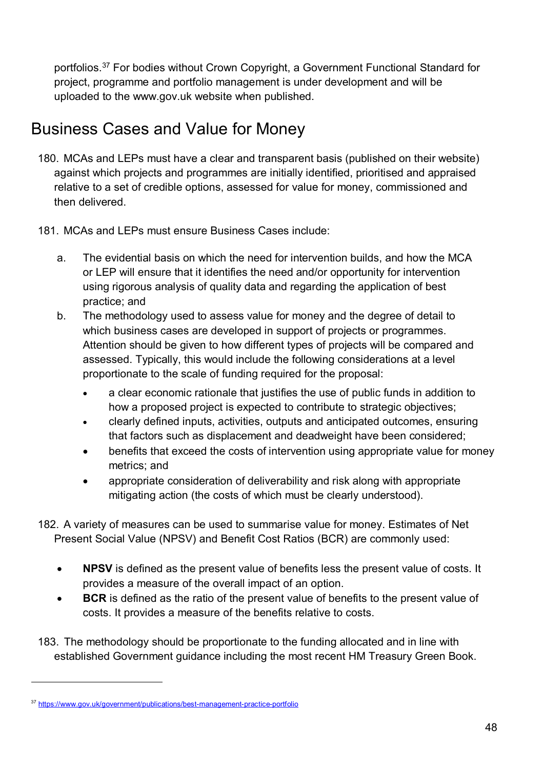portfolios.[37] For bodies without Crown Copyright, a Government Functional Standard for project, programme and portfolio management is under development and will be uploaded to the www.gov.uk website when published.

## Business Cases and Value for Money

180. MCAs and LEPs must have a clear and transparent basis (published on their website) against which projects and programmes are initially identified, prioritised and appraised relative to a set of credible options, assessed for value for money, commissioned and then delivered.

181. MCAs and LEPs must ensure Business Cases include:

  a. The evidential basis on which the need for intervention builds, and how the MCA or LEP will ensure that it identifies the need and/or opportunity for intervention using rigorous analysis of quality data and regarding the application of best practice; and

  b. The methodology used to assess value for money and the degree of detail to which business cases are developed in support of projects or programmes. Attention should be given to how different types of projects will be compared and assessed. Typically, this would include the following considerations at a level proportionate to the scale of funding required for the proposal:

     - a clear economic rationale that justifies the use of public funds in addition to how a proposed project is expected to contribute to strategic objectives;
     - clearly defined inputs, activities, outputs and anticipated outcomes, ensuring that factors such as displacement and deadweight have been considered;
     - benefits that exceed the costs of intervention using appropriate value for money metrics; and
     - appropriate consideration of deliverability and risk along with appropriate mitigating action (the costs of which must be clearly understood).

182. A variety of measures can be used to summarise value for money. Estimates of Net Present Social Value (NPSV) and Benefit Cost Ratios (BCR) are commonly used:

   - **NPSV** is defined as the present value of benefits less the present value of costs. It provides a measure of the overall impact of an option.
   - **BCR** is defined as the ratio of the present value of benefits to the present value of costs. It provides a measure of the benefits relative to costs.

183. The methodology should be proportionate to the funding allocated and in line with established Government guidance including the most recent HM Treasury Green Book.

---

[37] https://www.gov.uk/government/publications/best-management-practice-portfolio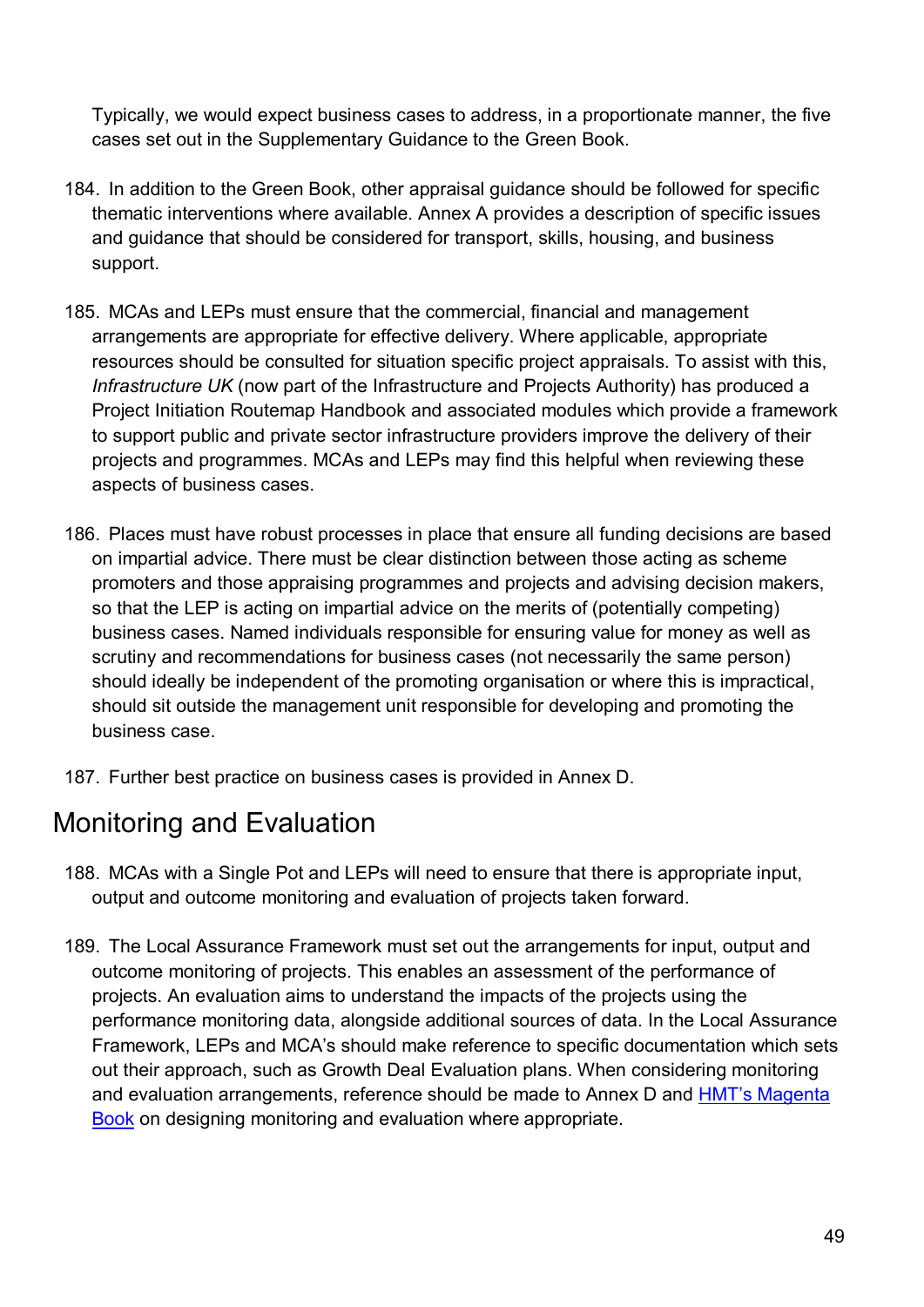Typically, we would expect business cases to address, in a proportionate manner, the five cases set out in the Supplementary Guidance to the Green Book.

184. In addition to the Green Book, other appraisal guidance should be followed for specific thematic interventions where available. Annex A provides a description of specific issues and guidance that should be considered for transport, skills, housing, and business support.

185. MCAs and LEPs must ensure that the commercial, financial and management arrangements are appropriate for effective delivery. Where applicable, appropriate resources should be consulted for situation specific project appraisals. To assist with this, *Infrastructure UK* (now part of the Infrastructure and Projects Authority) has produced a Project Initiation Routemap Handbook and associated modules which provide a framework to support public and private sector infrastructure providers improve the delivery of their projects and programmes. MCAs and LEPs may find this helpful when reviewing these aspects of business cases.

186. Places must have robust processes in place that ensure all funding decisions are based on impartial advice. There must be clear distinction between those acting as scheme promoters and those appraising programmes and projects and advising decision makers, so that the LEP is acting on impartial advice on the merits of (potentially competing) business cases. Named individuals responsible for ensuring value for money as well as scrutiny and recommendations for business cases (not necessarily the same person) should ideally be independent of the promoting organisation or where this is impractical, should sit outside the management unit responsible for developing and promoting the business case.

187. Further best practice on business cases is provided in Annex D.

## Monitoring and Evaluation

188. MCAs with a Single Pot and LEPs will need to ensure that there is appropriate input, output and outcome monitoring and evaluation of projects taken forward.

189. The Local Assurance Framework must set out the arrangements for input, output and outcome monitoring of projects. This enables an assessment of the performance of projects. An evaluation aims to understand the impacts of the projects using the performance monitoring data, alongside additional sources of data. In the Local Assurance Framework, LEPs and MCA's should make reference to specific documentation which sets out their approach, such as Growth Deal Evaluation plans. When considering monitoring and evaluation arrangements, reference should be made to Annex D and HMT's Magenta Book on designing monitoring and evaluation where appropriate.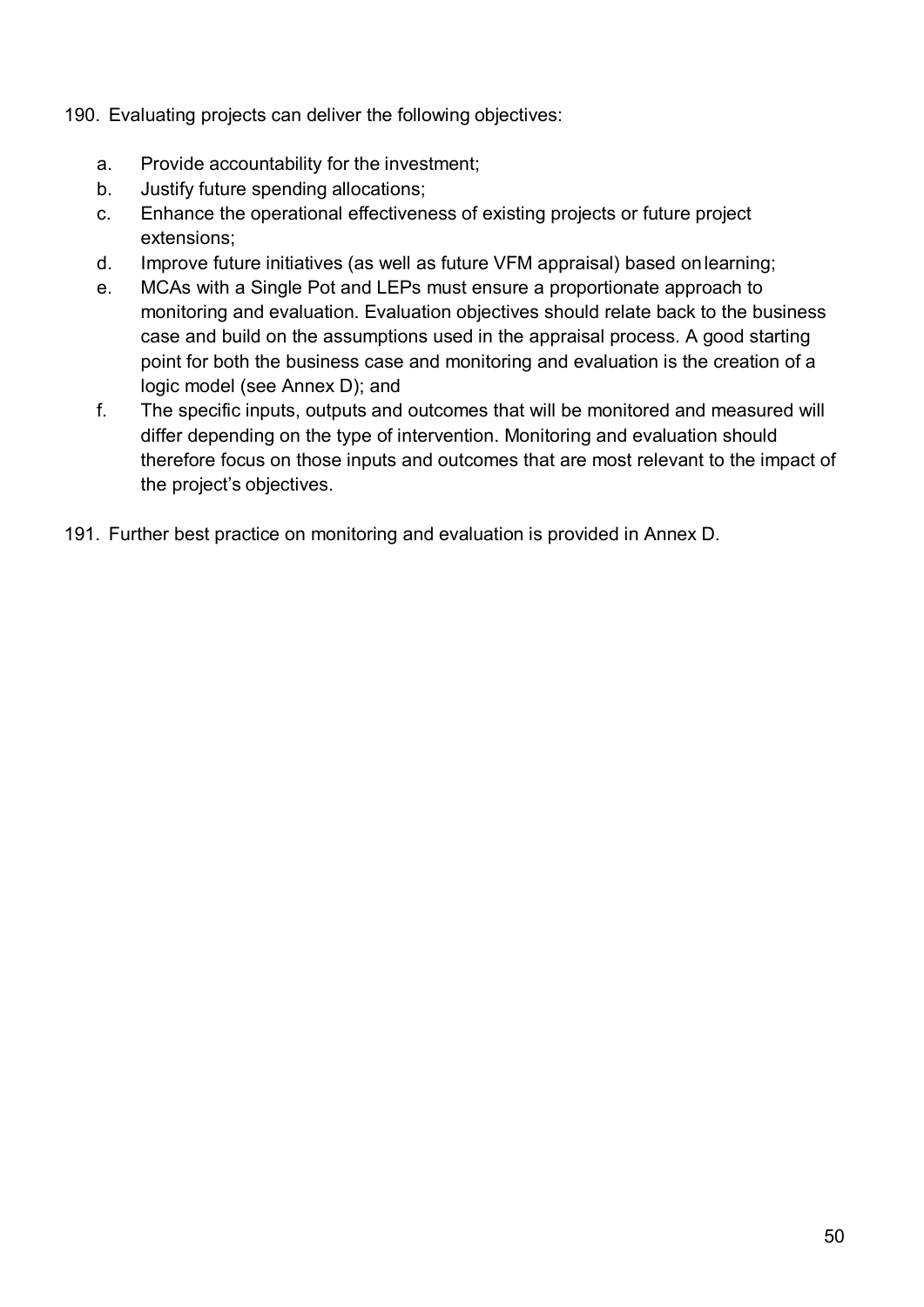190. Evaluating projects can deliver the following objectives:

   a. Provide accountability for the investment;
   b. Justify future spending allocations;
   c. Enhance the operational effectiveness of existing projects or future project extensions;
   d. Improve future initiatives (as well as future VFM appraisal) based on learning;
   e. MCAs with a Single Pot and LEPs must ensure a proportionate approach to monitoring and evaluation. Evaluation objectives should relate back to the business case and build on the assumptions used in the appraisal process. A good starting point for both the business case and monitoring and evaluation is the creation of a logic model (see Annex D); and
   f. The specific inputs, outputs and outcomes that will be monitored and measured will differ depending on the type of intervention. Monitoring and evaluation should therefore focus on those inputs and outcomes that are most relevant to the impact of the project's objectives.

191. Further best practice on monitoring and evaluation is provided in Annex D.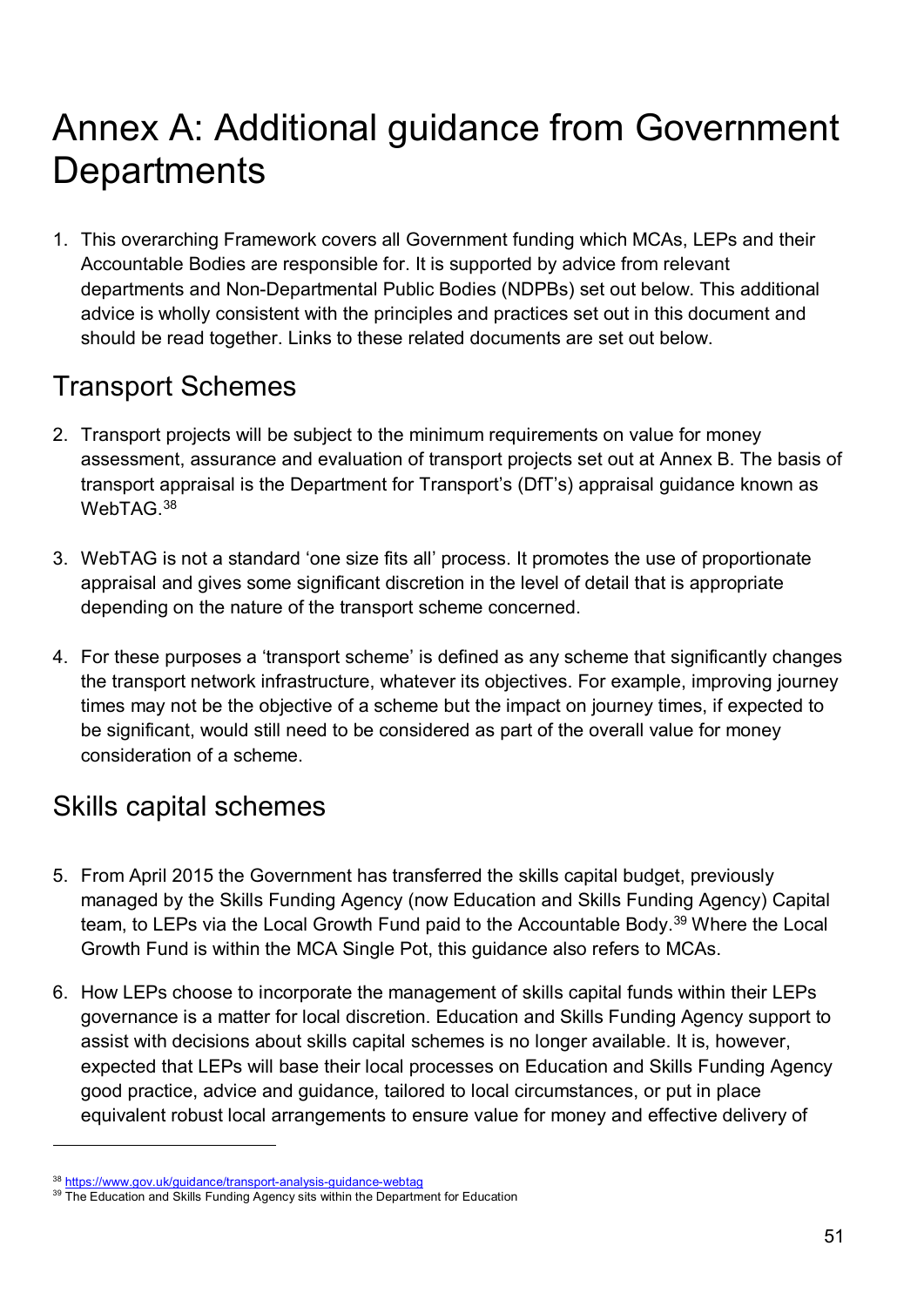# Annex A: Additional guidance from Government Departments

1. This overarching Framework covers all Government funding which MCAs, LEPs and their Accountable Bodies are responsible for. It is supported by advice from relevant departments and Non-Departmental Public Bodies (NDPBs) set out below. This additional advice is wholly consistent with the principles and practices set out in this document and should be read together. Links to these related documents are set out below.

## Transport Schemes

2. Transport projects will be subject to the minimum requirements on value for money assessment, assurance and evaluation of transport projects set out at Annex B. The basis of transport appraisal is the Department for Transport's (DfT's) appraisal guidance known as WebTAG.[38]

3. WebTAG is not a standard 'one size fits all' process. It promotes the use of proportionate appraisal and gives some significant discretion in the level of detail that is appropriate depending on the nature of the transport scheme concerned.

4. For these purposes a 'transport scheme' is defined as any scheme that significantly changes the transport network infrastructure, whatever its objectives. For example, improving journey times may not be the objective of a scheme but the impact on journey times, if expected to be significant, would still need to be considered as part of the overall value for money consideration of a scheme.

## Skills capital schemes

5. From April 2015 the Government has transferred the skills capital budget, previously managed by the Skills Funding Agency (now Education and Skills Funding Agency) Capital team, to LEPs via the Local Growth Fund paid to the Accountable Body.[39] Where the Local Growth Fund is within the MCA Single Pot, this guidance also refers to MCAs.

6. How LEPs choose to incorporate the management of skills capital funds within their LEPs governance is a matter for local discretion. Education and Skills Funding Agency support to assist with decisions about skills capital schemes is no longer available. It is, however, expected that LEPs will base their local processes on Education and Skills Funding Agency good practice, advice and guidance, tailored to local circumstances, or put in place equivalent robust local arrangements to ensure value for money and effective delivery of

---

[38] https://www.gov.uk/guidance/transport-analysis-guidance-webtag

[39] The Education and Skills Funding Agency sits within the Department for Education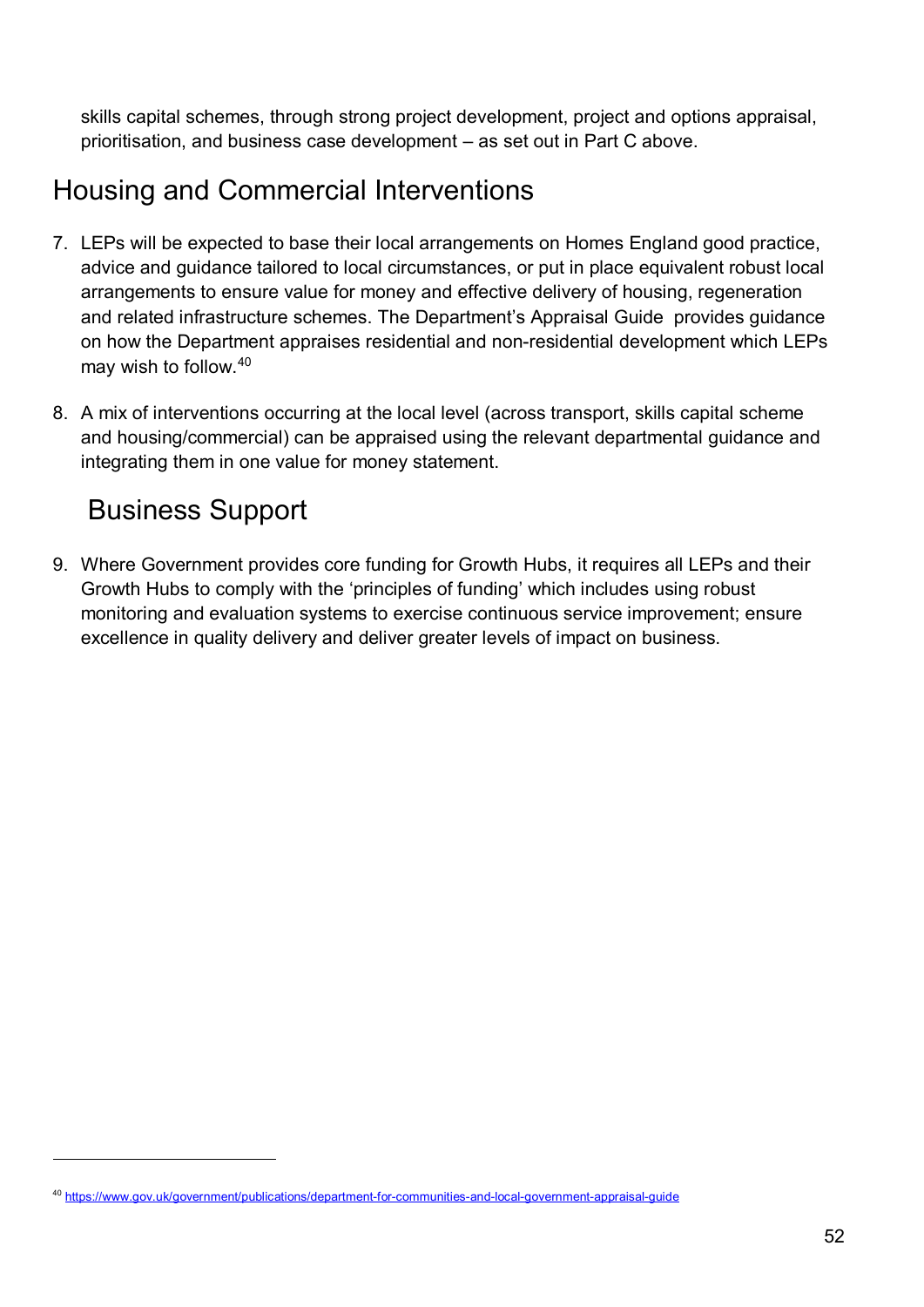skills capital schemes, through strong project development, project and options appraisal, prioritisation, and business case development – as set out in Part C above.

## Housing and Commercial Interventions

7. LEPs will be expected to base their local arrangements on Homes England good practice, advice and guidance tailored to local circumstances, or put in place equivalent robust local arrangements to ensure value for money and effective delivery of housing, regeneration and related infrastructure schemes. The Department's Appraisal Guide provides guidance on how the Department appraises residential and non-residential development which LEPs may wish to follow.[40]

8. A mix of interventions occurring at the local level (across transport, skills capital scheme and housing/commercial) can be appraised using the relevant departmental guidance and integrating them in one value for money statement.

## Business Support

9. Where Government provides core funding for Growth Hubs, it requires all LEPs and their Growth Hubs to comply with the 'principles of funding' which includes using robust monitoring and evaluation systems to exercise continuous service improvement; ensure excellence in quality delivery and deliver greater levels of impact on business.

---

[40] https://www.gov.uk/government/publications/department-for-communities-and-local-government-appraisal-guide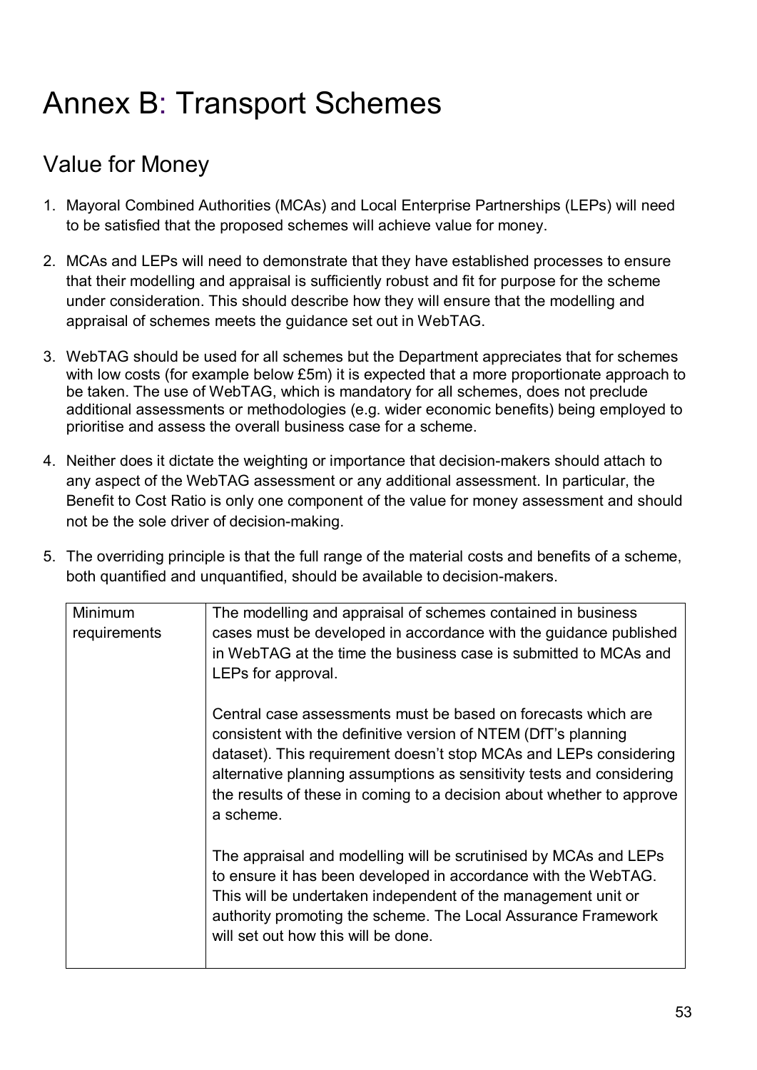# Annex B: Transport Schemes

## Value for Money

1. Mayoral Combined Authorities (MCAs) and Local Enterprise Partnerships (LEPs) will need to be satisfied that the proposed schemes will achieve value for money.

2. MCAs and LEPs will need to demonstrate that they have established processes to ensure that their modelling and appraisal is sufficiently robust and fit for purpose for the scheme under consideration. This should describe how they will ensure that the modelling and appraisal of schemes meets the guidance set out in WebTAG.

3. WebTAG should be used for all schemes but the Department appreciates that for schemes with low costs (for example below £5m) it is expected that a more proportionate approach to be taken. The use of WebTAG, which is mandatory for all schemes, does not preclude additional assessments or methodologies (e.g. wider economic benefits) being employed to prioritise and assess the overall business case for a scheme.

4. Neither does it dictate the weighting or importance that decision-makers should attach to any aspect of the WebTAG assessment or any additional assessment. In particular, the Benefit to Cost Ratio is only one component of the value for money assessment and should not be the sole driver of decision-making.

5. The overriding principle is that the full range of the material costs and benefits of a scheme, both quantified and unquantified, should be available to decision-makers.

| | |
|---|---|
| Minimum requirements | The modelling and appraisal of schemes contained in business cases must be developed in accordance with the guidance published in WebTAG at the time the business case is submitted to MCAs and LEPs for approval.<br><br>Central case assessments must be based on forecasts which are consistent with the definitive version of NTEM (DfT's planning dataset). This requirement doesn't stop MCAs and LEPs considering alternative planning assumptions as sensitivity tests and considering the results of these in coming to a decision about whether to approve a scheme.<br><br>The appraisal and modelling will be scrutinised by MCAs and LEPs to ensure it has been developed in accordance with the WebTAG. This will be undertaken independent of the management unit or authority promoting the scheme. The Local Assurance Framework will set out how this will be done. |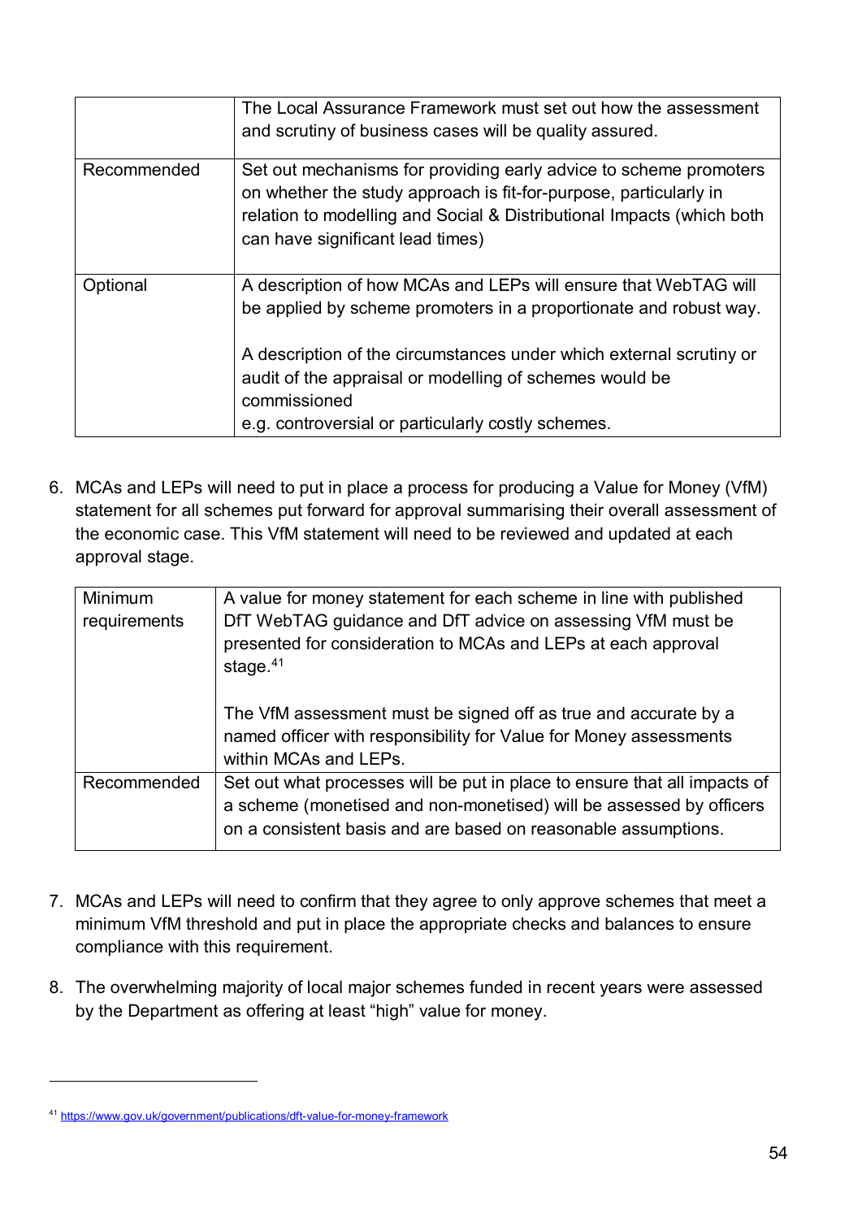| | |
|---|---|
| | The Local Assurance Framework must set out how the assessment and scrutiny of business cases will be quality assured. |
| Recommended | Set out mechanisms for providing early advice to scheme promoters on whether the study approach is fit-for-purpose, particularly in relation to modelling and Social & Distributional Impacts (which both can have significant lead times) |
| Optional | A description of how MCAs and LEPs will ensure that WebTAG will be applied by scheme promoters in a proportionate and robust way.<br><br>A description of the circumstances under which external scrutiny or audit of the appraisal or modelling of schemes would be commissioned<br>e.g. controversial or particularly costly schemes. |

6. MCAs and LEPs will need to put in place a process for producing a Value for Money (VfM) statement for all schemes put forward for approval summarising their overall assessment of the economic case. This VfM statement will need to be reviewed and updated at each approval stage.

| | |
|---|---|
| Minimum requirements | A value for money statement for each scheme in line with published DfT WebTAG guidance and DfT advice on assessing VfM must be presented for consideration to MCAs and LEPs at each approval stage.[41]<br><br>The VfM assessment must be signed off as true and accurate by a named officer with responsibility for Value for Money assessments within MCAs and LEPs. |
| Recommended | Set out what processes will be put in place to ensure that all impacts of a scheme (monetised and non-monetised) will be assessed by officers on a consistent basis and are based on reasonable assumptions. |

7. MCAs and LEPs will need to confirm that they agree to only approve schemes that meet a minimum VfM threshold and put in place the appropriate checks and balances to ensure compliance with this requirement.

8. The overwhelming majority of local major schemes funded in recent years were assessed by the Department as offering at least "high" value for money.

[41] https://www.gov.uk/government/publications/dft-value-for-money-framework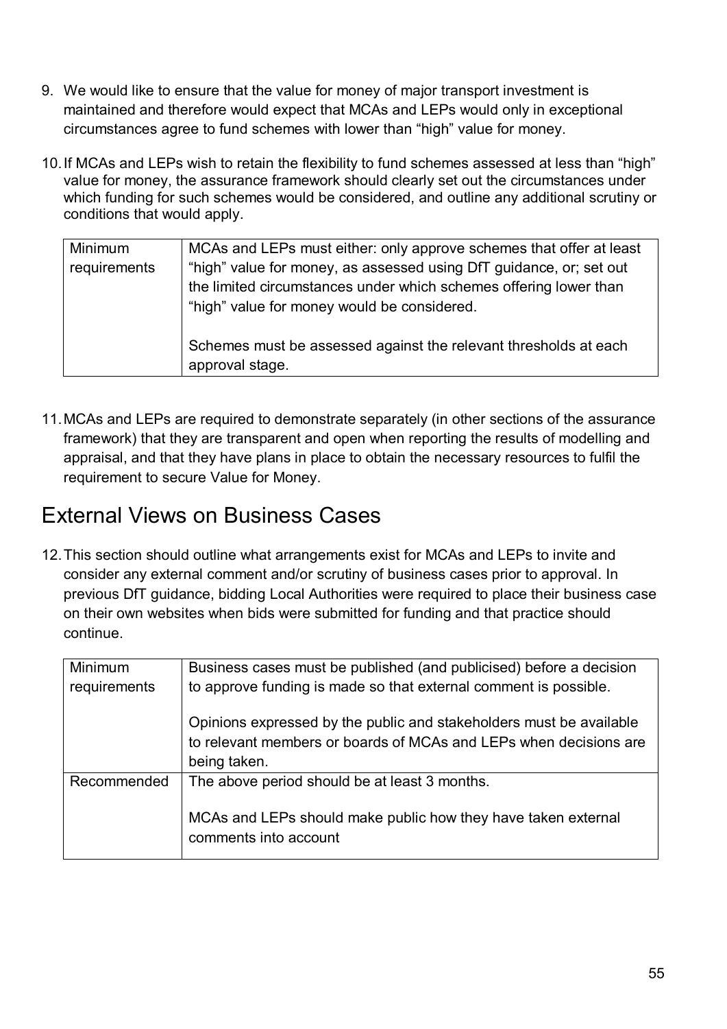9. We would like to ensure that the value for money of major transport investment is maintained and therefore would expect that MCAs and LEPs would only in exceptional circumstances agree to fund schemes with lower than “high” value for money.

10. If MCAs and LEPs wish to retain the flexibility to fund schemes assessed at less than “high” value for money, the assurance framework should clearly set out the circumstances under which funding for such schemes would be considered, and outline any additional scrutiny or conditions that would apply.

| | |
|---|---|
| Minimum requirements | MCAs and LEPs must either: only approve schemes that offer at least “high” value for money, as assessed using DfT guidance, or; set out the limited circumstances under which schemes offering lower than “high” value for money would be considered.<br><br>Schemes must be assessed against the relevant thresholds at each approval stage. |

11. MCAs and LEPs are required to demonstrate separately (in other sections of the assurance framework) that they are transparent and open when reporting the results of modelling and appraisal, and that they have plans in place to obtain the necessary resources to fulfil the requirement to secure Value for Money.

## External Views on Business Cases

12. This section should outline what arrangements exist for MCAs and LEPs to invite and consider any external comment and/or scrutiny of business cases prior to approval. In previous DfT guidance, bidding Local Authorities were required to place their business case on their own websites when bids were submitted for funding and that practice should continue.

| | |
|---|---|
| Minimum requirements | Business cases must be published (and publicised) before a decision to approve funding is made so that external comment is possible.<br><br>Opinions expressed by the public and stakeholders must be available to relevant members or boards of MCAs and LEPs when decisions are being taken. |
| Recommended | The above period should be at least 3 months.<br><br>MCAs and LEPs should make public how they have taken external comments into account |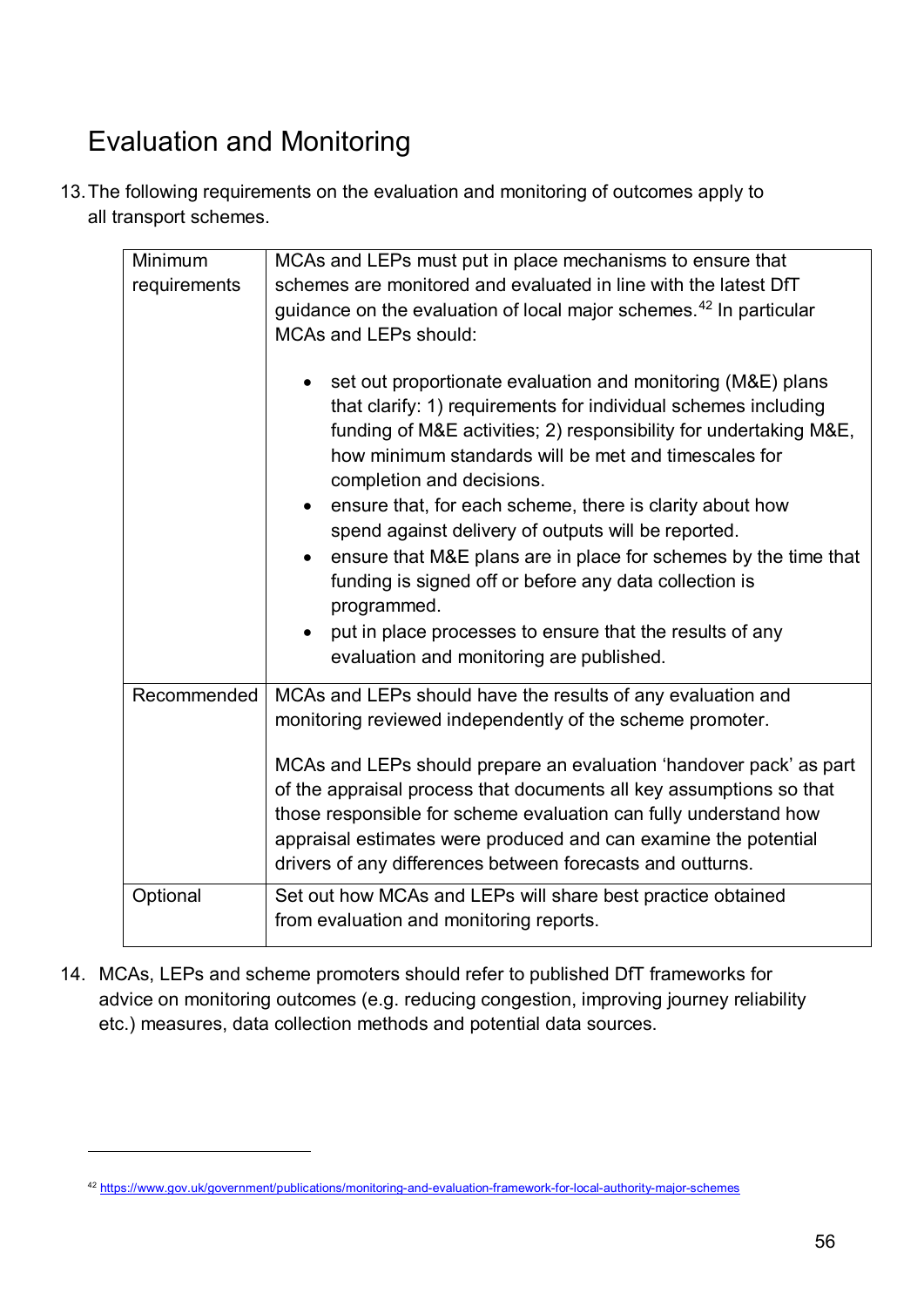# Evaluation and Monitoring

13. The following requirements on the evaluation and monitoring of outcomes apply to all transport schemes.

| | |
|---|---|
| Minimum requirements | MCAs and LEPs must put in place mechanisms to ensure that schemes are monitored and evaluated in line with the latest DfT guidance on the evaluation of local major schemes.[42] In particular MCAs and LEPs should:<br><br>• set out proportionate evaluation and monitoring (M&E) plans that clarify: 1) requirements for individual schemes including funding of M&E activities; 2) responsibility for undertaking M&E, how minimum standards will be met and timescales for completion and decisions.<br>• ensure that, for each scheme, there is clarity about how spend against delivery of outputs will be reported.<br>• ensure that M&E plans are in place for schemes by the time that funding is signed off or before any data collection is programmed.<br>• put in place processes to ensure that the results of any evaluation and monitoring are published. |
| Recommended | MCAs and LEPs should have the results of any evaluation and monitoring reviewed independently of the scheme promoter.<br><br>MCAs and LEPs should prepare an evaluation 'handover pack' as part of the appraisal process that documents all key assumptions so that those responsible for scheme evaluation can fully understand how appraisal estimates were produced and can examine the potential drivers of any differences between forecasts and outturns. |
| Optional | Set out how MCAs and LEPs will share best practice obtained from evaluation and monitoring reports. |

14. MCAs, LEPs and scheme promoters should refer to published DfT frameworks for advice on monitoring outcomes (e.g. reducing congestion, improving journey reliability etc.) measures, data collection methods and potential data sources.

[42] https://www.gov.uk/government/publications/monitoring-and-evaluation-framework-for-local-authority-major-schemes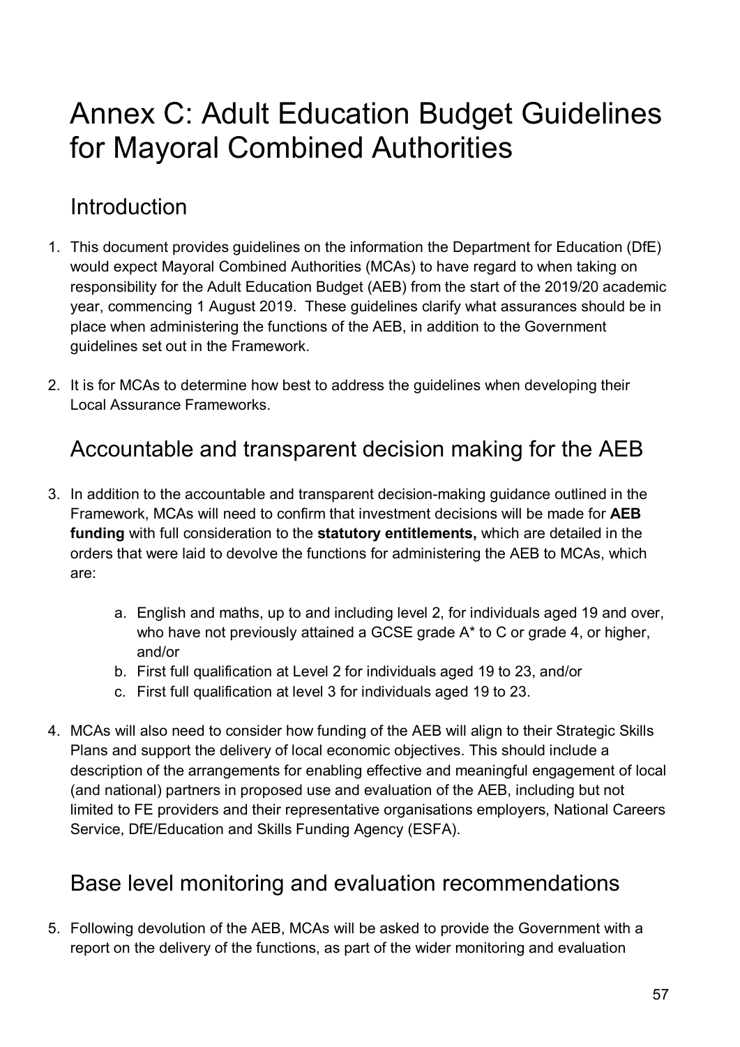# Annex C: Adult Education Budget Guidelines for Mayoral Combined Authorities

## Introduction

1. This document provides guidelines on the information the Department for Education (DfE) would expect Mayoral Combined Authorities (MCAs) to have regard to when taking on responsibility for the Adult Education Budget (AEB) from the start of the 2019/20 academic year, commencing 1 August 2019. These guidelines clarify what assurances should be in place when administering the functions of the AEB, in addition to the Government guidelines set out in the Framework.

2. It is for MCAs to determine how best to address the guidelines when developing their Local Assurance Frameworks.

## Accountable and transparent decision making for the AEB

3. In addition to the accountable and transparent decision-making guidance outlined in the Framework, MCAs will need to confirm that investment decisions will be made for **AEB funding** with full consideration to the **statutory entitlements,** which are detailed in the orders that were laid to devolve the functions for administering the AEB to MCAs, which are:

    a. English and maths, up to and including level 2, for individuals aged 19 and over, who have not previously attained a GCSE grade A* to C or grade 4, or higher, and/or
    b. First full qualification at Level 2 for individuals aged 19 to 23, and/or
    c. First full qualification at level 3 for individuals aged 19 to 23.

4. MCAs will also need to consider how funding of the AEB will align to their Strategic Skills Plans and support the delivery of local economic objectives. This should include a description of the arrangements for enabling effective and meaningful engagement of local (and national) partners in proposed use and evaluation of the AEB, including but not limited to FE providers and their representative organisations employers, National Careers Service, DfE/Education and Skills Funding Agency (ESFA).

## Base level monitoring and evaluation recommendations

5. Following devolution of the AEB, MCAs will be asked to provide the Government with a report on the delivery of the functions, as part of the wider monitoring and evaluation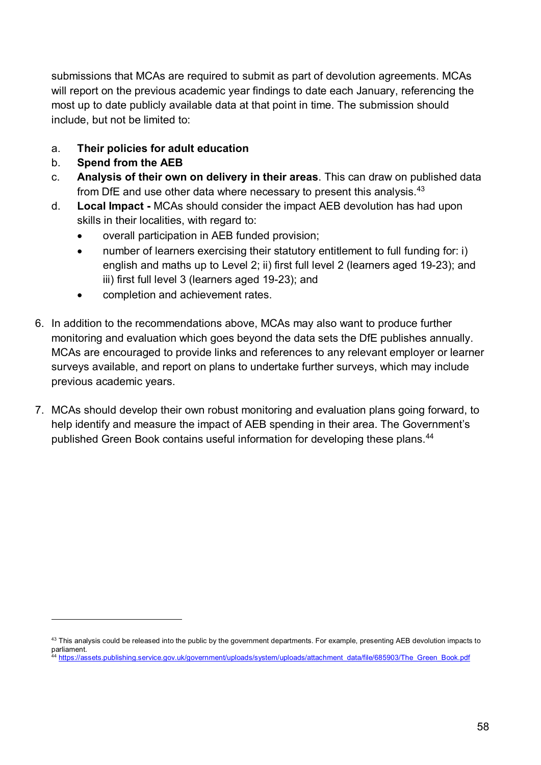submissions that MCAs are required to submit as part of devolution agreements. MCAs will report on the previous academic year findings to date each January, referencing the most up to date publicly available data at that point in time. The submission should include, but not be limited to:

a. **Their policies for adult education**
b. **Spend from the AEB**
c. **Analysis of their own on delivery in their areas**. This can draw on published data from DfE and use other data where necessary to present this analysis.[43]
d. **Local Impact -** MCAs should consider the impact AEB devolution has had upon skills in their localities, with regard to:
   - overall participation in AEB funded provision;
   - number of learners exercising their statutory entitlement to full funding for: i) english and maths up to Level 2; ii) first full level 2 (learners aged 19-23); and iii) first full level 3 (learners aged 19-23); and
   - completion and achievement rates.

6. In addition to the recommendations above, MCAs may also want to produce further monitoring and evaluation which goes beyond the data sets the DfE publishes annually. MCAs are encouraged to provide links and references to any relevant employer or learner surveys available, and report on plans to undertake further surveys, which may include previous academic years.

7. MCAs should develop their own robust monitoring and evaluation plans going forward, to help identify and measure the impact of AEB spending in their area. The Government's published Green Book contains useful information for developing these plans.[44]

---

[43] This analysis could be released into the public by the government departments. For example, presenting AEB devolution impacts to parliament.

[44] https://assets.publishing.service.gov.uk/government/uploads/system/uploads/attachment_data/file/685903/The_Green_Book.pdf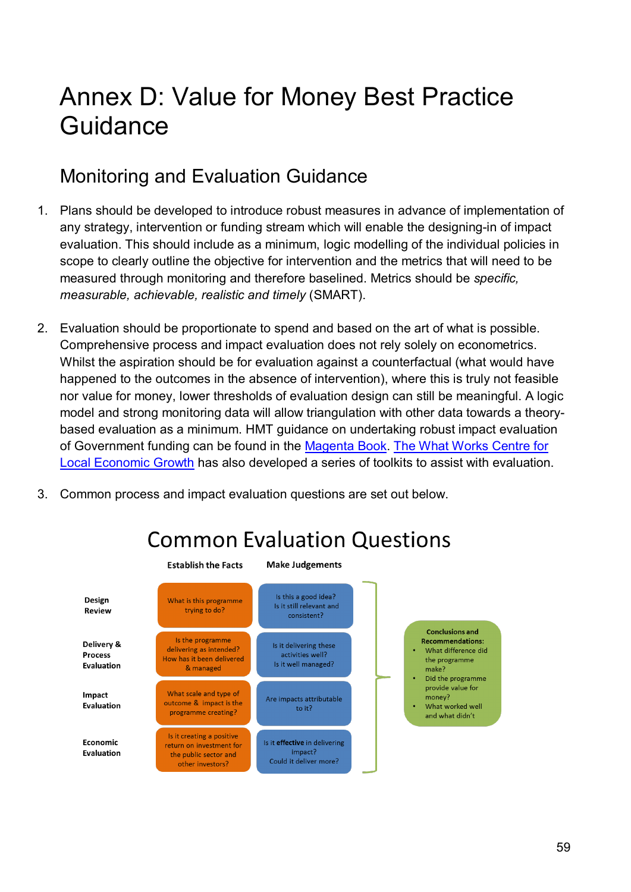# Annex D: Value for Money Best Practice Guidance

## Monitoring and Evaluation Guidance

1. Plans should be developed to introduce robust measures in advance of implementation of any strategy, intervention or funding stream which will enable the designing-in of impact evaluation. This should include as a minimum, logic modelling of the individual policies in scope to clearly outline the objective for intervention and the metrics that will need to be measured through monitoring and therefore baselined. Metrics should be *specific, measurable, achievable, realistic and timely* (SMART).

2. Evaluation should be proportionate to spend and based on the art of what is possible. Comprehensive process and impact evaluation does not rely solely on econometrics. Whilst the aspiration should be for evaluation against a counterfactual (what would have happened to the outcomes in the absence of intervention), where this is truly not feasible nor value for money, lower thresholds of evaluation design can still be meaningful. A logic model and strong monitoring data will allow triangulation with other data towards a theory-based evaluation as a minimum. HMT guidance on undertaking robust impact evaluation of Government funding can be found in the Magenta Book. The What Works Centre for Local Economic Growth has also developed a series of toolkits to assist with evaluation.

3. Common process and impact evaluation questions are set out below.

## Common Evaluation Questions

| | Establish the Facts | Make Judgements |
|---|---|---|
| **Design Review** | What is this programme trying to do? | Is this a good idea? Is it still relevant and consistent? |
| **Delivery & Process Evaluation** | Is the programme delivering as intended? How has it been delivered & managed | Is it delivering these activities well? Is it well managed? |
| **Impact Evaluation** | What scale and type of outcome & impact is the programme creating? | Are impacts attributable to it? |
| **Economic Evaluation** | Is it creating a positive return on investment for the public sector and other investors? | Is it **effective** in delivering impact? Could it deliver more? |

**Conclusions and Recommendations:**

- What difference did the programme make?
- Did the programme provide value for money?
- What worked well and what didn't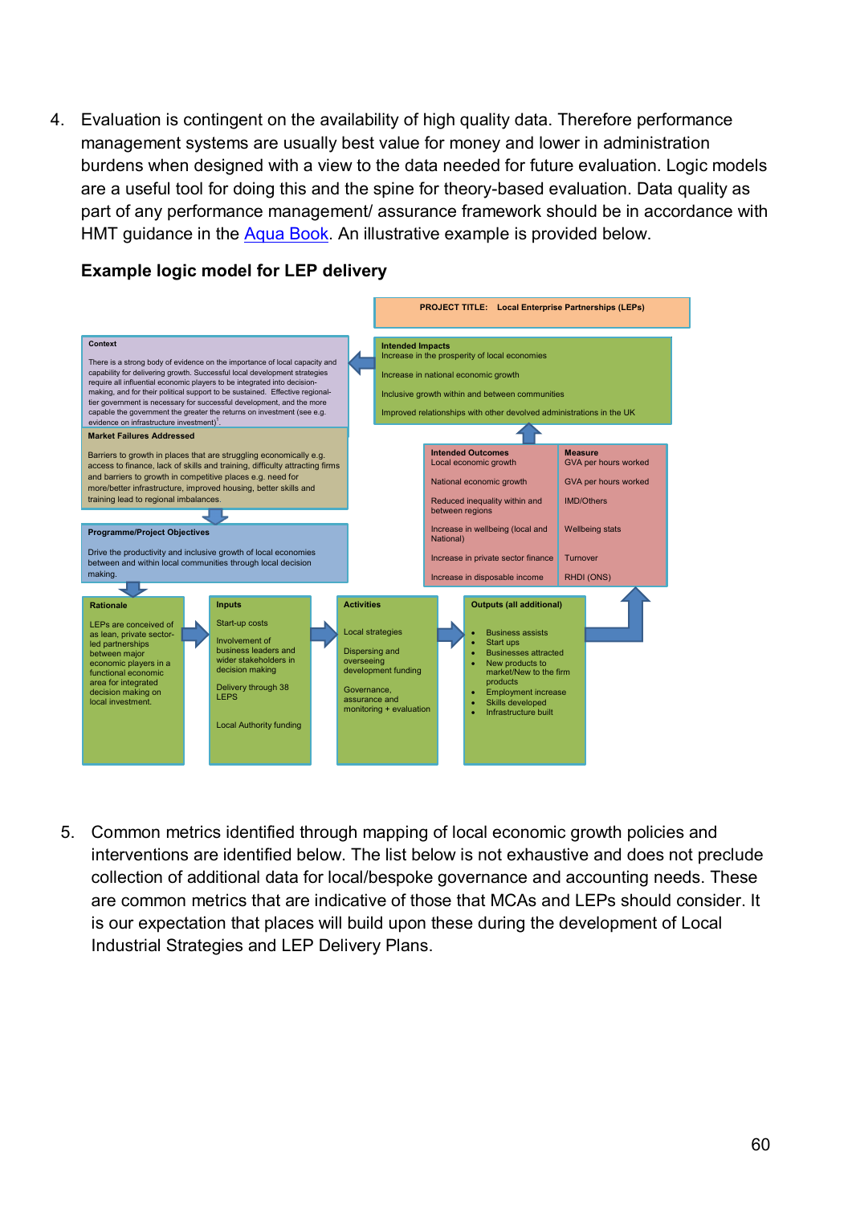4. Evaluation is contingent on the availability of high quality data. Therefore performance management systems are usually best value for money and lower in administration burdens when designed with a view to the data needed for future evaluation. Logic models are a useful tool for doing this and the spine for theory-based evaluation. Data quality as part of any performance management/ assurance framework should be in accordance with HMT guidance in the [Aqua Book](). An illustrative example is provided below.

**Example logic model for LEP delivery**

**PROJECT TITLE: Local Enterprise Partnerships (LEPs)**

**Context**

There is a strong body of evidence on the importance of local capacity and capability for delivering growth. Successful local development strategies require all influential economic players to be integrated into decision-making, and for their political support to be sustained. Effective regional-tier government is necessary for successful development, and the more capable the government the greater the returns on investment (see e.g. evidence on infrastructure investment)[1].

**Market Failures Addressed**

Barriers to growth in places that are struggling economically e.g. access to finance, lack of skills and training, difficulty attracting firms and barriers to growth in competitive places e.g. need for more/better infrastructure, improved housing, better skills and training lead to regional imbalances.

**Programme/Project Objectives**

Drive the productivity and inclusive growth of local economies between and within local communities through local decision making.

**Intended Impacts**

Increase in the prosperity of local economies

Increase in national economic growth

Inclusive growth within and between communities

Improved relationships with other devolved administrations in the UK

| Intended Outcomes | Measure |
|---|---|
| Local economic growth | GVA per hours worked |
| National economic growth | GVA per hours worked |
| Reduced inequality within and between regions | IMD/Others |
| Increase in wellbeing (local and National) | Wellbeing stats |
| Increase in private sector finance | Turnover |
| Increase in disposable income | RHDI (ONS) |

**Rationale**

LEPs are conceived of as lean, private sector-led partnerships between major economic players in a functional economic area for integrated decision making on local investment.

**Inputs**

Start-up costs

Involvement of business leaders and wider stakeholders in decision making

Delivery through 38 LEPS

Local Authority funding

**Activities**

Local strategies

Dispersing and overseeing development funding

Governance, assurance and monitoring + evaluation

**Outputs (all additional)**

- Business assists
- Start ups
- Businesses attracted
- New products to market/New to the firm products
- Employment increase
- Skills developed
- Infrastructure built

5. Common metrics identified through mapping of local economic growth policies and interventions are identified below. The list below is not exhaustive and does not preclude collection of additional data for local/bespoke governance and accounting needs. These are common metrics that are indicative of those that MCAs and LEPs should consider. It is our expectation that places will build upon these during the development of Local Industrial Strategies and LEP Delivery Plans.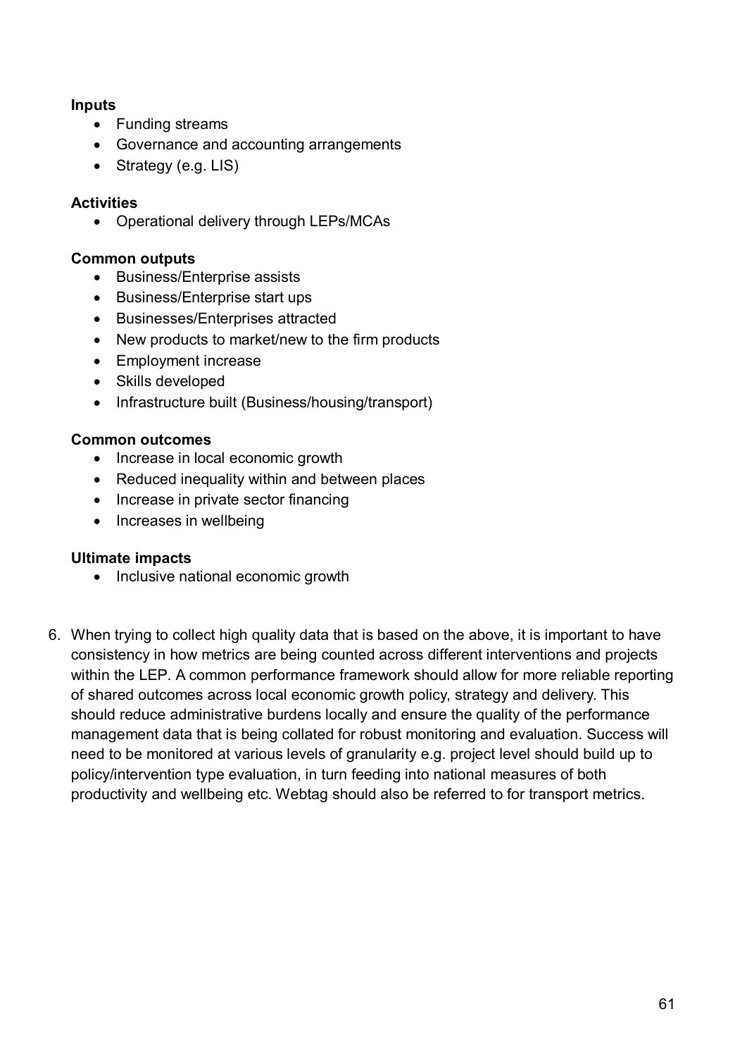**Inputs**

- Funding streams
- Governance and accounting arrangements
- Strategy (e.g. LIS)

**Activities**

- Operational delivery through LEPs/MCAs

**Common outputs**

- Business/Enterprise assists
- Business/Enterprise start ups
- Businesses/Enterprises attracted
- New products to market/new to the firm products
- Employment increase
- Skills developed
- Infrastructure built (Business/housing/transport)

**Common outcomes**

- Increase in local economic growth
- Reduced inequality within and between places
- Increase in private sector financing
- Increases in wellbeing

**Ultimate impacts**

- Inclusive national economic growth

6. When trying to collect high quality data that is based on the above, it is important to have consistency in how metrics are being counted across different interventions and projects within the LEP. A common performance framework should allow for more reliable reporting of shared outcomes across local economic growth policy, strategy and delivery. This should reduce administrative burdens locally and ensure the quality of the performance management data that is being collated for robust monitoring and evaluation. Success will need to be monitored at various levels of granularity e.g. project level should build up to policy/intervention type evaluation, in turn feeding into national measures of both productivity and wellbeing etc. Webtag should also be referred to for transport metrics.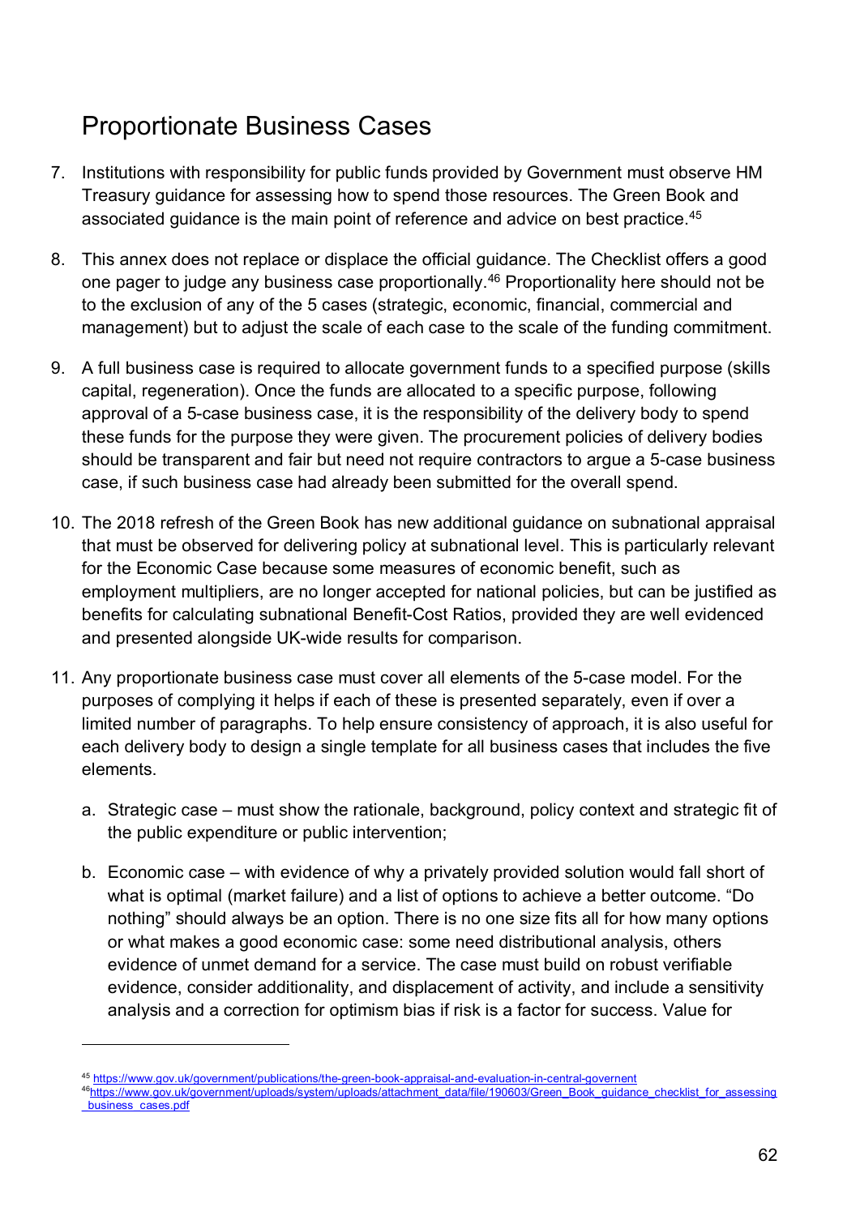## Proportionate Business Cases

7. Institutions with responsibility for public funds provided by Government must observe HM Treasury guidance for assessing how to spend those resources. The Green Book and associated guidance is the main point of reference and advice on best practice.[45]

8. This annex does not replace or displace the official guidance. The Checklist offers a good one pager to judge any business case proportionally.[46] Proportionality here should not be to the exclusion of any of the 5 cases (strategic, economic, financial, commercial and management) but to adjust the scale of each case to the scale of the funding commitment.

9. A full business case is required to allocate government funds to a specified purpose (skills capital, regeneration). Once the funds are allocated to a specific purpose, following approval of a 5-case business case, it is the responsibility of the delivery body to spend these funds for the purpose they were given. The procurement policies of delivery bodies should be transparent and fair but need not require contractors to argue a 5-case business case, if such business case had already been submitted for the overall spend.

10. The 2018 refresh of the Green Book has new additional guidance on subnational appraisal that must be observed for delivering policy at subnational level. This is particularly relevant for the Economic Case because some measures of economic benefit, such as employment multipliers, are no longer accepted for national policies, but can be justified as benefits for calculating subnational Benefit-Cost Ratios, provided they are well evidenced and presented alongside UK-wide results for comparison.

11. Any proportionate business case must cover all elements of the 5-case model. For the purposes of complying it helps if each of these is presented separately, even if over a limited number of paragraphs. To help ensure consistency of approach, it is also useful for each delivery body to design a single template for all business cases that includes the five elements.

    a. Strategic case – must show the rationale, background, policy context and strategic fit of the public expenditure or public intervention;

    b. Economic case – with evidence of why a privately provided solution would fall short of what is optimal (market failure) and a list of options to achieve a better outcome. "Do nothing" should always be an option. There is no one size fits all for how many options or what makes a good economic case: some need distributional analysis, others evidence of unmet demand for a service. The case must build on robust verifiable evidence, consider additionality, and displacement of activity, and include a sensitivity analysis and a correction for optimism bias if risk is a factor for success. Value for

---

[45] https://www.gov.uk/government/publications/the-green-book-appraisal-and-evaluation-in-central-governent

[46] https://www.gov.uk/government/uploads/system/uploads/attachment_data/file/190603/Green_Book_guidance_checklist_for_assessing_business_cases.pdf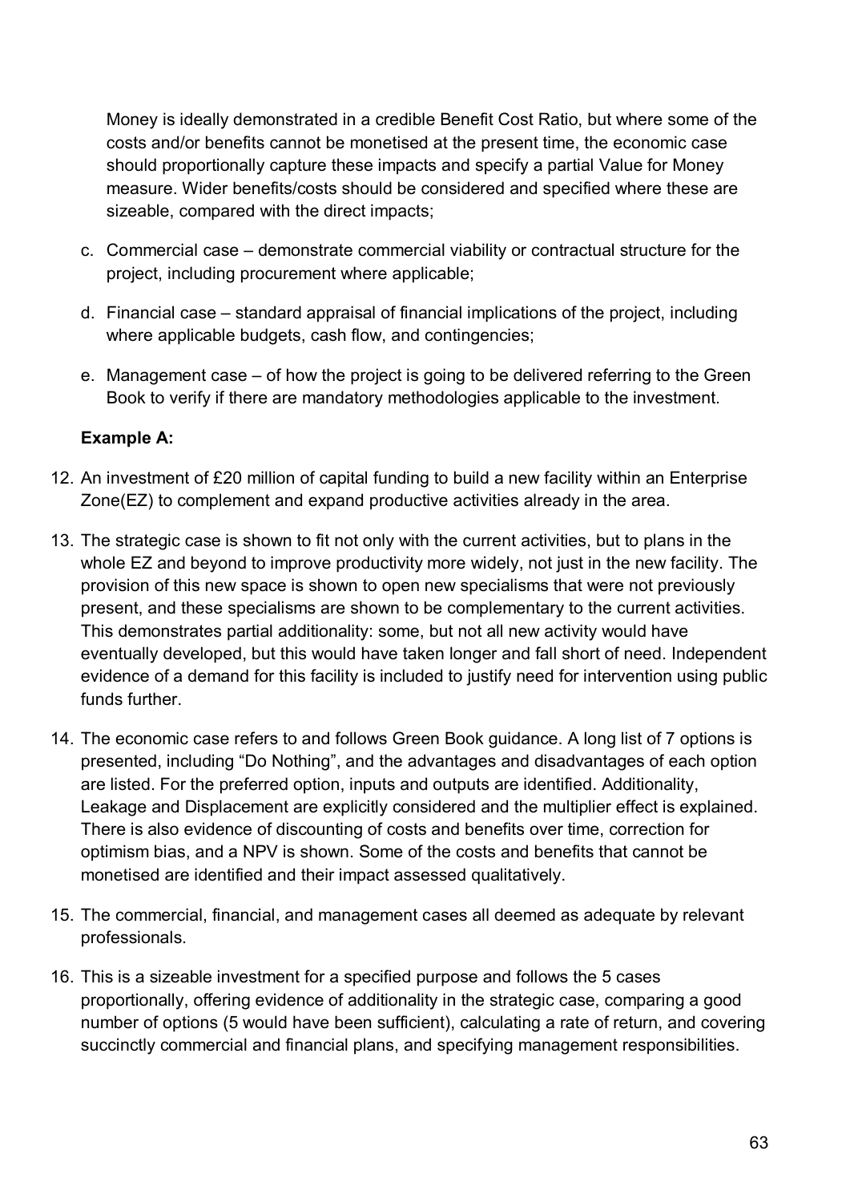Money is ideally demonstrated in a credible Benefit Cost Ratio, but where some of the costs and/or benefits cannot be monetised at the present time, the economic case should proportionally capture these impacts and specify a partial Value for Money measure. Wider benefits/costs should be considered and specified where these are sizeable, compared with the direct impacts;

c. Commercial case – demonstrate commercial viability or contractual structure for the project, including procurement where applicable;

d. Financial case – standard appraisal of financial implications of the project, including where applicable budgets, cash flow, and contingencies;

e. Management case – of how the project is going to be delivered referring to the Green Book to verify if there are mandatory methodologies applicable to the investment.

**Example A:**

12. An investment of £20 million of capital funding to build a new facility within an Enterprise Zone(EZ) to complement and expand productive activities already in the area.

13. The strategic case is shown to fit not only with the current activities, but to plans in the whole EZ and beyond to improve productivity more widely, not just in the new facility. The provision of this new space is shown to open new specialisms that were not previously present, and these specialisms are shown to be complementary to the current activities. This demonstrates partial additionality: some, but not all new activity would have eventually developed, but this would have taken longer and fall short of need. Independent evidence of a demand for this facility is included to justify need for intervention using public funds further.

14. The economic case refers to and follows Green Book guidance. A long list of 7 options is presented, including "Do Nothing", and the advantages and disadvantages of each option are listed. For the preferred option, inputs and outputs are identified. Additionality, Leakage and Displacement are explicitly considered and the multiplier effect is explained. There is also evidence of discounting of costs and benefits over time, correction for optimism bias, and a NPV is shown. Some of the costs and benefits that cannot be monetised are identified and their impact assessed qualitatively.

15. The commercial, financial, and management cases all deemed as adequate by relevant professionals.

16. This is a sizeable investment for a specified purpose and follows the 5 cases proportionally, offering evidence of additionality in the strategic case, comparing a good number of options (5 would have been sufficient), calculating a rate of return, and covering succinctly commercial and financial plans, and specifying management responsibilities.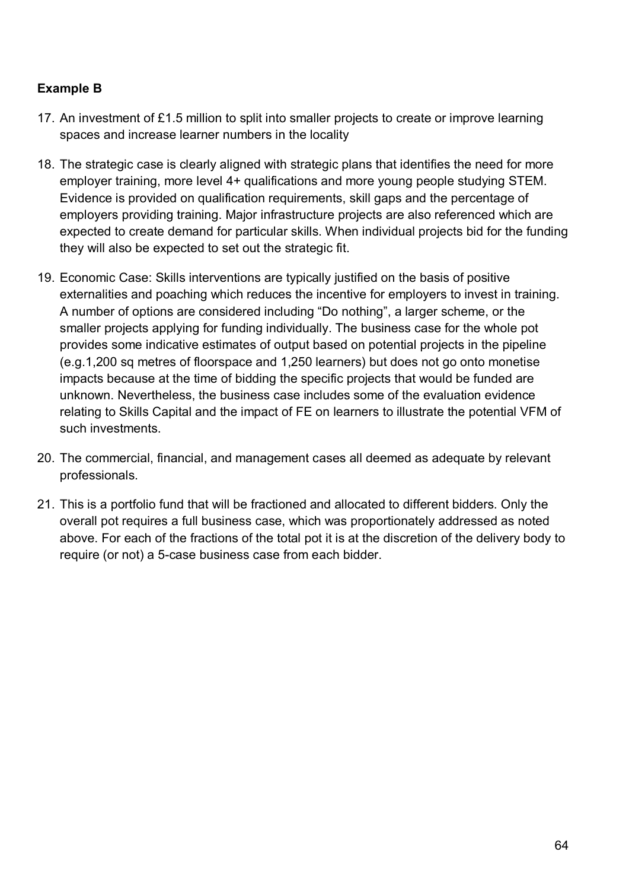**Example B**

17. An investment of £1.5 million to split into smaller projects to create or improve learning spaces and increase learner numbers in the locality

18. The strategic case is clearly aligned with strategic plans that identifies the need for more employer training, more level 4+ qualifications and more young people studying STEM. Evidence is provided on qualification requirements, skill gaps and the percentage of employers providing training. Major infrastructure projects are also referenced which are expected to create demand for particular skills. When individual projects bid for the funding they will also be expected to set out the strategic fit.

19. Economic Case: Skills interventions are typically justified on the basis of positive externalities and poaching which reduces the incentive for employers to invest in training. A number of options are considered including "Do nothing", a larger scheme, or the smaller projects applying for funding individually. The business case for the whole pot provides some indicative estimates of output based on potential projects in the pipeline (e.g.1,200 sq metres of floorspace and 1,250 learners) but does not go onto monetise impacts because at the time of bidding the specific projects that would be funded are unknown. Nevertheless, the business case includes some of the evaluation evidence relating to Skills Capital and the impact of FE on learners to illustrate the potential VFM of such investments.

20. The commercial, financial, and management cases all deemed as adequate by relevant professionals.

21. This is a portfolio fund that will be fractioned and allocated to different bidders. Only the overall pot requires a full business case, which was proportionately addressed as noted above. For each of the fractions of the total pot it is at the discretion of the delivery body to require (or not) a 5-case business case from each bidder.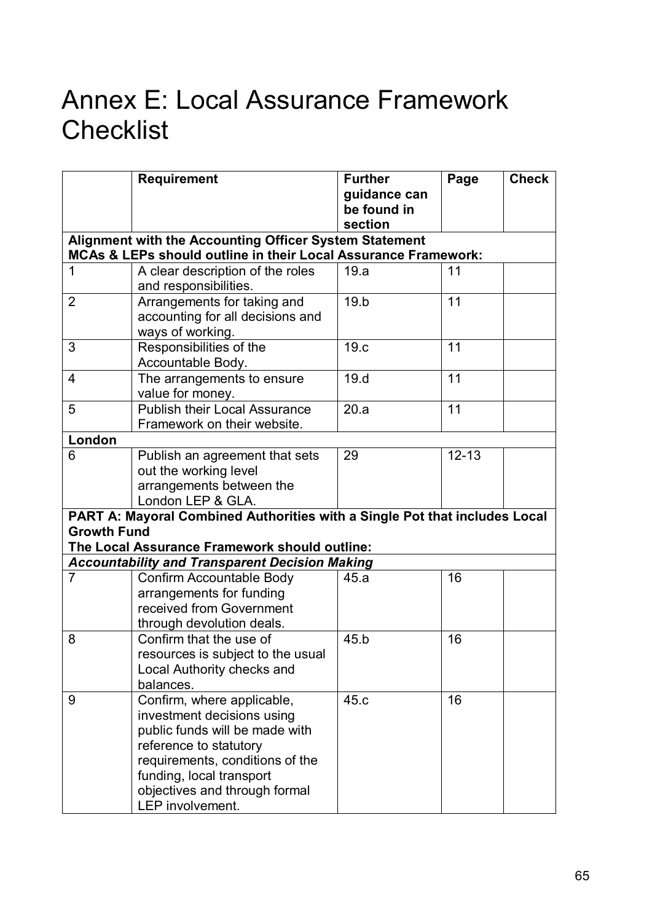# Annex E: Local Assurance Framework Checklist

| | Requirement | Further guidance can be found in section | Page | Check |
|---|---|---|---|---|
| **Alignment with the Accounting Officer System Statement**<br>**MCAs & LEPs should outline in their Local Assurance Framework:** | | | | |
| 1 | A clear description of the roles and responsibilities. | 19.a | 11 | |
| 2 | Arrangements for taking and accounting for all decisions and ways of working. | 19.b | 11 | |
| 3 | Responsibilities of the Accountable Body. | 19.c | 11 | |
| 4 | The arrangements to ensure value for money. | 19.d | 11 | |
| 5 | Publish their Local Assurance Framework on their website. | 20.a | 11 | |
| **London** | | | | |
| 6 | Publish an agreement that sets out the working level arrangements between the London LEP & GLA. | 29 | 12-13 | |
| **PART A: Mayoral Combined Authorities with a Single Pot that includes Local Growth Fund**<br>**The Local Assurance Framework should outline:** | | | | |
| ***Accountability and Transparent Decision Making*** | | | | |
| 7 | Confirm Accountable Body arrangements for funding received from Government through devolution deals. | 45.a | 16 | |
| 8 | Confirm that the use of resources is subject to the usual Local Authority checks and balances. | 45.b | 16 | |
| 9 | Confirm, where applicable, investment decisions using public funds will be made with reference to statutory requirements, conditions of the funding, local transport objectives and through formal LEP involvement. | 45.c | 16 | |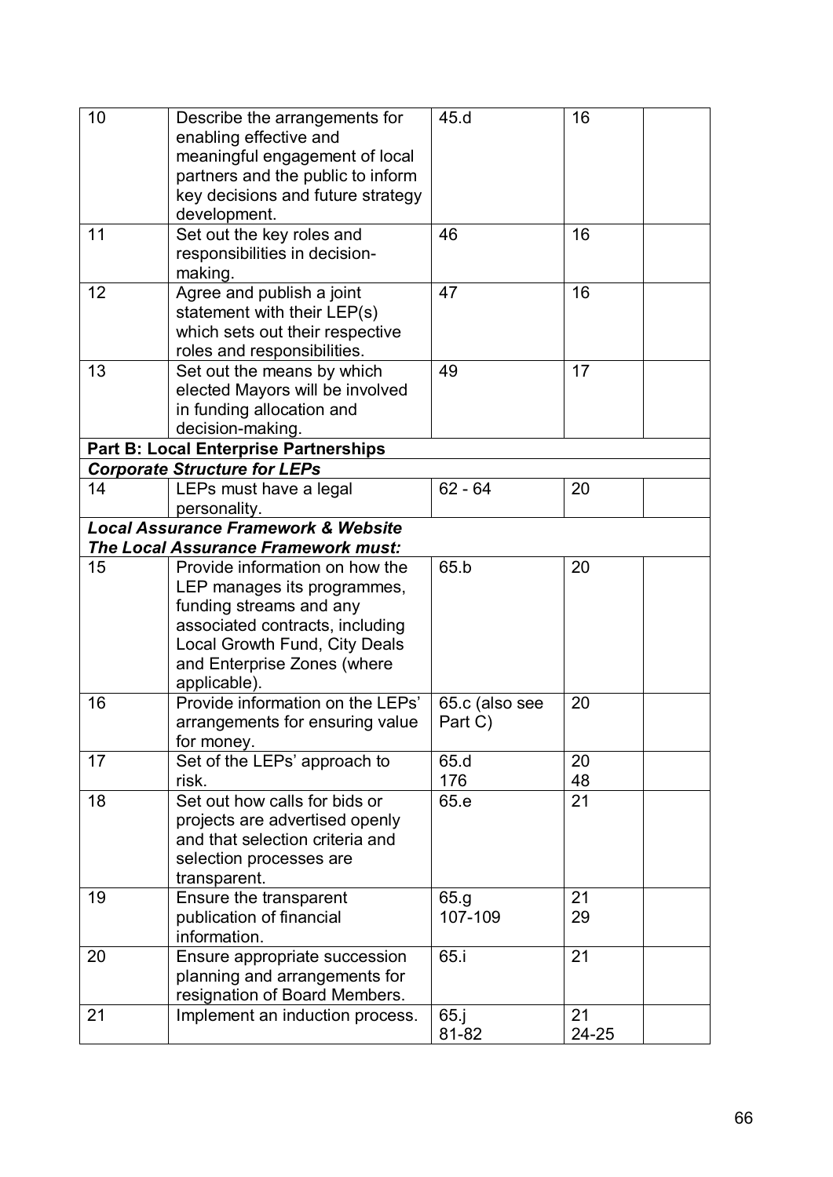| | | | | |
|---|---|---|---|---|
| 10 | Describe the arrangements for enabling effective and meaningful engagement of local partners and the public to inform key decisions and future strategy development. | 45.d | 16 | |
| 11 | Set out the key roles and responsibilities in decision-making. | 46 | 16 | |
| 12 | Agree and publish a joint statement with their LEP(s) which sets out their respective roles and responsibilities. | 47 | 16 | |
| 13 | Set out the means by which elected Mayors will be involved in funding allocation and decision-making. | 49 | 17 | |
| **Part B: Local Enterprise Partnerships** | | | | |
| ***Corporate Structure for LEPs*** | | | | |
| 14 | LEPs must have a legal personality. | 62 - 64 | 20 | |
| ***Local Assurance Framework & Website*** ***The Local Assurance Framework must:*** | | | | |
| 15 | Provide information on how the LEP manages its programmes, funding streams and any associated contracts, including Local Growth Fund, City Deals and Enterprise Zones (where applicable). | 65.b | 20 | |
| 16 | Provide information on the LEPs' arrangements for ensuring value for money. | 65.c (also see Part C) | 20 | |
| 17 | Set of the LEPs' approach to risk. | 65.d 176 | 20 48 | |
| 18 | Set out how calls for bids or projects are advertised openly and that selection criteria and selection processes are transparent. | 65.e | 21 | |
| 19 | Ensure the transparent publication of financial information. | 65.g 107-109 | 21 29 | |
| 20 | Ensure appropriate succession planning and arrangements for resignation of Board Members. | 65.i | 21 | |
| 21 | Implement an induction process. | 65.j 81-82 | 21 24-25 | |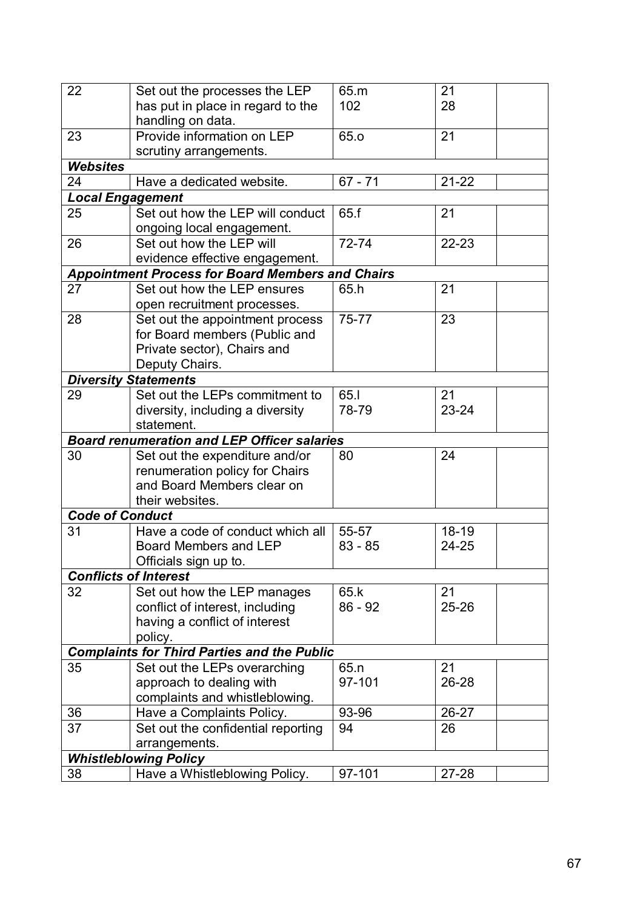| | | | | |
|---|---|---|---|---|
| 22 | Set out the processes the LEP has put in place in regard to the handling on data. | 65.m<br>102 | 21<br>28 | |
| 23 | Provide information on LEP scrutiny arrangements. | 65.o | 21 | |
| ***Websites*** | | | | |
| 24 | Have a dedicated website. | 67 - 71 | 21-22 | |
| ***Local Engagement*** | | | | |
| 25 | Set out how the LEP will conduct ongoing local engagement. | 65.f | 21 | |
| 26 | Set out how the LEP will evidence effective engagement. | 72-74 | 22-23 | |
| ***Appointment Process for Board Members and Chairs*** | | | | |
| 27 | Set out how the LEP ensures open recruitment processes. | 65.h | 21 | |
| 28 | Set out the appointment process for Board members (Public and Private sector), Chairs and Deputy Chairs. | 75-77 | 23 | |
| ***Diversity Statements*** | | | | |
| 29 | Set out the LEPs commitment to diversity, including a diversity statement. | 65.l<br>78-79 | 21<br>23-24 | |
| ***Board renumeration and LEP Officer salaries*** | | | | |
| 30 | Set out the expenditure and/or renumeration policy for Chairs and Board Members clear on their websites. | 80 | 24 | |
| ***Code of Conduct*** | | | | |
| 31 | Have a code of conduct which all Board Members and LEP Officials sign up to. | 55-57<br>83 - 85 | 18-19<br>24-25 | |
| ***Conflicts of Interest*** | | | | |
| 32 | Set out how the LEP manages conflict of interest, including having a conflict of interest policy. | 65.k<br>86 - 92 | 21<br>25-26 | |
| ***Complaints for Third Parties and the Public*** | | | | |
| 35 | Set out the LEPs overarching approach to dealing with complaints and whistleblowing. | 65.n<br>97-101 | 21<br>26-28 | |
| 36 | Have a Complaints Policy. | 93-96 | 26-27 | |
| 37 | Set out the confidential reporting arrangements. | 94 | 26 | |
| ***Whistleblowing Policy*** | | | | |
| 38 | Have a Whistleblowing Policy. | 97-101 | 27-28 | |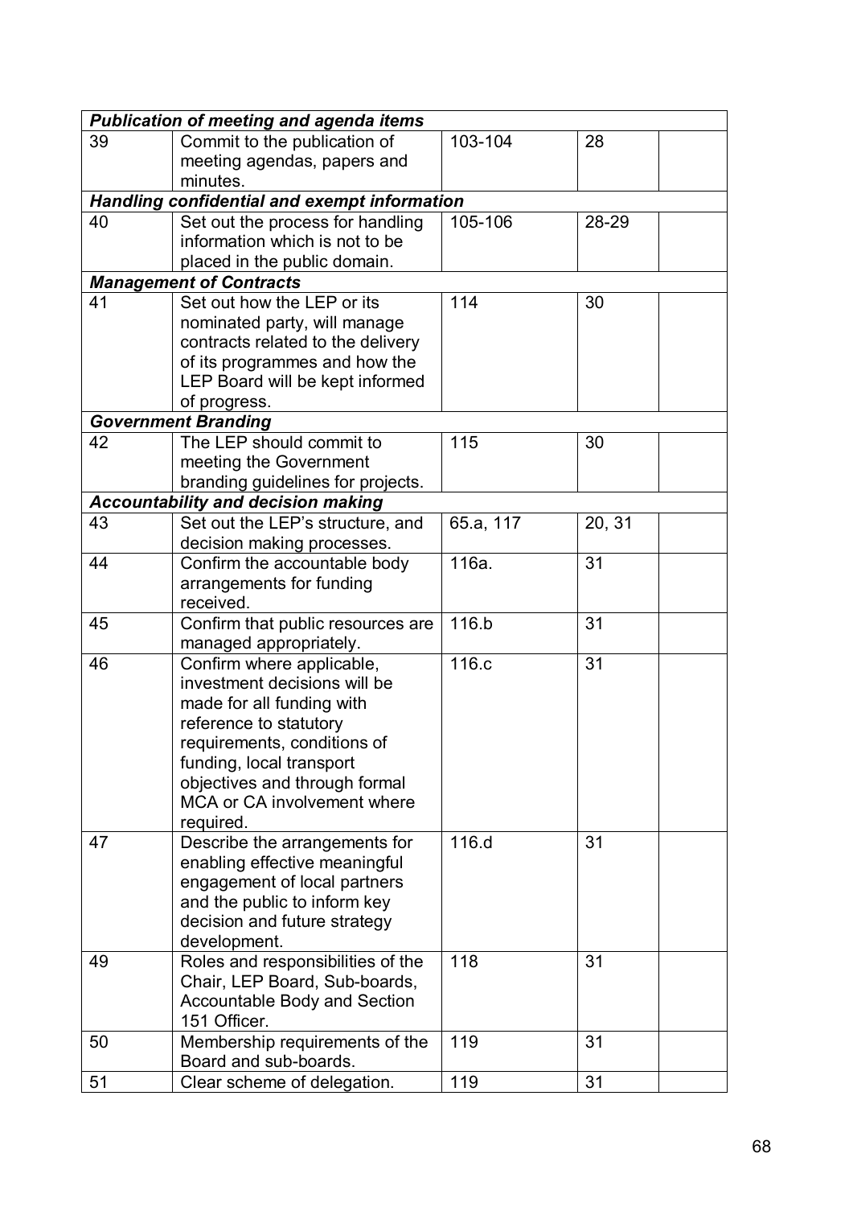| | | | | |
|---|---|---|---|---|
| ***Publication of meeting and agenda items*** | | | | |
| 39 | Commit to the publication of meeting agendas, papers and minutes. | 103-104 | 28 | |
| ***Handling confidential and exempt information*** | | | | |
| 40 | Set out the process for handling information which is not to be placed in the public domain. | 105-106 | 28-29 | |
| ***Management of Contracts*** | | | | |
| 41 | Set out how the LEP or its nominated party, will manage contracts related to the delivery of its programmes and how the LEP Board will be kept informed of progress. | 114 | 30 | |
| ***Government Branding*** | | | | |
| 42 | The LEP should commit to meeting the Government branding guidelines for projects. | 115 | 30 | |
| ***Accountability and decision making*** | | | | |
| 43 | Set out the LEP's structure, and decision making processes. | 65.a, 117 | 20, 31 | |
| 44 | Confirm the accountable body arrangements for funding received. | 116a. | 31 | |
| 45 | Confirm that public resources are managed appropriately. | 116.b | 31 | |
| 46 | Confirm where applicable, investment decisions will be made for all funding with reference to statutory requirements, conditions of funding, local transport objectives and through formal MCA or CA involvement where required. | 116.c | 31 | |
| 47 | Describe the arrangements for enabling effective meaningful engagement of local partners and the public to inform key decision and future strategy development. | 116.d | 31 | |
| 49 | Roles and responsibilities of the Chair, LEP Board, Sub-boards, Accountable Body and Section 151 Officer. | 118 | 31 | |
| 50 | Membership requirements of the Board and sub-boards. | 119 | 31 | |
| 51 | Clear scheme of delegation. | 119 | 31 | |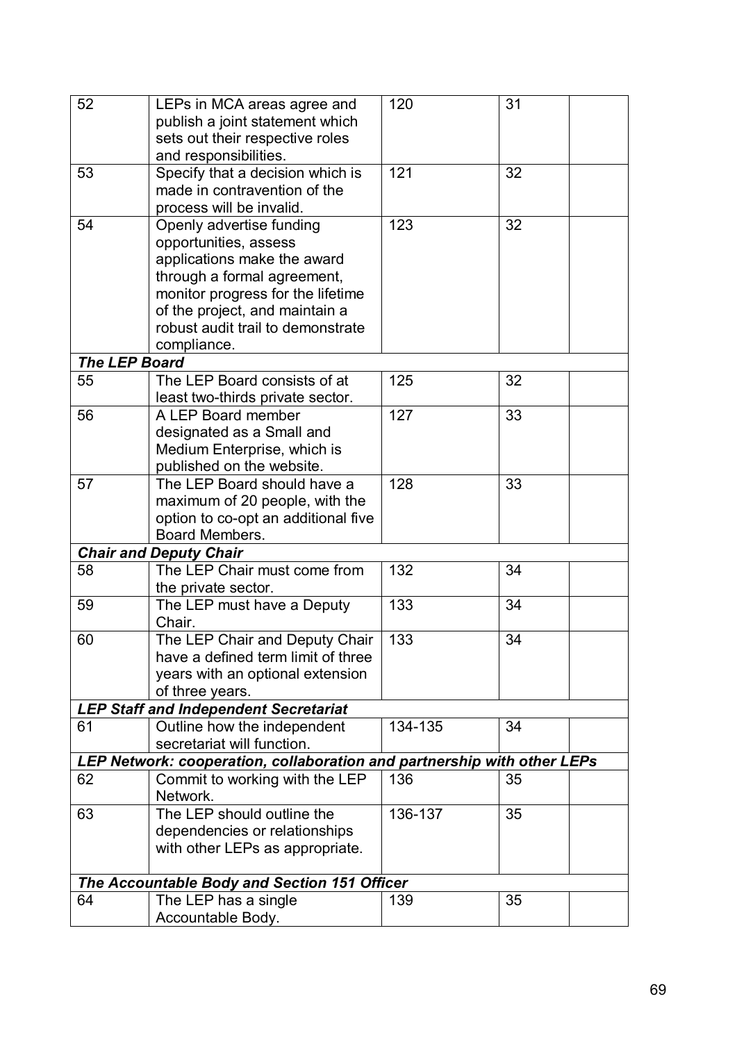| | | | | |
|---|---|---|---|---|
| 52 | LEPs in MCA areas agree and publish a joint statement which sets out their respective roles and responsibilities. | 120 | 31 | |
| 53 | Specify that a decision which is made in contravention of the process will be invalid. | 121 | 32 | |
| 54 | Openly advertise funding opportunities, assess applications make the award through a formal agreement, monitor progress for the lifetime of the project, and maintain a robust audit trail to demonstrate compliance. | 123 | 32 | |
| ***The LEP Board*** | | | | |
| 55 | The LEP Board consists of at least two-thirds private sector. | 125 | 32 | |
| 56 | A LEP Board member designated as a Small and Medium Enterprise, which is published on the website. | 127 | 33 | |
| 57 | The LEP Board should have a maximum of 20 people, with the option to co-opt an additional five Board Members. | 128 | 33 | |
| ***Chair and Deputy Chair*** | | | | |
| 58 | The LEP Chair must come from the private sector. | 132 | 34 | |
| 59 | The LEP must have a Deputy Chair. | 133 | 34 | |
| 60 | The LEP Chair and Deputy Chair have a defined term limit of three years with an optional extension of three years. | 133 | 34 | |
| ***LEP Staff and Independent Secretariat*** | | | | |
| 61 | Outline how the independent secretariat will function. | 134-135 | 34 | |
| ***LEP Network: cooperation, collaboration and partnership with other LEPs*** | | | | |
| 62 | Commit to working with the LEP Network. | 136 | 35 | |
| 63 | The LEP should outline the dependencies or relationships with other LEPs as appropriate. | 136-137 | 35 | |
| ***The Accountable Body and Section 151 Officer*** | | | | |
| 64 | The LEP has a single Accountable Body. | 139 | 35 | |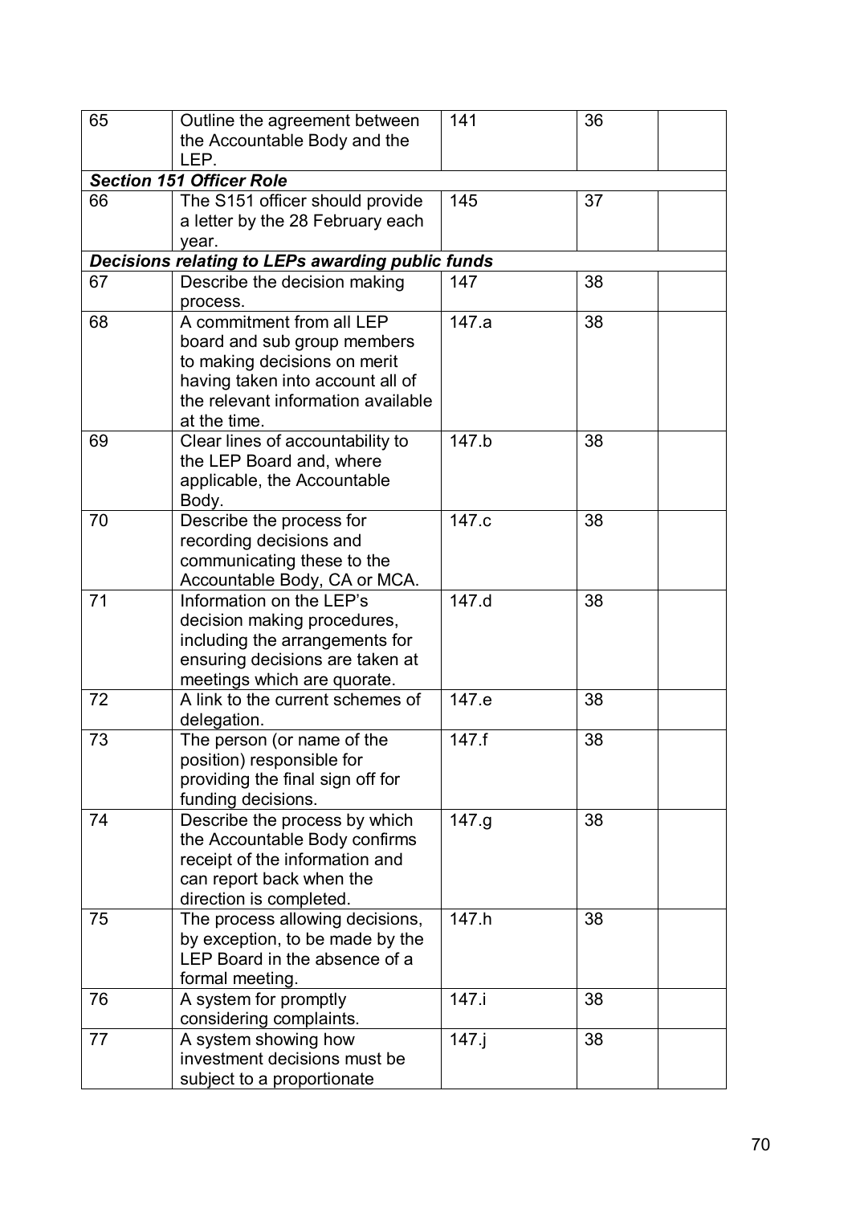| | | | | |
|---|---|---|---|---|
| 65 | Outline the agreement between the Accountable Body and the LEP. | 141 | 36 | |
| ***Section 151 Officer Role*** | | | | |
| 66 | The S151 officer should provide a letter by the 28 February each year. | 145 | 37 | |
| ***Decisions relating to LEPs awarding public funds*** | | | | |
| 67 | Describe the decision making process. | 147 | 38 | |
| 68 | A commitment from all LEP board and sub group members to making decisions on merit having taken into account all of the relevant information available at the time. | 147.a | 38 | |
| 69 | Clear lines of accountability to the LEP Board and, where applicable, the Accountable Body. | 147.b | 38 | |
| 70 | Describe the process for recording decisions and communicating these to the Accountable Body, CA or MCA. | 147.c | 38 | |
| 71 | Information on the LEP's decision making procedures, including the arrangements for ensuring decisions are taken at meetings which are quorate. | 147.d | 38 | |
| 72 | A link to the current schemes of delegation. | 147.e | 38 | |
| 73 | The person (or name of the position) responsible for providing the final sign off for funding decisions. | 147.f | 38 | |
| 74 | Describe the process by which the Accountable Body confirms receipt of the information and can report back when the direction is completed. | 147.g | 38 | |
| 75 | The process allowing decisions, by exception, to be made by the LEP Board in the absence of a formal meeting. | 147.h | 38 | |
| 76 | A system for promptly considering complaints. | 147.i | 38 | |
| 77 | A system showing how investment decisions must be subject to a proportionate | 147.j | 38 | |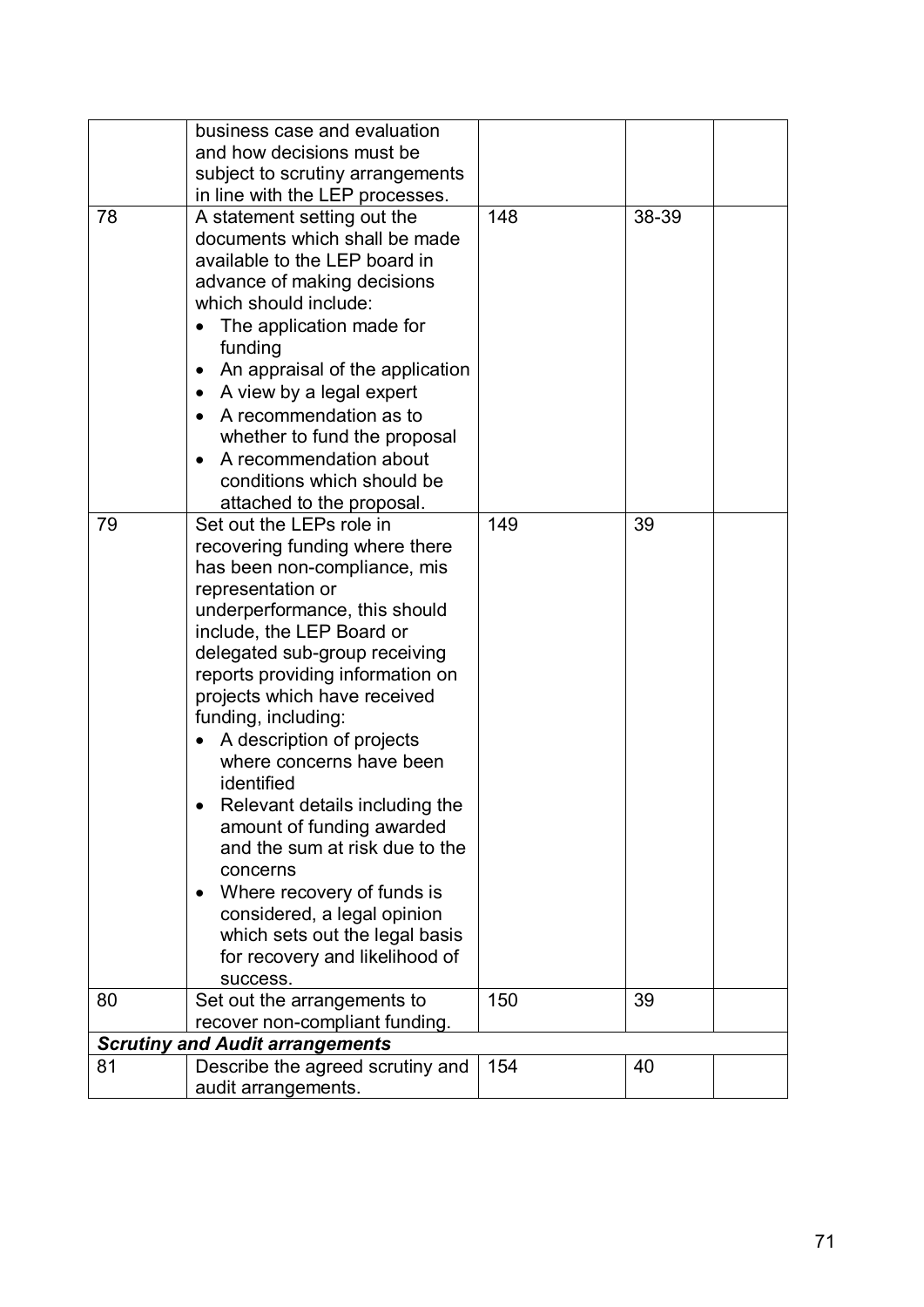| | | | | |
|---|---|---|---|---|
| | business case and evaluation and how decisions must be subject to scrutiny arrangements in line with the LEP processes. | | | |
| 78 | A statement setting out the documents which shall be made available to the LEP board in advance of making decisions which should include:<br>• The application made for funding<br>• An appraisal of the application<br>• A view by a legal expert<br>• A recommendation as to whether to fund the proposal<br>• A recommendation about conditions which should be attached to the proposal. | 148 | 38-39 | |
| 79 | Set out the LEPs role in recovering funding where there has been non-compliance, mis representation or underperformance, this should include, the LEP Board or delegated sub-group receiving reports providing information on projects which have received funding, including:<br>• A description of projects where concerns have been identified<br>• Relevant details including the amount of funding awarded and the sum at risk due to the concerns<br>• Where recovery of funds is considered, a legal opinion which sets out the legal basis for recovery and likelihood of success. | 149 | 39 | |
| 80 | Set out the arrangements to recover non-compliant funding. | 150 | 39 | |
| ***Scrutiny and Audit arrangements*** | | | | |
| 81 | Describe the agreed scrutiny and audit arrangements. | 154 | 40 | |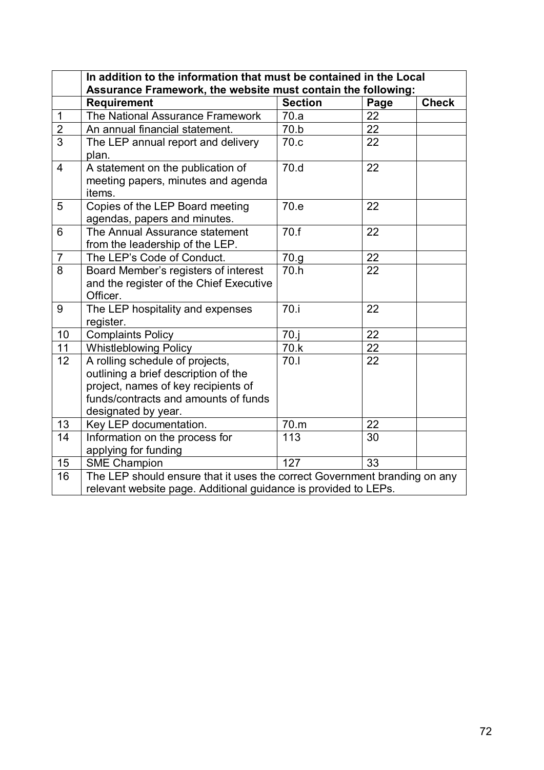| | In addition to the information that must be contained in the Local Assurance Framework, the website must contain the following: | | | |
|---|---|---|---|---|
| | **Requirement** | **Section** | **Page** | **Check** |
| 1 | The National Assurance Framework | 70.a | 22 | |
| 2 | An annual financial statement. | 70.b | 22 | |
| 3 | The LEP annual report and delivery plan. | 70.c | 22 | |
| 4 | A statement on the publication of meeting papers, minutes and agenda items. | 70.d | 22 | |
| 5 | Copies of the LEP Board meeting agendas, papers and minutes. | 70.e | 22 | |
| 6 | The Annual Assurance statement from the leadership of the LEP. | 70.f | 22 | |
| 7 | The LEP's Code of Conduct. | 70.g | 22 | |
| 8 | Board Member's registers of interest and the register of the Chief Executive Officer. | 70.h | 22 | |
| 9 | The LEP hospitality and expenses register. | 70.i | 22 | |
| 10 | Complaints Policy | 70.j | 22 | |
| 11 | Whistleblowing Policy | 70.k | 22 | |
| 12 | A rolling schedule of projects, outlining a brief description of the project, names of key recipients of funds/contracts and amounts of funds designated by year. | 70.l | 22 | |
| 13 | Key LEP documentation. | 70.m | 22 | |
| 14 | Information on the process for applying for funding | 113 | 30 | |
| 15 | SME Champion | 127 | 33 | |
| 16 | The LEP should ensure that it uses the correct Government branding on any relevant website page. Additional guidance is provided to LEPs. | | | |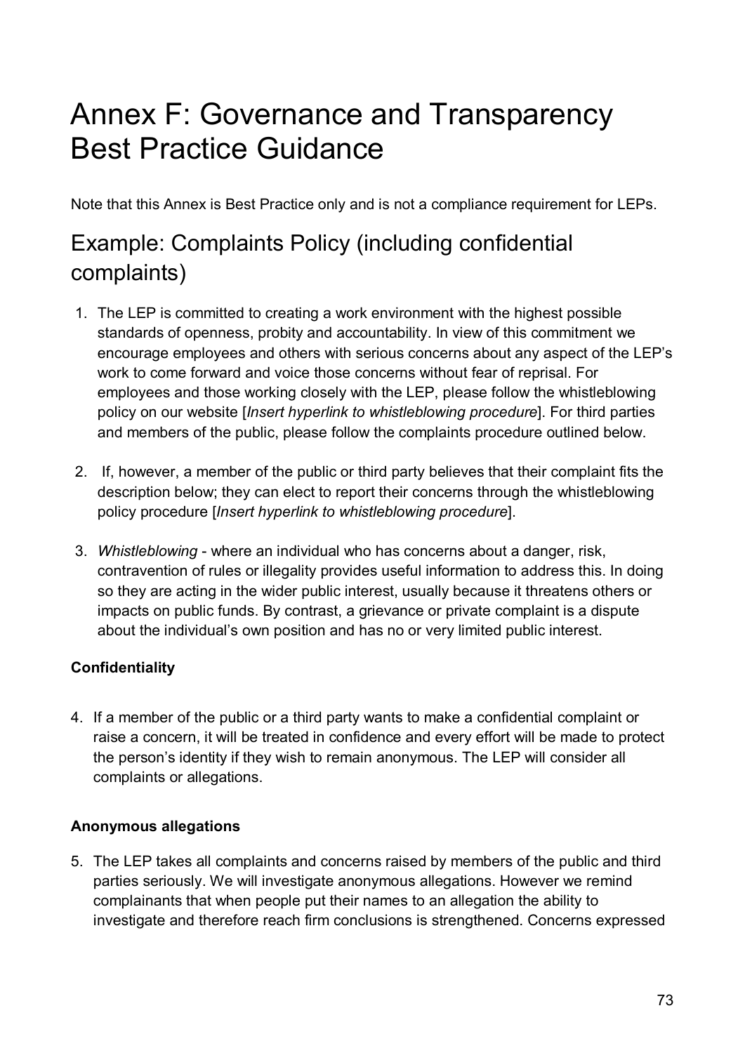# Annex F: Governance and Transparency Best Practice Guidance

Note that this Annex is Best Practice only and is not a compliance requirement for LEPs.

## Example: Complaints Policy (including confidential complaints)

1. The LEP is committed to creating a work environment with the highest possible standards of openness, probity and accountability. In view of this commitment we encourage employees and others with serious concerns about any aspect of the LEP's work to come forward and voice those concerns without fear of reprisal. For employees and those working closely with the LEP, please follow the whistleblowing policy on our website [*Insert hyperlink to whistleblowing procedure*]. For third parties and members of the public, please follow the complaints procedure outlined below.

2. If, however, a member of the public or third party believes that their complaint fits the description below; they can elect to report their concerns through the whistleblowing policy procedure [*Insert hyperlink to whistleblowing procedure*].

3. *Whistleblowing* - where an individual who has concerns about a danger, risk, contravention of rules or illegality provides useful information to address this. In doing so they are acting in the wider public interest, usually because it threatens others or impacts on public funds. By contrast, a grievance or private complaint is a dispute about the individual's own position and has no or very limited public interest.

**Confidentiality**

4. If a member of the public or a third party wants to make a confidential complaint or raise a concern, it will be treated in confidence and every effort will be made to protect the person's identity if they wish to remain anonymous. The LEP will consider all complaints or allegations.

**Anonymous allegations**

5. The LEP takes all complaints and concerns raised by members of the public and third parties seriously. We will investigate anonymous allegations. However we remind complainants that when people put their names to an allegation the ability to investigate and therefore reach firm conclusions is strengthened. Concerns expressed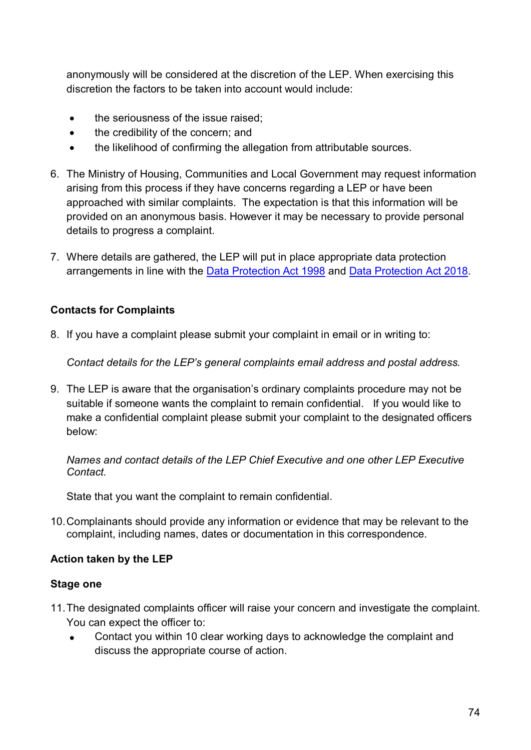anonymously will be considered at the discretion of the LEP. When exercising this discretion the factors to be taken into account would include:

- the seriousness of the issue raised;
- the credibility of the concern; and
- the likelihood of confirming the allegation from attributable sources.

6. The Ministry of Housing, Communities and Local Government may request information arising from this process if they have concerns regarding a LEP or have been approached with similar complaints. The expectation is that this information will be provided on an anonymous basis. However it may be necessary to provide personal details to progress a complaint.

7. Where details are gathered, the LEP will put in place appropriate data protection arrangements in line with the Data Protection Act 1998 and Data Protection Act 2018.

**Contacts for Complaints**

8. If you have a complaint please submit your complaint in email or in writing to:

   *Contact details for the LEP's general complaints email address and postal address.*

9. The LEP is aware that the organisation's ordinary complaints procedure may not be suitable if someone wants the complaint to remain confidential. If you would like to make a confidential complaint please submit your complaint to the designated officers below:

   *Names and contact details of the LEP Chief Executive and one other LEP Executive Contact.*

   State that you want the complaint to remain confidential.

10. Complainants should provide any information or evidence that may be relevant to the complaint, including names, dates or documentation in this correspondence.

**Action taken by the LEP**

**Stage one**

11. The designated complaints officer will raise your concern and investigate the complaint. You can expect the officer to:
    - Contact you within 10 clear working days to acknowledge the complaint and discuss the appropriate course of action.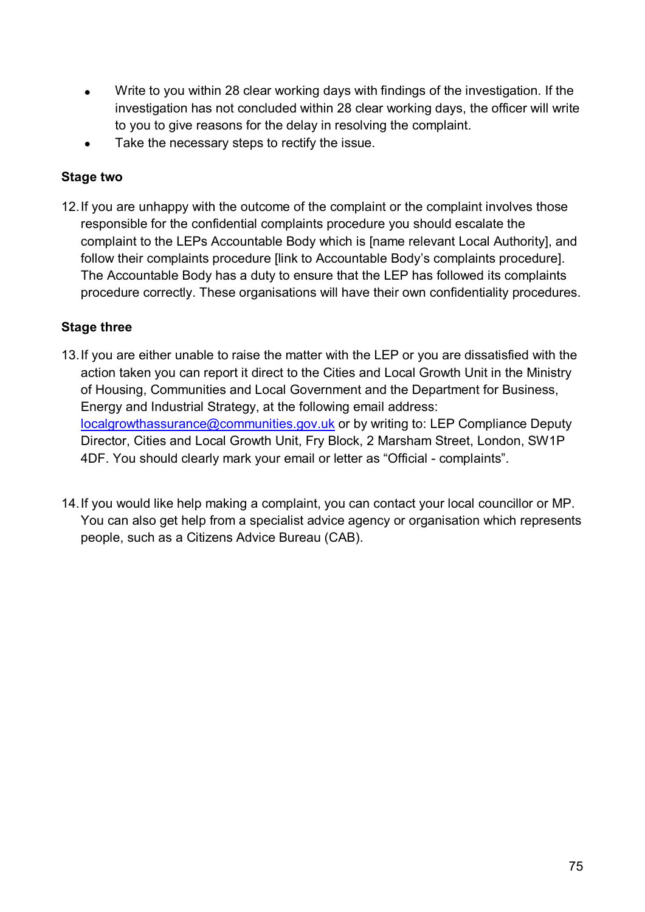- Write to you within 28 clear working days with findings of the investigation. If the investigation has not concluded within 28 clear working days, the officer will write to you to give reasons for the delay in resolving the complaint.
- Take the necessary steps to rectify the issue.

**Stage two**

12. If you are unhappy with the outcome of the complaint or the complaint involves those responsible for the confidential complaints procedure you should escalate the complaint to the LEPs Accountable Body which is [name relevant Local Authority], and follow their complaints procedure [link to Accountable Body's complaints procedure]. The Accountable Body has a duty to ensure that the LEP has followed its complaints procedure correctly. These organisations will have their own confidentiality procedures.

**Stage three**

13. If you are either unable to raise the matter with the LEP or you are dissatisfied with the action taken you can report it direct to the Cities and Local Growth Unit in the Ministry of Housing, Communities and Local Government and the Department for Business, Energy and Industrial Strategy, at the following email address: localgrowthassurance@communities.gov.uk or by writing to: LEP Compliance Deputy Director, Cities and Local Growth Unit, Fry Block, 2 Marsham Street, London, SW1P 4DF. You should clearly mark your email or letter as "Official - complaints".

14. If you would like help making a complaint, you can contact your local councillor or MP. You can also get help from a specialist advice agency or organisation which represents people, such as a Citizens Advice Bureau (CAB).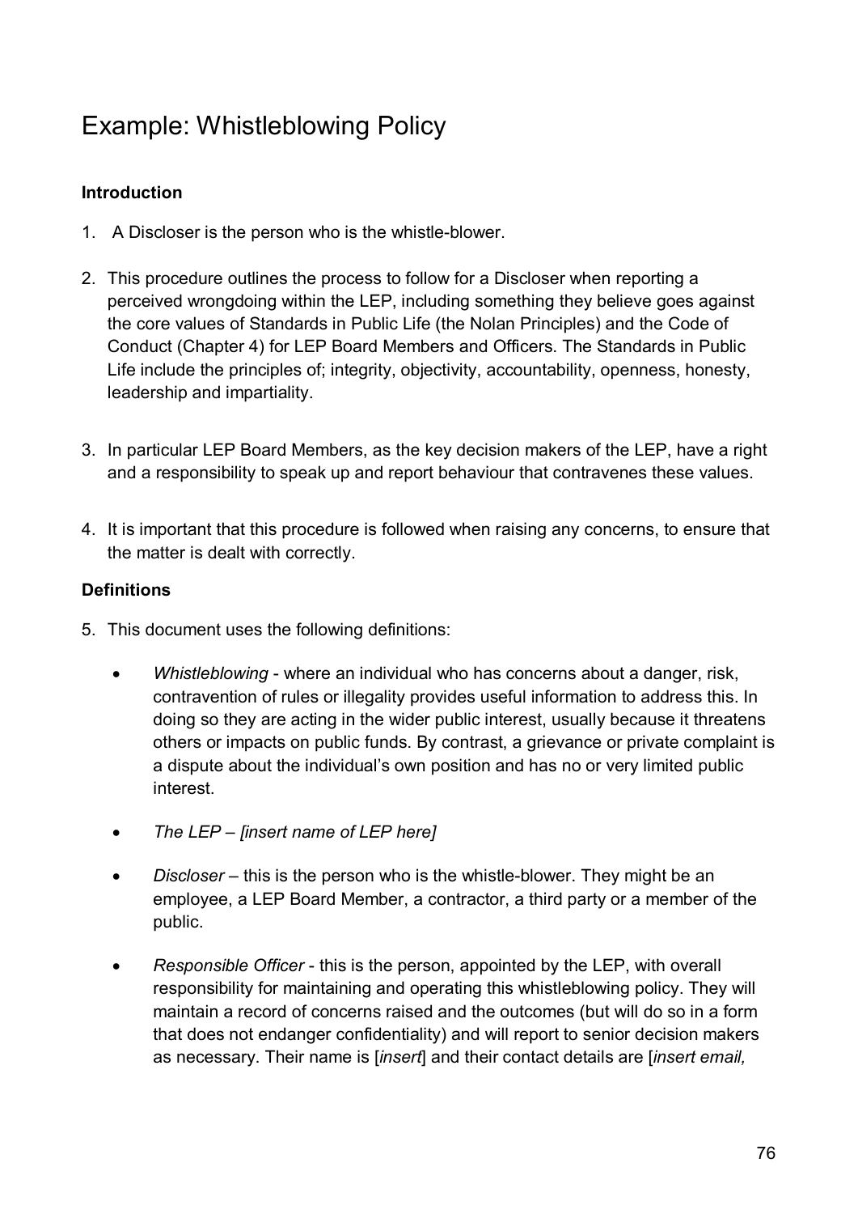# Example: Whistleblowing Policy

**Introduction**

1. A Discloser is the person who is the whistle-blower.

2. This procedure outlines the process to follow for a Discloser when reporting a perceived wrongdoing within the LEP, including something they believe goes against the core values of Standards in Public Life (the Nolan Principles) and the Code of Conduct (Chapter 4) for LEP Board Members and Officers. The Standards in Public Life include the principles of; integrity, objectivity, accountability, openness, honesty, leadership and impartiality.

3. In particular LEP Board Members, as the key decision makers of the LEP, have a right and a responsibility to speak up and report behaviour that contravenes these values.

4. It is important that this procedure is followed when raising any concerns, to ensure that the matter is dealt with correctly.

**Definitions**

5. This document uses the following definitions:

   - *Whistleblowing* - where an individual who has concerns about a danger, risk, contravention of rules or illegality provides useful information to address this. In doing so they are acting in the wider public interest, usually because it threatens others or impacts on public funds. By contrast, a grievance or private complaint is a dispute about the individual's own position and has no or very limited public interest.

   - *The LEP – [insert name of LEP here]*

   - *Discloser* – this is the person who is the whistle-blower. They might be an employee, a LEP Board Member, a contractor, a third party or a member of the public.

   - *Responsible Officer* - this is the person, appointed by the LEP, with overall responsibility for maintaining and operating this whistleblowing policy. They will maintain a record of concerns raised and the outcomes (but will do so in a form that does not endanger confidentiality) and will report to senior decision makers as necessary. Their name is [*insert*] and their contact details are [*insert email,*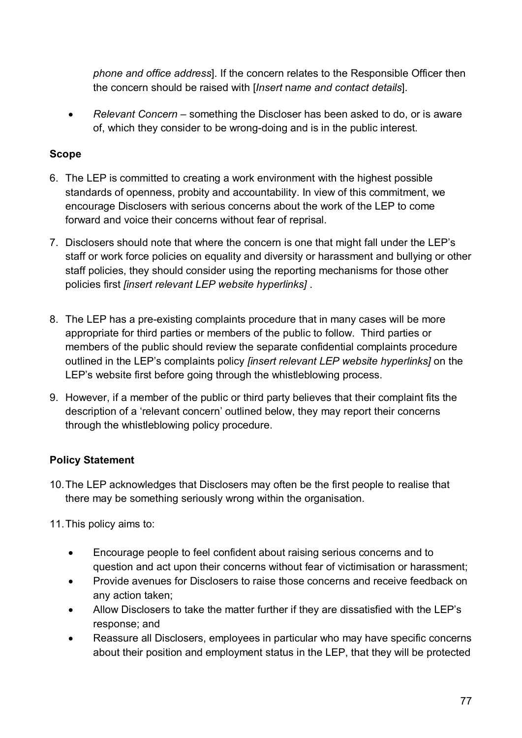*phone and office address*]. If the concern relates to the Responsible Officer then the concern should be raised with [*Insert name and contact details*].

- *Relevant Concern* – something the Discloser has been asked to do, or is aware of, which they consider to be wrong-doing and is in the public interest.

**Scope**

6. The LEP is committed to creating a work environment with the highest possible standards of openness, probity and accountability. In view of this commitment, we encourage Disclosers with serious concerns about the work of the LEP to come forward and voice their concerns without fear of reprisal.

7. Disclosers should note that where the concern is one that might fall under the LEP's staff or work force policies on equality and diversity or harassment and bullying or other staff policies, they should consider using the reporting mechanisms for those other policies first *[insert relevant LEP website hyperlinks]* .

8. The LEP has a pre-existing complaints procedure that in many cases will be more appropriate for third parties or members of the public to follow. Third parties or members of the public should review the separate confidential complaints procedure outlined in the LEP's complaints policy *[insert relevant LEP website hyperlinks]* on the LEP's website first before going through the whistleblowing process.

9. However, if a member of the public or third party believes that their complaint fits the description of a 'relevant concern' outlined below, they may report their concerns through the whistleblowing policy procedure.

**Policy Statement**

10. The LEP acknowledges that Disclosers may often be the first people to realise that there may be something seriously wrong within the organisation.

11. This policy aims to:

    - Encourage people to feel confident about raising serious concerns and to question and act upon their concerns without fear of victimisation or harassment;
    - Provide avenues for Disclosers to raise those concerns and receive feedback on any action taken;
    - Allow Disclosers to take the matter further if they are dissatisfied with the LEP's response; and
    - Reassure all Disclosers, employees in particular who may have specific concerns about their position and employment status in the LEP, that they will be protected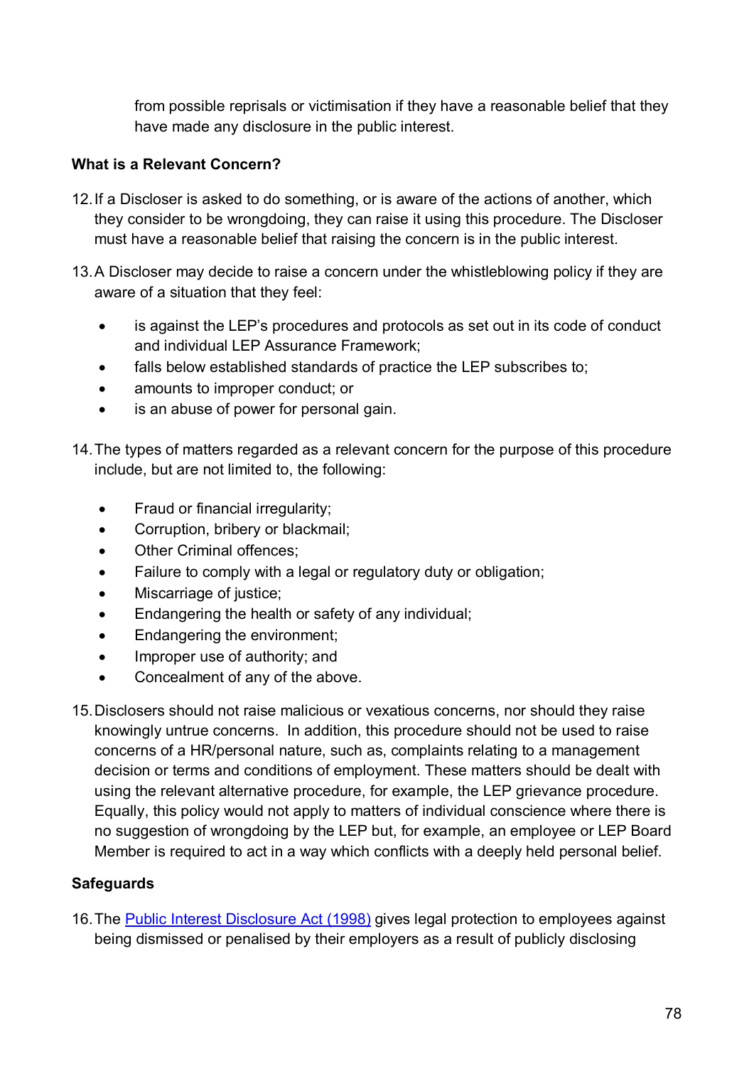from possible reprisals or victimisation if they have a reasonable belief that they have made any disclosure in the public interest.

**What is a Relevant Concern?**

12. If a Discloser is asked to do something, or is aware of the actions of another, which they consider to be wrongdoing, they can raise it using this procedure. The Discloser must have a reasonable belief that raising the concern is in the public interest.

13. A Discloser may decide to raise a concern under the whistleblowing policy if they are aware of a situation that they feel:

    - is against the LEP's procedures and protocols as set out in its code of conduct and individual LEP Assurance Framework;
    - falls below established standards of practice the LEP subscribes to;
    - amounts to improper conduct; or
    - is an abuse of power for personal gain.

14. The types of matters regarded as a relevant concern for the purpose of this procedure include, but are not limited to, the following:

    - Fraud or financial irregularity;
    - Corruption, bribery or blackmail;
    - Other Criminal offences;
    - Failure to comply with a legal or regulatory duty or obligation;
    - Miscarriage of justice;
    - Endangering the health or safety of any individual;
    - Endangering the environment;
    - Improper use of authority; and
    - Concealment of any of the above.

15. Disclosers should not raise malicious or vexatious concerns, nor should they raise knowingly untrue concerns. In addition, this procedure should not be used to raise concerns of a HR/personal nature, such as, complaints relating to a management decision or terms and conditions of employment. These matters should be dealt with using the relevant alternative procedure, for example, the LEP grievance procedure. Equally, this policy would not apply to matters of individual conscience where there is no suggestion of wrongdoing by the LEP but, for example, an employee or LEP Board Member is required to act in a way which conflicts with a deeply held personal belief.

**Safeguards**

16. The Public Interest Disclosure Act (1998) gives legal protection to employees against being dismissed or penalised by their employers as a result of publicly disclosing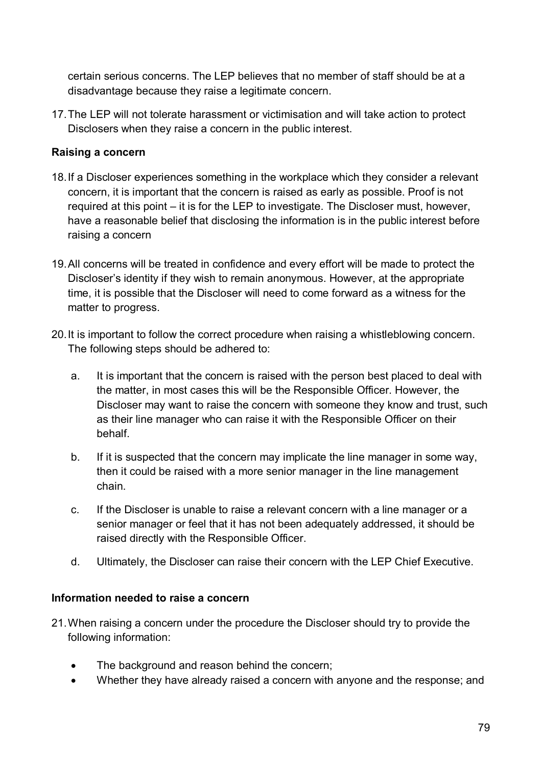certain serious concerns. The LEP believes that no member of staff should be at a disadvantage because they raise a legitimate concern.

17. The LEP will not tolerate harassment or victimisation and will take action to protect Disclosers when they raise a concern in the public interest.

**Raising a concern**

18. If a Discloser experiences something in the workplace which they consider a relevant concern, it is important that the concern is raised as early as possible. Proof is not required at this point – it is for the LEP to investigate. The Discloser must, however, have a reasonable belief that disclosing the information is in the public interest before raising a concern

19. All concerns will be treated in confidence and every effort will be made to protect the Discloser's identity if they wish to remain anonymous. However, at the appropriate time, it is possible that the Discloser will need to come forward as a witness for the matter to progress.

20. It is important to follow the correct procedure when raising a whistleblowing concern. The following steps should be adhered to:

    a. It is important that the concern is raised with the person best placed to deal with the matter, in most cases this will be the Responsible Officer. However, the Discloser may want to raise the concern with someone they know and trust, such as their line manager who can raise it with the Responsible Officer on their behalf.

    b. If it is suspected that the concern may implicate the line manager in some way, then it could be raised with a more senior manager in the line management chain.

    c. If the Discloser is unable to raise a relevant concern with a line manager or a senior manager or feel that it has not been adequately addressed, it should be raised directly with the Responsible Officer.

    d. Ultimately, the Discloser can raise their concern with the LEP Chief Executive.

**Information needed to raise a concern**

21. When raising a concern under the procedure the Discloser should try to provide the following information:

    - The background and reason behind the concern;
    - Whether they have already raised a concern with anyone and the response; and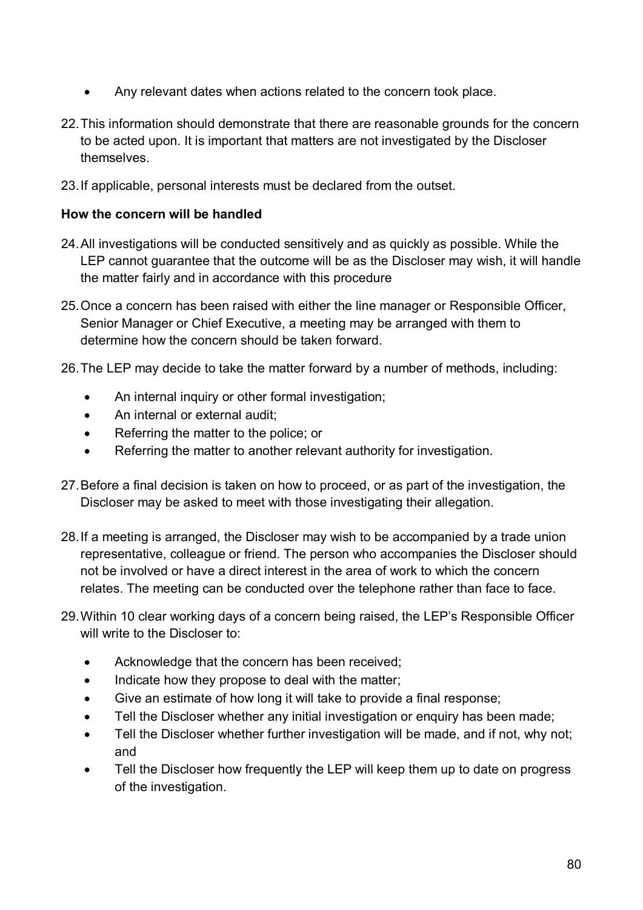- Any relevant dates when actions related to the concern took place.

22. This information should demonstrate that there are reasonable grounds for the concern to be acted upon. It is important that matters are not investigated by the Discloser themselves.

23. If applicable, personal interests must be declared from the outset.

**How the concern will be handled**

24. All investigations will be conducted sensitively and as quickly as possible. While the LEP cannot guarantee that the outcome will be as the Discloser may wish, it will handle the matter fairly and in accordance with this procedure

25. Once a concern has been raised with either the line manager or Responsible Officer, Senior Manager or Chief Executive, a meeting may be arranged with them to determine how the concern should be taken forward.

26. The LEP may decide to take the matter forward by a number of methods, including:
    - An internal inquiry or other formal investigation;
    - An internal or external audit;
    - Referring the matter to the police; or
    - Referring the matter to another relevant authority for investigation.

27. Before a final decision is taken on how to proceed, or as part of the investigation, the Discloser may be asked to meet with those investigating their allegation.

28. If a meeting is arranged, the Discloser may wish to be accompanied by a trade union representative, colleague or friend. The person who accompanies the Discloser should not be involved or have a direct interest in the area of work to which the concern relates. The meeting can be conducted over the telephone rather than face to face.

29. Within 10 clear working days of a concern being raised, the LEP's Responsible Officer will write to the Discloser to:
    - Acknowledge that the concern has been received;
    - Indicate how they propose to deal with the matter;
    - Give an estimate of how long it will take to provide a final response;
    - Tell the Discloser whether any initial investigation or enquiry has been made;
    - Tell the Discloser whether further investigation will be made, and if not, why not; and
    - Tell the Discloser how frequently the LEP will keep them up to date on progress of the investigation.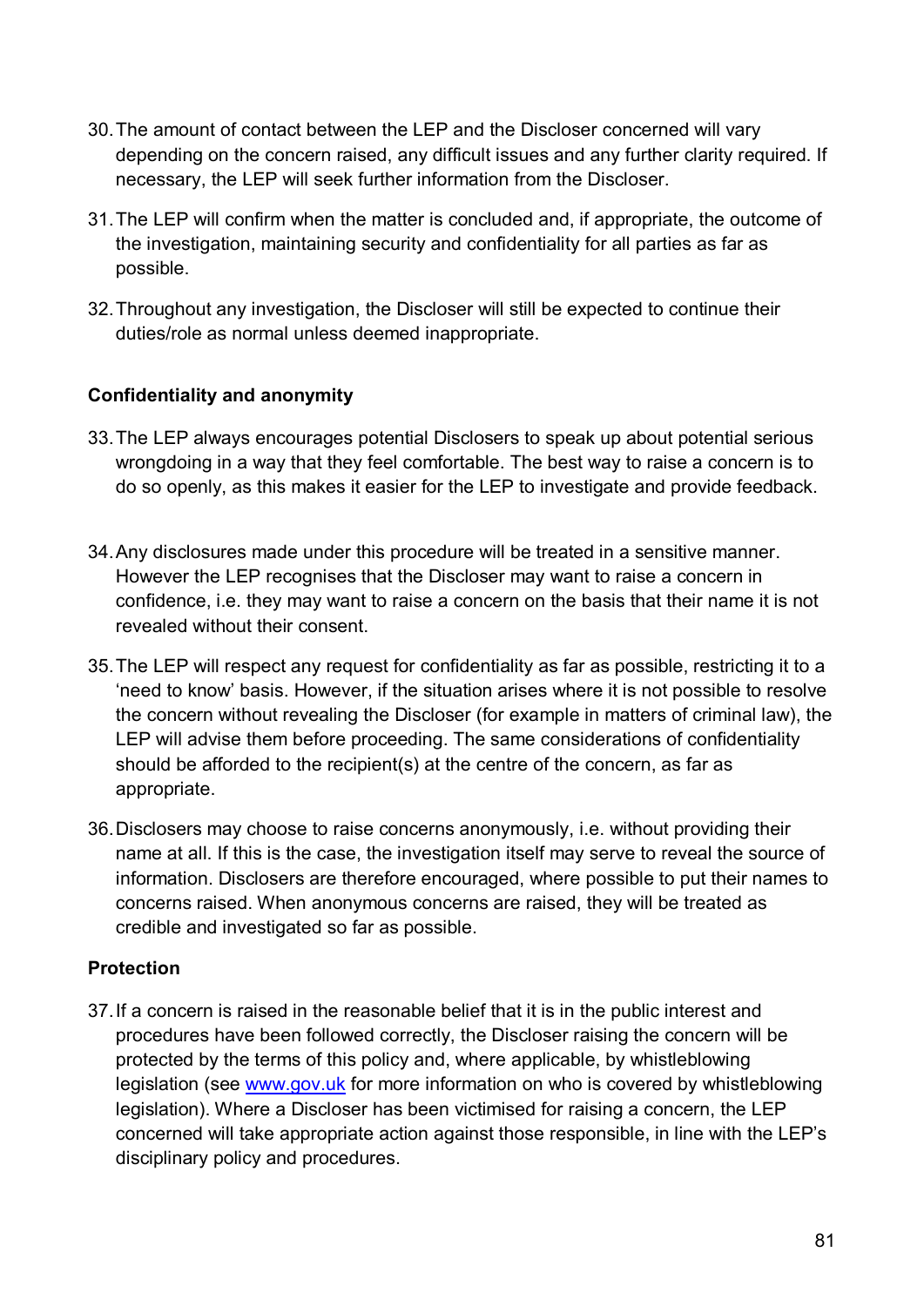30. The amount of contact between the LEP and the Discloser concerned will vary depending on the concern raised, any difficult issues and any further clarity required. If necessary, the LEP will seek further information from the Discloser.

31. The LEP will confirm when the matter is concluded and, if appropriate, the outcome of the investigation, maintaining security and confidentiality for all parties as far as possible.

32. Throughout any investigation, the Discloser will still be expected to continue their duties/role as normal unless deemed inappropriate.

**Confidentiality and anonymity**

33. The LEP always encourages potential Disclosers to speak up about potential serious wrongdoing in a way that they feel comfortable. The best way to raise a concern is to do so openly, as this makes it easier for the LEP to investigate and provide feedback.

34. Any disclosures made under this procedure will be treated in a sensitive manner. However the LEP recognises that the Discloser may want to raise a concern in confidence, i.e. they may want to raise a concern on the basis that their name it is not revealed without their consent.

35. The LEP will respect any request for confidentiality as far as possible, restricting it to a 'need to know' basis. However, if the situation arises where it is not possible to resolve the concern without revealing the Discloser (for example in matters of criminal law), the LEP will advise them before proceeding. The same considerations of confidentiality should be afforded to the recipient(s) at the centre of the concern, as far as appropriate.

36. Disclosers may choose to raise concerns anonymously, i.e. without providing their name at all. If this is the case, the investigation itself may serve to reveal the source of information. Disclosers are therefore encouraged, where possible to put their names to concerns raised. When anonymous concerns are raised, they will be treated as credible and investigated so far as possible.

**Protection**

37. If a concern is raised in the reasonable belief that it is in the public interest and procedures have been followed correctly, the Discloser raising the concern will be protected by the terms of this policy and, where applicable, by whistleblowing legislation (see [www.gov.uk](http://www.gov.uk) for more information on who is covered by whistleblowing legislation). Where a Discloser has been victimised for raising a concern, the LEP concerned will take appropriate action against those responsible, in line with the LEP's disciplinary policy and procedures.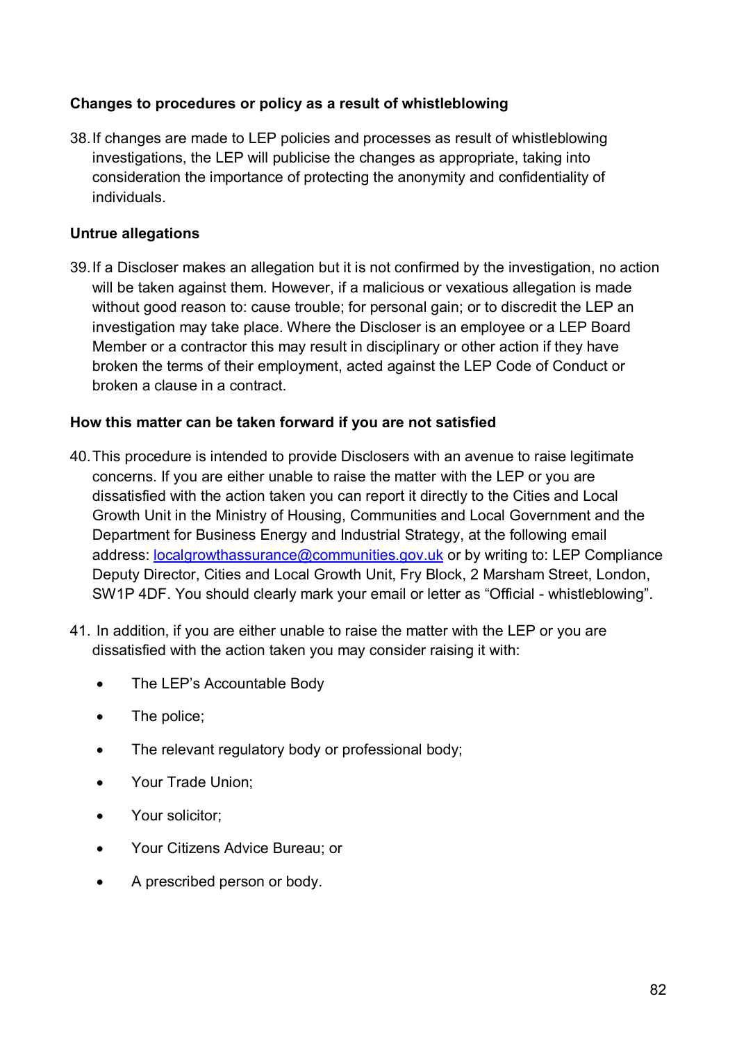**Changes to procedures or policy as a result of whistleblowing**

38. If changes are made to LEP policies and processes as result of whistleblowing investigations, the LEP will publicise the changes as appropriate, taking into consideration the importance of protecting the anonymity and confidentiality of individuals.

**Untrue allegations**

39. If a Discloser makes an allegation but it is not confirmed by the investigation, no action will be taken against them. However, if a malicious or vexatious allegation is made without good reason to: cause trouble; for personal gain; or to discredit the LEP an investigation may take place. Where the Discloser is an employee or a LEP Board Member or a contractor this may result in disciplinary or other action if they have broken the terms of their employment, acted against the LEP Code of Conduct or broken a clause in a contract.

**How this matter can be taken forward if you are not satisfied**

40. This procedure is intended to provide Disclosers with an avenue to raise legitimate concerns. If you are either unable to raise the matter with the LEP or you are dissatisfied with the action taken you can report it directly to the Cities and Local Growth Unit in the Ministry of Housing, Communities and Local Government and the Department for Business Energy and Industrial Strategy, at the following email address: localgrowthassurance@communities.gov.uk or by writing to: LEP Compliance Deputy Director, Cities and Local Growth Unit, Fry Block, 2 Marsham Street, London, SW1P 4DF. You should clearly mark your email or letter as "Official - whistleblowing".

41. In addition, if you are either unable to raise the matter with the LEP or you are dissatisfied with the action taken you may consider raising it with:

- The LEP's Accountable Body
- The police;
- The relevant regulatory body or professional body;
- Your Trade Union;
- Your solicitor;
- Your Citizens Advice Bureau; or
- A prescribed person or body.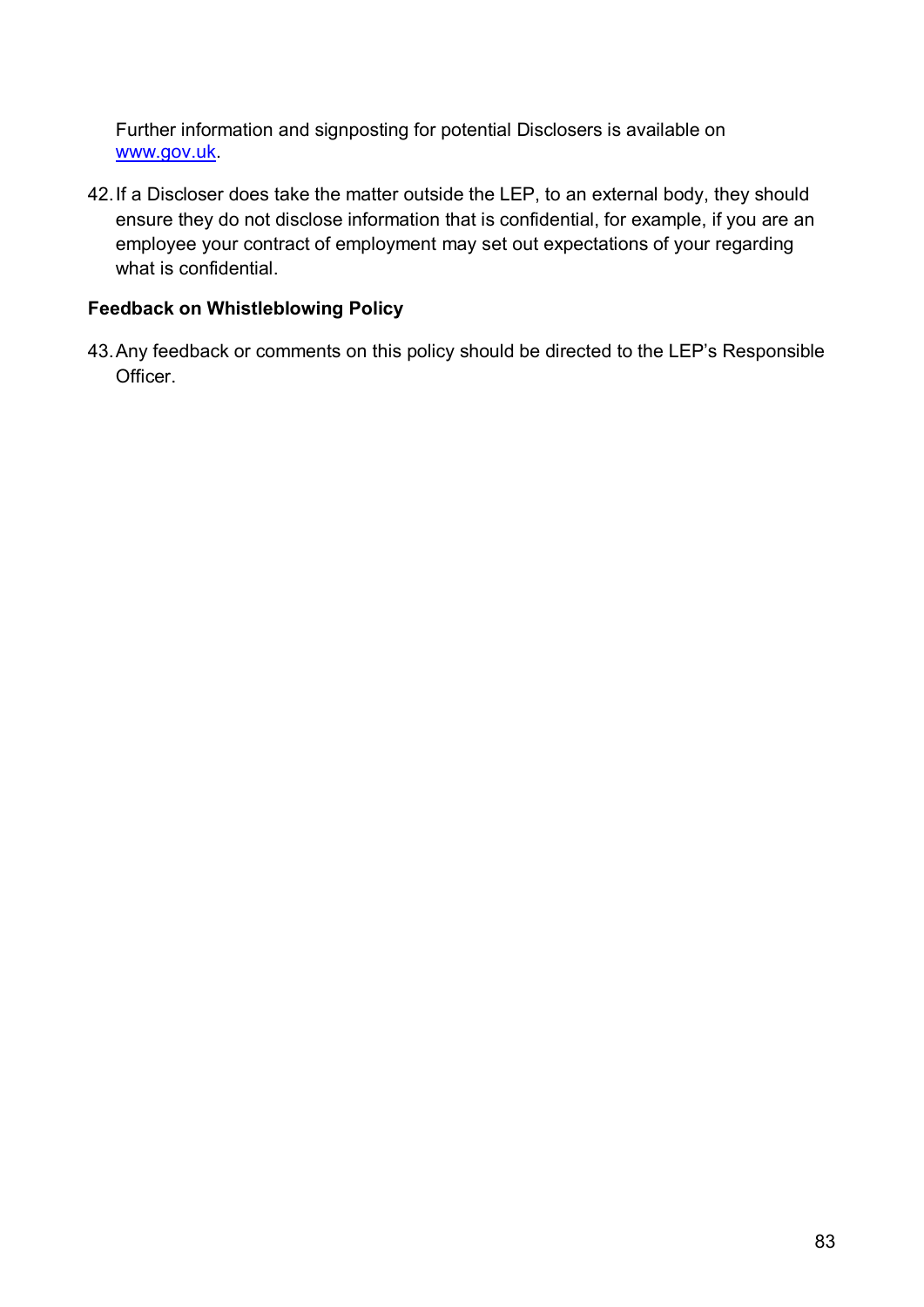Further information and signposting for potential Disclosers is available on [www.gov.uk](http://www.gov.uk).

42. If a Discloser does take the matter outside the LEP, to an external body, they should ensure they do not disclose information that is confidential, for example, if you are an employee your contract of employment may set out expectations of your regarding what is confidential.

**Feedback on Whistleblowing Policy**

43. Any feedback or comments on this policy should be directed to the LEP's Responsible Officer.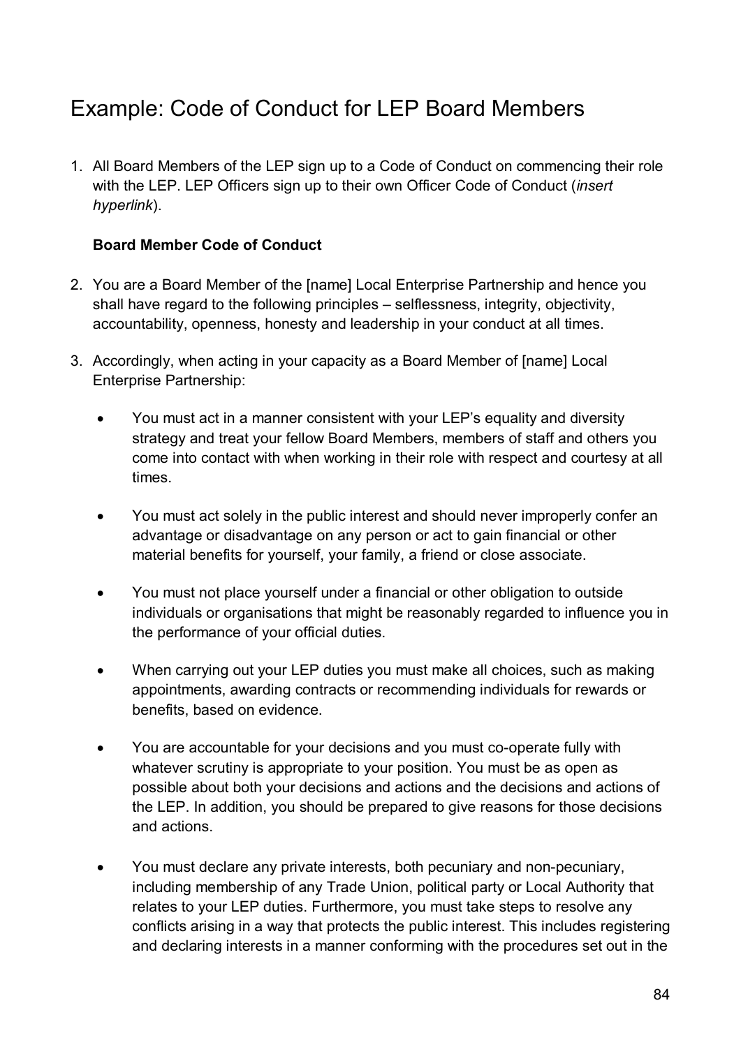# Example: Code of Conduct for LEP Board Members

1. All Board Members of the LEP sign up to a Code of Conduct on commencing their role with the LEP. LEP Officers sign up to their own Officer Code of Conduct (*insert hyperlink*).

   **Board Member Code of Conduct**

2. You are a Board Member of the [name] Local Enterprise Partnership and hence you shall have regard to the following principles – selflessness, integrity, objectivity, accountability, openness, honesty and leadership in your conduct at all times.

3. Accordingly, when acting in your capacity as a Board Member of [name] Local Enterprise Partnership:

   - You must act in a manner consistent with your LEP's equality and diversity strategy and treat your fellow Board Members, members of staff and others you come into contact with when working in their role with respect and courtesy at all times.

   - You must act solely in the public interest and should never improperly confer an advantage or disadvantage on any person or act to gain financial or other material benefits for yourself, your family, a friend or close associate.

   - You must not place yourself under a financial or other obligation to outside individuals or organisations that might be reasonably regarded to influence you in the performance of your official duties.

   - When carrying out your LEP duties you must make all choices, such as making appointments, awarding contracts or recommending individuals for rewards or benefits, based on evidence.

   - You are accountable for your decisions and you must co-operate fully with whatever scrutiny is appropriate to your position. You must be as open as possible about both your decisions and actions and the decisions and actions of the LEP. In addition, you should be prepared to give reasons for those decisions and actions.

   - You must declare any private interests, both pecuniary and non-pecuniary, including membership of any Trade Union, political party or Local Authority that relates to your LEP duties. Furthermore, you must take steps to resolve any conflicts arising in a way that protects the public interest. This includes registering and declaring interests in a manner conforming with the procedures set out in the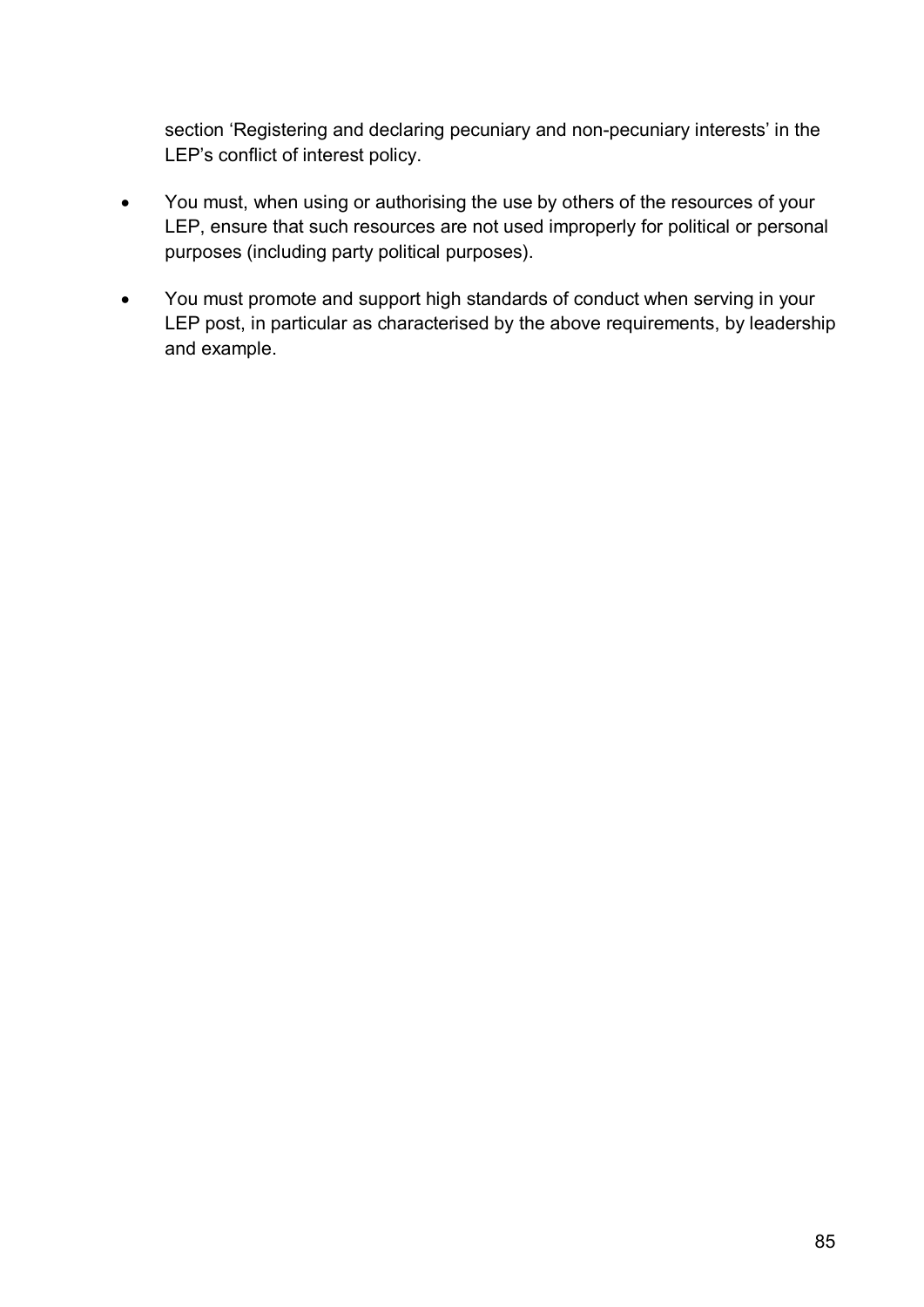section 'Registering and declaring pecuniary and non-pecuniary interests' in the LEP's conflict of interest policy.

- You must, when using or authorising the use by others of the resources of your LEP, ensure that such resources are not used improperly for political or personal purposes (including party political purposes).
- You must promote and support high standards of conduct when serving in your LEP post, in particular as characterised by the above requirements, by leadership and example.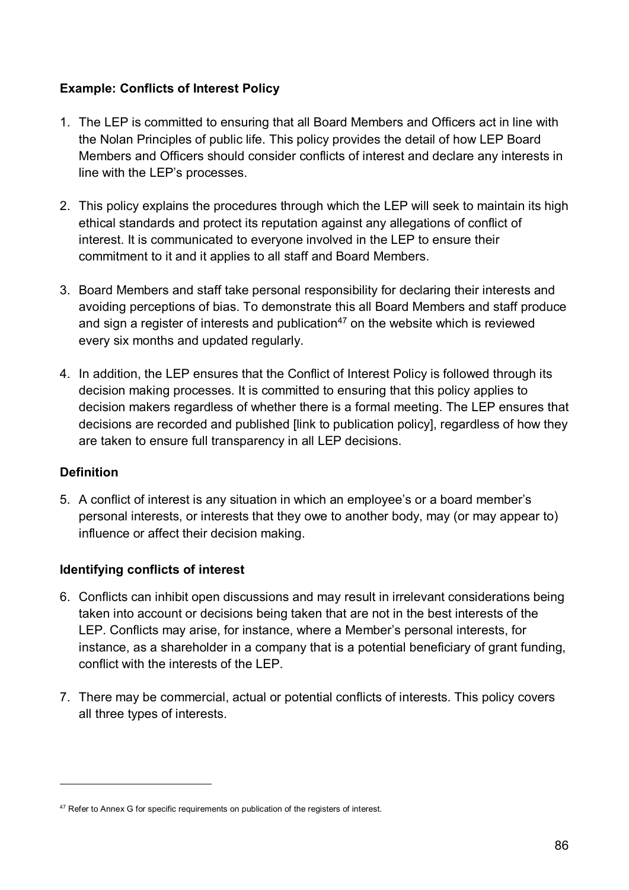**Example: Conflicts of Interest Policy**

1. The LEP is committed to ensuring that all Board Members and Officers act in line with the Nolan Principles of public life. This policy provides the detail of how LEP Board Members and Officers should consider conflicts of interest and declare any interests in line with the LEP's processes.

2. This policy explains the procedures through which the LEP will seek to maintain its high ethical standards and protect its reputation against any allegations of conflict of interest. It is communicated to everyone involved in the LEP to ensure their commitment to it and it applies to all staff and Board Members.

3. Board Members and staff take personal responsibility for declaring their interests and avoiding perceptions of bias. To demonstrate this all Board Members and staff produce and sign a register of interests and publication[47] on the website which is reviewed every six months and updated regularly.

4. In addition, the LEP ensures that the Conflict of Interest Policy is followed through its decision making processes. It is committed to ensuring that this policy applies to decision makers regardless of whether there is a formal meeting. The LEP ensures that decisions are recorded and published [link to publication policy], regardless of how they are taken to ensure full transparency in all LEP decisions.

**Definition**

5. A conflict of interest is any situation in which an employee's or a board member's personal interests, or interests that they owe to another body, may (or may appear to) influence or affect their decision making.

**Identifying conflicts of interest**

6. Conflicts can inhibit open discussions and may result in irrelevant considerations being taken into account or decisions being taken that are not in the best interests of the LEP. Conflicts may arise, for instance, where a Member's personal interests, for instance, as a shareholder in a company that is a potential beneficiary of grant funding, conflict with the interests of the LEP.

7. There may be commercial, actual or potential conflicts of interests. This policy covers all three types of interests.

[47] Refer to Annex G for specific requirements on publication of the registers of interest.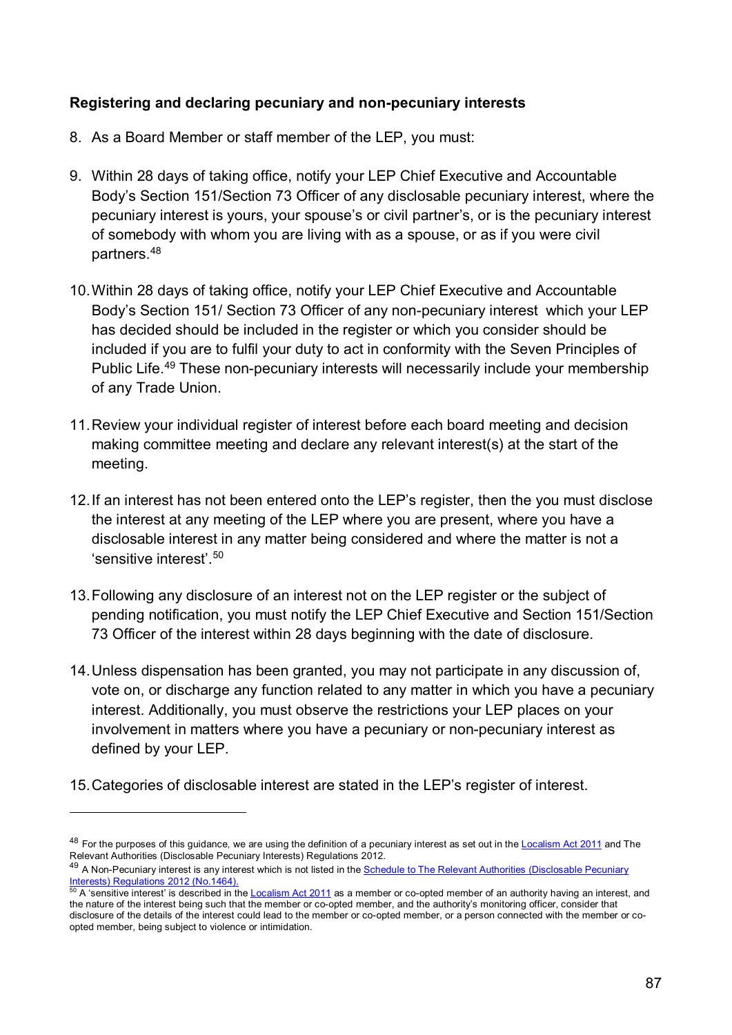**Registering and declaring pecuniary and non-pecuniary interests**

8. As a Board Member or staff member of the LEP, you must:

9. Within 28 days of taking office, notify your LEP Chief Executive and Accountable Body's Section 151/Section 73 Officer of any disclosable pecuniary interest, where the pecuniary interest is yours, your spouse's or civil partner's, or is the pecuniary interest of somebody with whom you are living with as a spouse, or as if you were civil partners.[48]

10. Within 28 days of taking office, notify your LEP Chief Executive and Accountable Body's Section 151/ Section 73 Officer of any non-pecuniary interest which your LEP has decided should be included in the register or which you consider should be included if you are to fulfil your duty to act in conformity with the Seven Principles of Public Life.[49] These non-pecuniary interests will necessarily include your membership of any Trade Union.

11. Review your individual register of interest before each board meeting and decision making committee meeting and declare any relevant interest(s) at the start of the meeting.

12. If an interest has not been entered onto the LEP's register, then the you must disclose the interest at any meeting of the LEP where you are present, where you have a disclosable interest in any matter being considered and where the matter is not a 'sensitive interest'.[50]

13. Following any disclosure of an interest not on the LEP register or the subject of pending notification, you must notify the LEP Chief Executive and Section 151/Section 73 Officer of the interest within 28 days beginning with the date of disclosure.

14. Unless dispensation has been granted, you may not participate in any discussion of, vote on, or discharge any function related to any matter in which you have a pecuniary interest. Additionally, you must observe the restrictions your LEP places on your involvement in matters where you have a pecuniary or non-pecuniary interest as defined by your LEP.

15. Categories of disclosable interest are stated in the LEP's register of interest.

---

[48] For the purposes of this guidance, we are using the definition of a pecuniary interest as set out in the Localism Act 2011 and The Relevant Authorities (Disclosable Pecuniary Interests) Regulations 2012.

[49] A Non-Pecuniary interest is any interest which is not listed in the Schedule to The Relevant Authorities (Disclosable Pecuniary Interests) Regulations 2012 (No.1464).

[50] A 'sensitive interest' is described in the Localism Act 2011 as a member or co-opted member of an authority having an interest, and the nature of the interest being such that the member or co-opted member, and the authority's monitoring officer, consider that disclosure of the details of the interest could lead to the member or co-opted member, or a person connected with the member or co-opted member, being subject to violence or intimidation.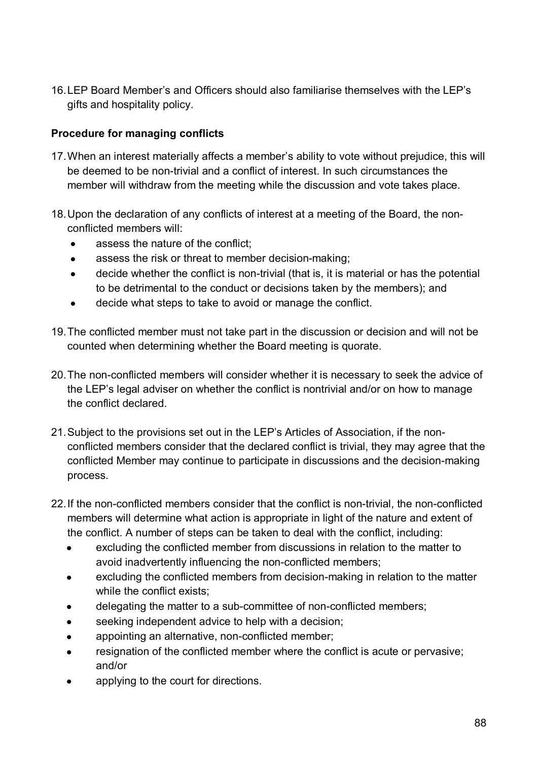16. LEP Board Member's and Officers should also familiarise themselves with the LEP's gifts and hospitality policy.

**Procedure for managing conflicts**

17. When an interest materially affects a member's ability to vote without prejudice, this will be deemed to be non-trivial and a conflict of interest. In such circumstances the member will withdraw from the meeting while the discussion and vote takes place.

18. Upon the declaration of any conflicts of interest at a meeting of the Board, the non-conflicted members will:
    - assess the nature of the conflict;
    - assess the risk or threat to member decision-making;
    - decide whether the conflict is non-trivial (that is, it is material or has the potential to be detrimental to the conduct or decisions taken by the members); and
    - decide what steps to take to avoid or manage the conflict.

19. The conflicted member must not take part in the discussion or decision and will not be counted when determining whether the Board meeting is quorate.

20. The non-conflicted members will consider whether it is necessary to seek the advice of the LEP's legal adviser on whether the conflict is nontrivial and/or on how to manage the conflict declared.

21. Subject to the provisions set out in the LEP's Articles of Association, if the non-conflicted members consider that the declared conflict is trivial, they may agree that the conflicted Member may continue to participate in discussions and the decision-making process.

22. If the non-conflicted members consider that the conflict is non-trivial, the non-conflicted members will determine what action is appropriate in light of the nature and extent of the conflict. A number of steps can be taken to deal with the conflict, including:
    - excluding the conflicted member from discussions in relation to the matter to avoid inadvertently influencing the non-conflicted members;
    - excluding the conflicted members from decision-making in relation to the matter while the conflict exists;
    - delegating the matter to a sub-committee of non-conflicted members;
    - seeking independent advice to help with a decision;
    - appointing an alternative, non-conflicted member;
    - resignation of the conflicted member where the conflict is acute or pervasive; and/or
    - applying to the court for directions.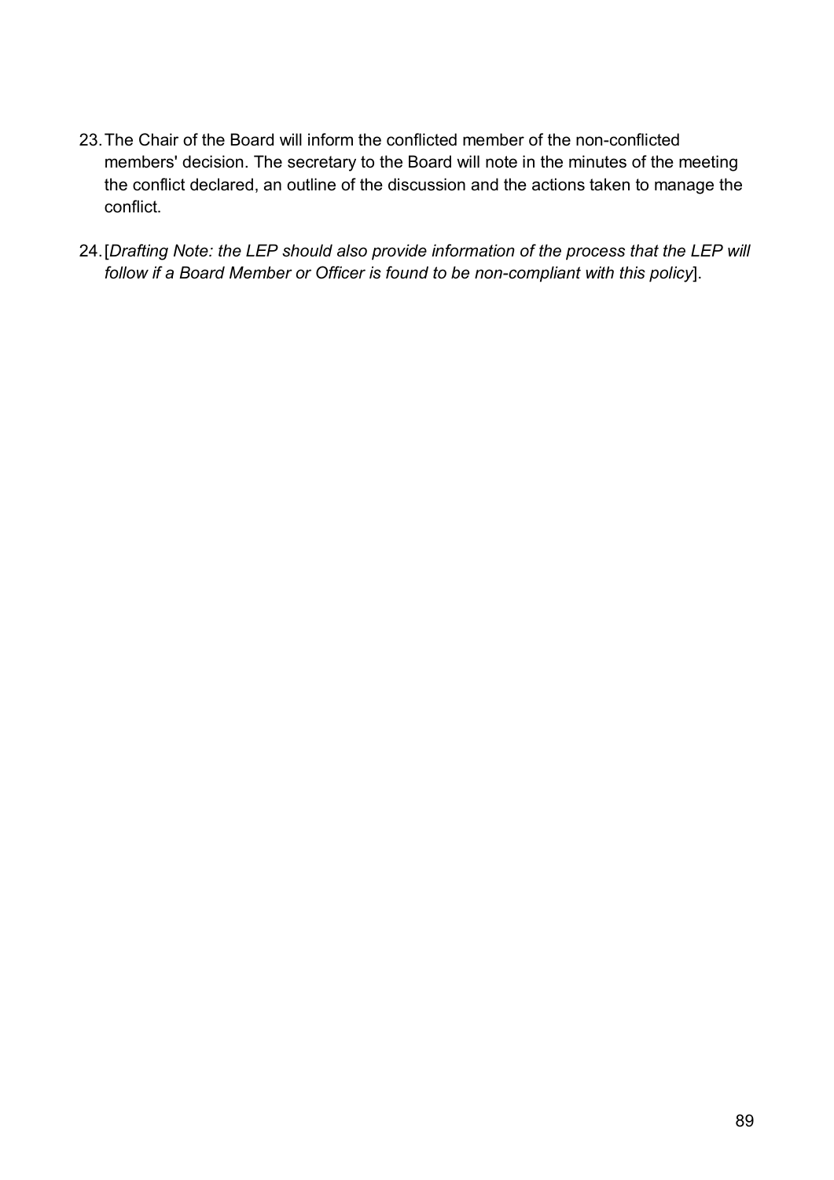23. The Chair of the Board will inform the conflicted member of the non-conflicted members' decision. The secretary to the Board will note in the minutes of the meeting the conflict declared, an outline of the discussion and the actions taken to manage the conflict.

24. [*Drafting Note: the LEP should also provide information of the process that the LEP will follow if a Board Member or Officer is found to be non-compliant with this policy*].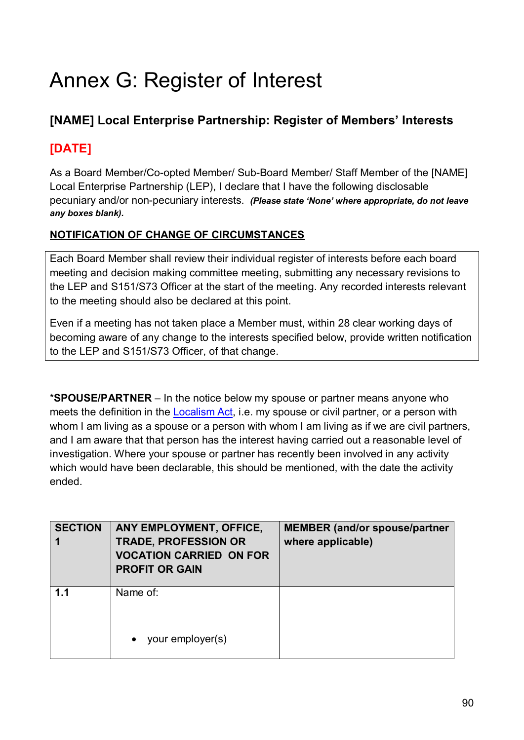# Annex G: Register of Interest

## [NAME] Local Enterprise Partnership: Register of Members' Interests

## [DATE]

As a Board Member/Co-opted Member/ Sub-Board Member/ Staff Member of the [NAME] Local Enterprise Partnership (LEP), I declare that I have the following disclosable pecuniary and/or non-pecuniary interests. ***(Please state 'None' where appropriate, do not leave any boxes blank).***

**NOTIFICATION OF CHANGE OF CIRCUMSTANCES**

Each Board Member shall review their individual register of interests before each board meeting and decision making committee meeting, submitting any necessary revisions to the LEP and S151/S73 Officer at the start of the meeting. Any recorded interests relevant to the meeting should also be declared at this point.

Even if a meeting has not taken place a Member must, within 28 clear working days of becoming aware of any change to the interests specified below, provide written notification to the LEP and S151/S73 Officer, of that change.

***SPOUSE/PARTNER** – In the notice below my spouse or partner means anyone who meets the definition in the Localism Act, i.e. my spouse or civil partner, or a person with whom I am living as a spouse or a person with whom I am living as if we are civil partners, and I am aware that that person has the interest having carried out a reasonable level of investigation. Where your spouse or partner has recently been involved in any activity which would have been declarable, this should be mentioned, with the date the activity ended.

| SECTION 1 | ANY EMPLOYMENT, OFFICE, TRADE, PROFESSION OR VOCATION CARRIED ON FOR PROFIT OR GAIN | MEMBER (and/or spouse/partner where applicable) |
|---|---|---|
| **1.1** | Name of:<br><br>• your employer(s) | |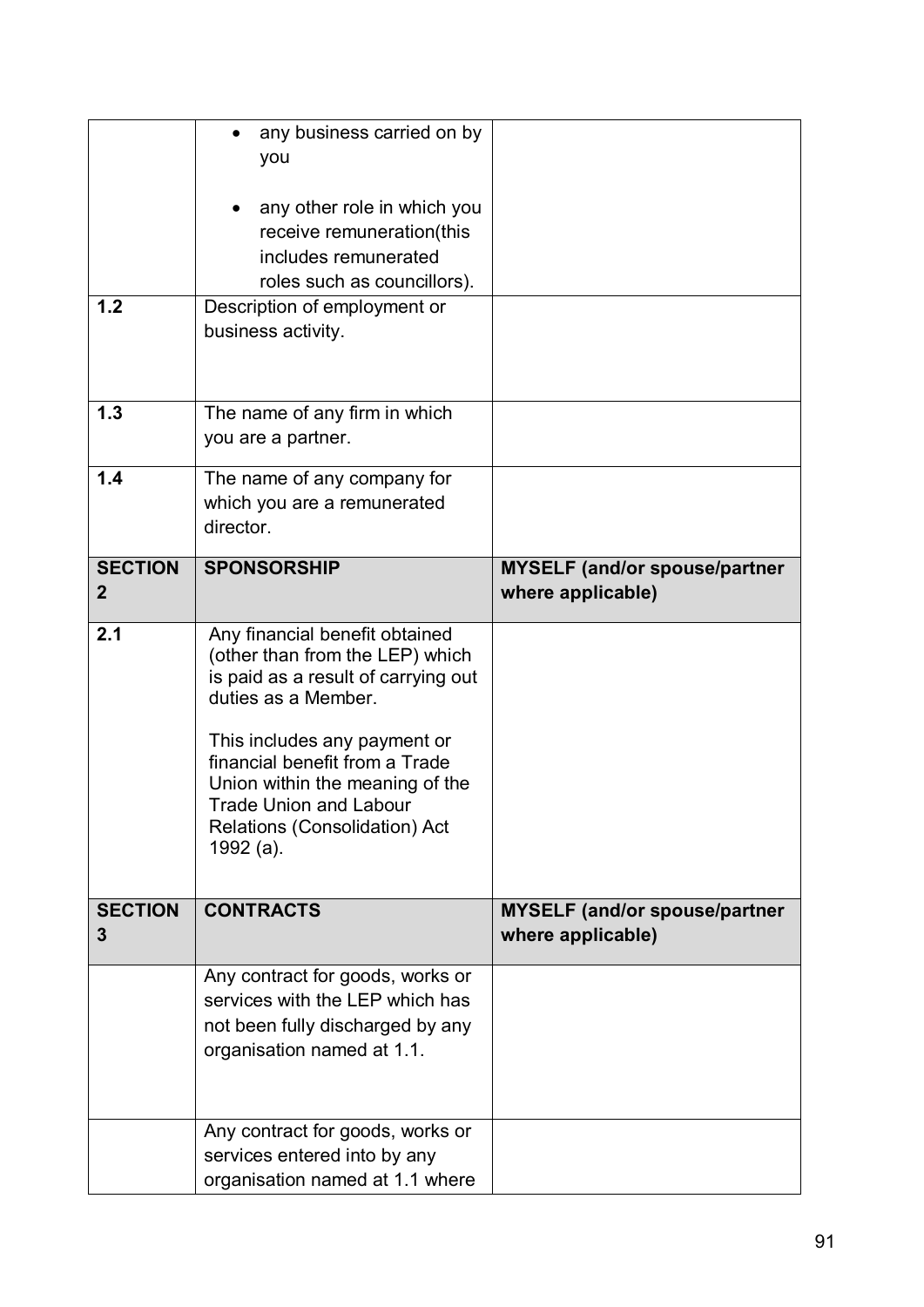| | | |
|---|---|---|
| | • any business carried on by you<br><br>• any other role in which you receive remuneration(this includes remunerated roles such as councillors). | |
| **1.2** | Description of employment or business activity. | |
| **1.3** | The name of any firm in which you are a partner. | |
| **1.4** | The name of any company for which you are a remunerated director. | |
| **SECTION 2** | **SPONSORSHIP** | **MYSELF (and/or spouse/partner where applicable)** |
| **2.1** | Any financial benefit obtained (other than from the LEP) which is paid as a result of carrying out duties as a Member.<br><br>This includes any payment or financial benefit from a Trade Union within the meaning of the Trade Union and Labour Relations (Consolidation) Act 1992 (a). | |
| **SECTION 3** | **CONTRACTS** | **MYSELF (and/or spouse/partner where applicable)** |
| | Any contract for goods, works or services with the LEP which has not been fully discharged by any organisation named at 1.1. | |
| | Any contract for goods, works or services entered into by any organisation named at 1.1 where | |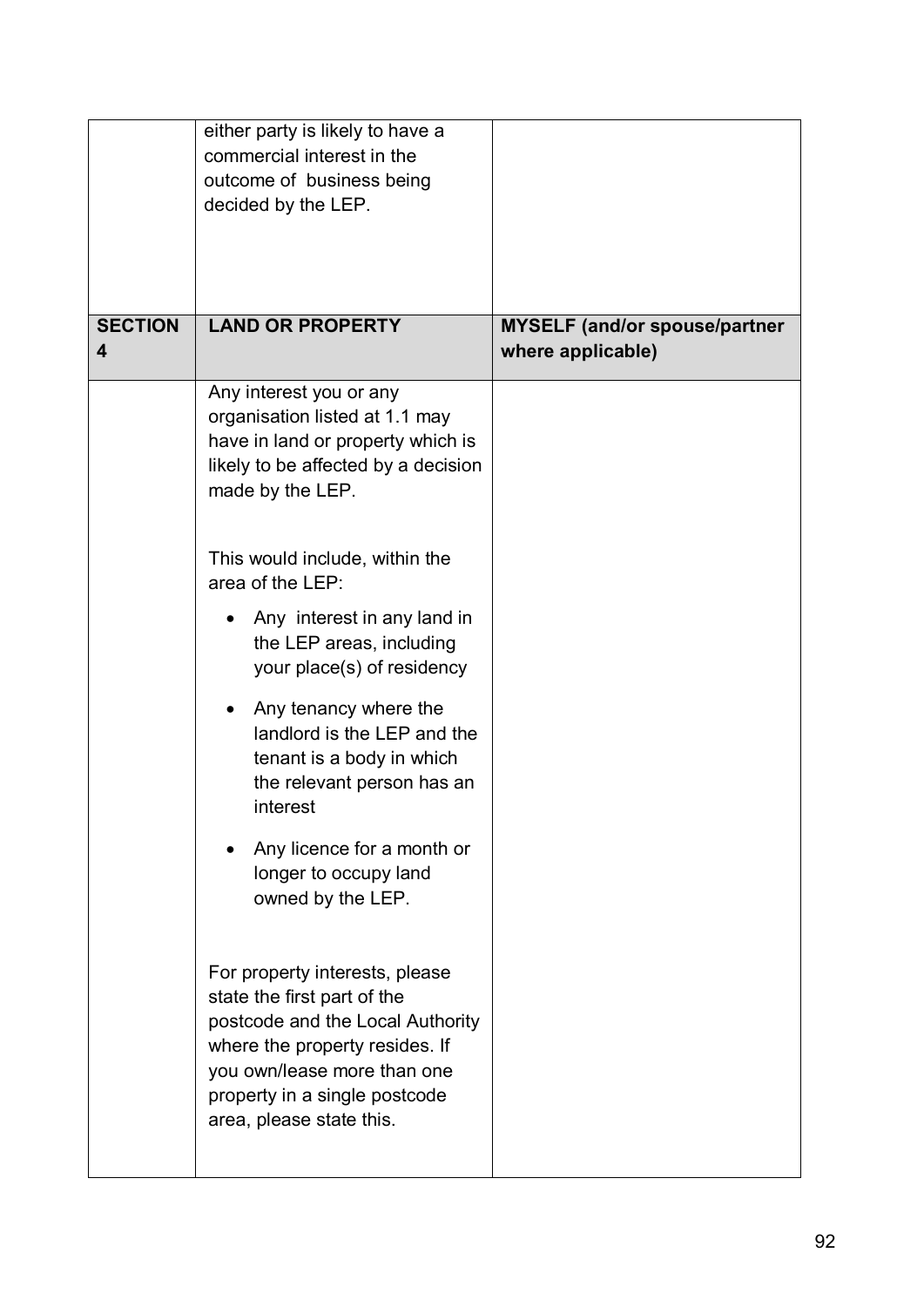| | | |
|---|---|---|
| | either party is likely to have a commercial interest in the outcome of business being decided by the LEP. | |
| **SECTION 4** | **LAND OR PROPERTY** | **MYSELF (and/or spouse/partner where applicable)** |
| | Any interest you or any organisation listed at 1.1 may have in land or property which is likely to be affected by a decision made by the LEP.<br><br>This would include, within the area of the LEP:<br>• Any interest in any land in the LEP areas, including your place(s) of residency<br>• Any tenancy where the landlord is the LEP and the tenant is a body in which the relevant person has an interest<br>• Any licence for a month or longer to occupy land owned by the LEP.<br><br>For property interests, please state the first part of the postcode and the Local Authority where the property resides. If you own/lease more than one property in a single postcode area, please state this. | |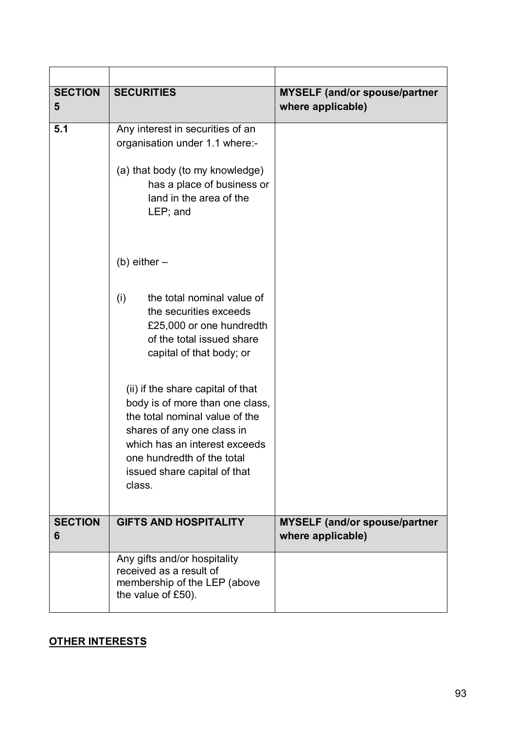| | | |
|---|---|---|
| **SECTION 5** | **SECURITIES** | **MYSELF (and/or spouse/partner where applicable)** |
| **5.1** | Any interest in securities of an organisation under 1.1 where:-<br><br>(a) that body (to my knowledge) has a place of business or land in the area of the LEP; and<br><br>(b) either –<br><br>(i) the total nominal value of the securities exceeds £25,000 or one hundredth of the total issued share capital of that body; or<br><br>(ii) if the share capital of that body is of more than one class, the total nominal value of the shares of any one class in which has an interest exceeds one hundredth of the total issued share capital of that class. | |
| **SECTION 6** | **GIFTS AND HOSPITALITY** | **MYSELF (and/or spouse/partner where applicable)** |
| | Any gifts and/or hospitality received as a result of membership of the LEP (above the value of £50). | |

**OTHER INTERESTS**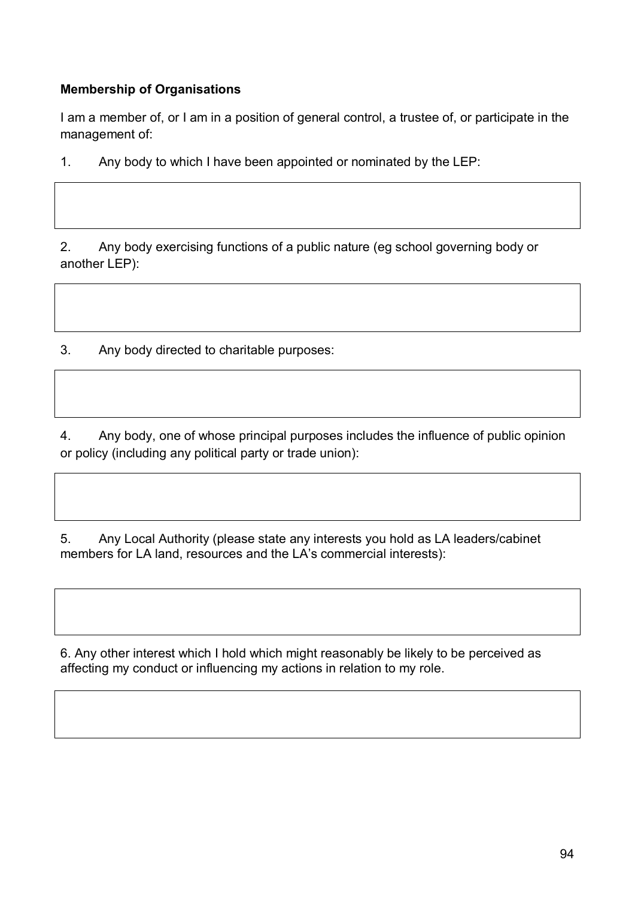**Membership of Organisations**

I am a member of, or I am in a position of general control, a trustee of, or participate in the management of:

1. Any body to which I have been appointed or nominated by the LEP:

| |
|---|
| |

2. Any body exercising functions of a public nature (eg school governing body or another LEP):

| |
|---|
| |

3. Any body directed to charitable purposes:

| |
|---|
| |

4. Any body, one of whose principal purposes includes the influence of public opinion or policy (including any political party or trade union):

| |
|---|
| |

5. Any Local Authority (please state any interests you hold as LA leaders/cabinet members for LA land, resources and the LA's commercial interests):

| |
|---|
| |

6. Any other interest which I hold which might reasonably be likely to be perceived as affecting my conduct or influencing my actions in relation to my role.

| |
|---|
| |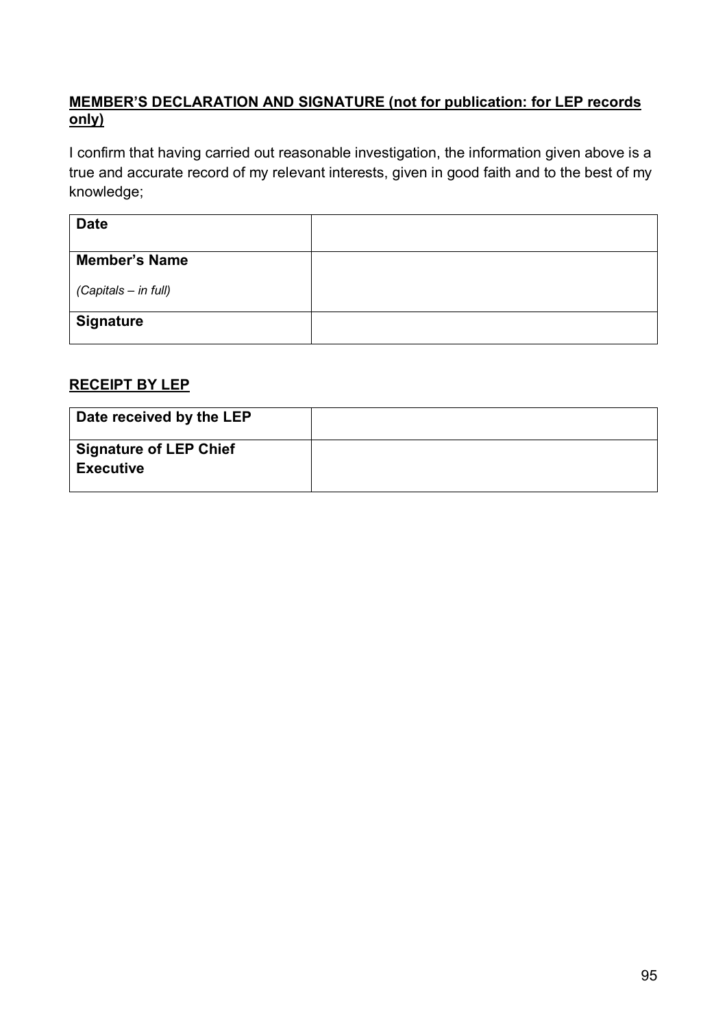**<u>MEMBER'S DECLARATION AND SIGNATURE (not for publication: for LEP records only)</u>**

I confirm that having carried out reasonable investigation, the information given above is a true and accurate record of my relevant interests, given in good faith and to the best of my knowledge;

| | |
|---|---|
| **Date** | |
| **Member's Name**<br>*(Capitals – in full)* | |
| **Signature** | |

**<u>RECEIPT BY LEP</u>**

| | |
|---|---|
| **Date received by the LEP** | |
| **Signature of LEP Chief Executive** | |